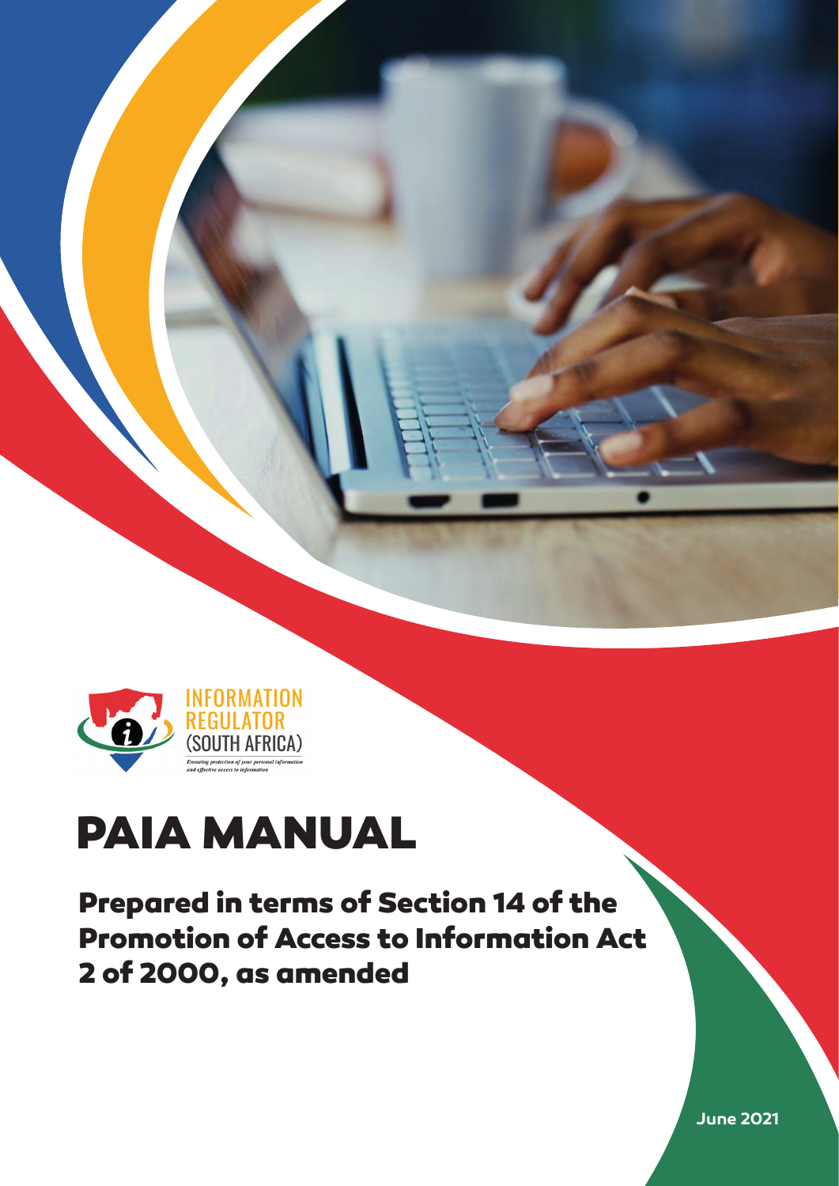INFORMATION REGULATOR (SOUTH AFRICA)

*Ensuring protection of your personal information and effective access to information*

# PAIA MANUAL

## Prepared in terms of Section 14 of the Promotion of Access to Information Act 2 of 2000, as amended

June 2021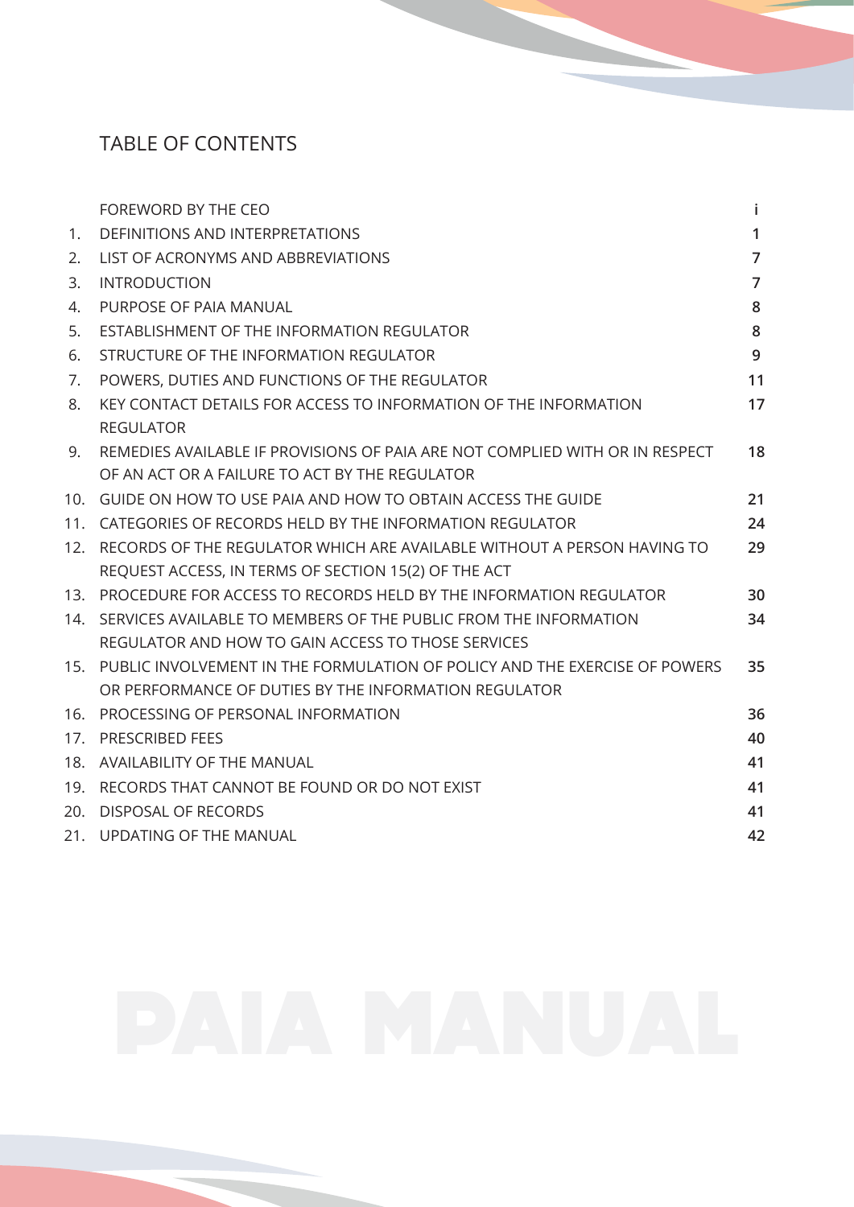# TABLE OF CONTENTS

| | | |
|---|---|---|
| | FOREWORD BY THE CEO | i |
| 1. | DEFINITIONS AND INTERPRETATIONS | 1 |
| 2. | LIST OF ACRONYMS AND ABBREVIATIONS | 7 |
| 3. | INTRODUCTION | 7 |
| 4. | PURPOSE OF PAIA MANUAL | 8 |
| 5. | ESTABLISHMENT OF THE INFORMATION REGULATOR | 8 |
| 6. | STRUCTURE OF THE INFORMATION REGULATOR | 9 |
| 7. | POWERS, DUTIES AND FUNCTIONS OF THE REGULATOR | 11 |
| 8. | KEY CONTACT DETAILS FOR ACCESS TO INFORMATION OF THE INFORMATION REGULATOR | 17 |
| 9. | REMEDIES AVAILABLE IF PROVISIONS OF PAIA ARE NOT COMPLIED WITH OR IN RESPECT OF AN ACT OR A FAILURE TO ACT BY THE REGULATOR | 18 |
| 10. | GUIDE ON HOW TO USE PAIA AND HOW TO OBTAIN ACCESS THE GUIDE | 21 |
| 11. | CATEGORIES OF RECORDS HELD BY THE INFORMATION REGULATOR | 24 |
| 12. | RECORDS OF THE REGULATOR WHICH ARE AVAILABLE WITHOUT A PERSON HAVING TO REQUEST ACCESS, IN TERMS OF SECTION 15(2) OF THE ACT | 29 |
| 13. | PROCEDURE FOR ACCESS TO RECORDS HELD BY THE INFORMATION REGULATOR | 30 |
| 14. | SERVICES AVAILABLE TO MEMBERS OF THE PUBLIC FROM THE INFORMATION REGULATOR AND HOW TO GAIN ACCESS TO THOSE SERVICES | 34 |
| 15. | PUBLIC INVOLVEMENT IN THE FORMULATION OF POLICY AND THE EXERCISE OF POWERS OR PERFORMANCE OF DUTIES BY THE INFORMATION REGULATOR | 35 |
| 16. | PROCESSING OF PERSONAL INFORMATION | 36 |
| 17. | PRESCRIBED FEES | 40 |
| 18. | AVAILABILITY OF THE MANUAL | 41 |
| 19. | RECORDS THAT CANNOT BE FOUND OR DO NOT EXIST | 41 |
| 20. | DISPOSAL OF RECORDS | 41 |
| 21. | UPDATING OF THE MANUAL | 42 |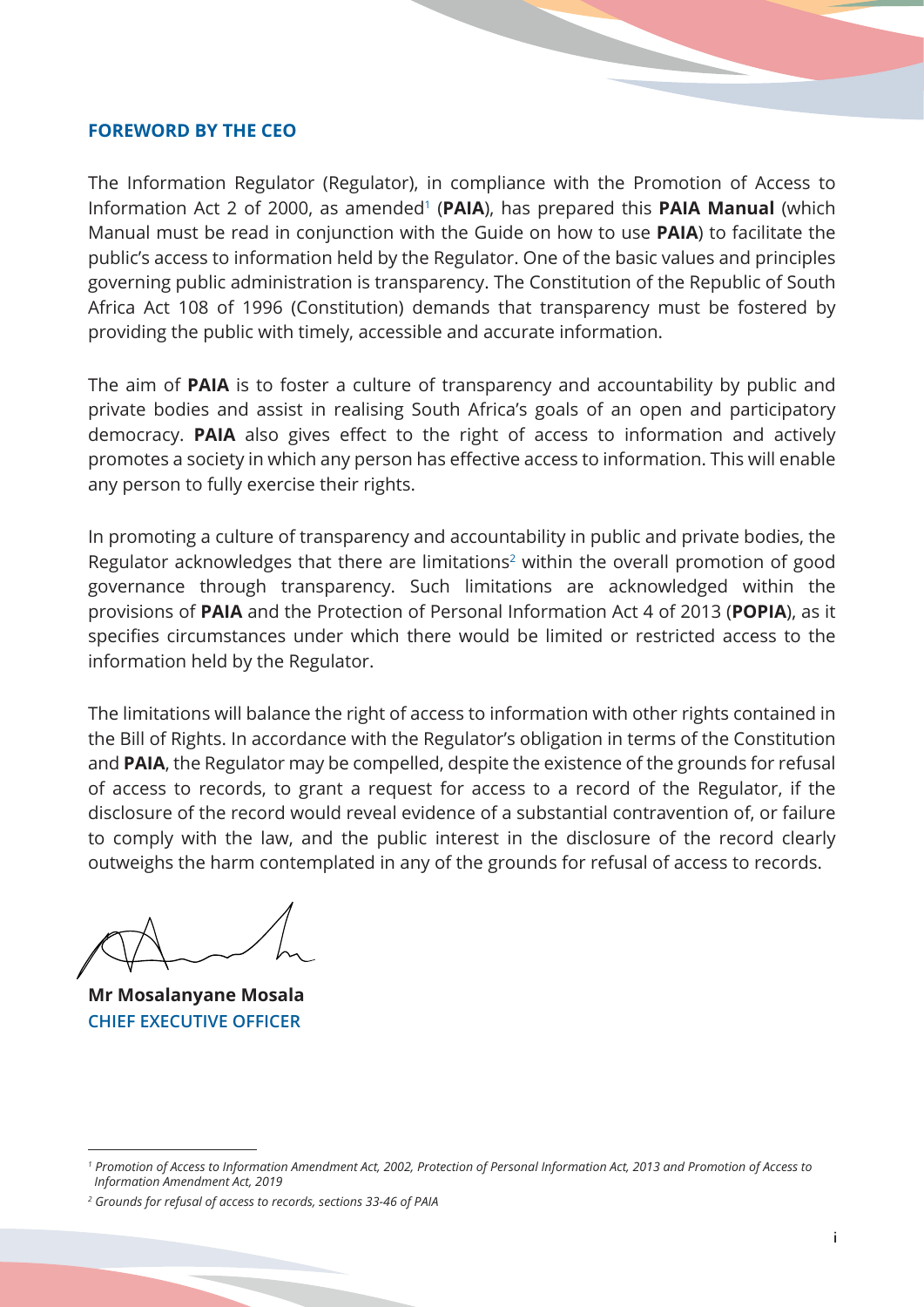## FOREWORD BY THE CEO

The Information Regulator (Regulator), in compliance with the Promotion of Access to Information Act 2 of 2000, as amended[1] (**PAIA**), has prepared this **PAIA Manual** (which Manual must be read in conjunction with the Guide on how to use **PAIA**) to facilitate the public's access to information held by the Regulator. One of the basic values and principles governing public administration is transparency. The Constitution of the Republic of South Africa Act 108 of 1996 (Constitution) demands that transparency must be fostered by providing the public with timely, accessible and accurate information.

The aim of **PAIA** is to foster a culture of transparency and accountability by public and private bodies and assist in realising South Africa's goals of an open and participatory democracy. **PAIA** also gives effect to the right of access to information and actively promotes a society in which any person has effective access to information. This will enable any person to fully exercise their rights.

In promoting a culture of transparency and accountability in public and private bodies, the Regulator acknowledges that there are limitations[2] within the overall promotion of good governance through transparency. Such limitations are acknowledged within the provisions of **PAIA** and the Protection of Personal Information Act 4 of 2013 (**POPIA**), as it specifies circumstances under which there would be limited or restricted access to the information held by the Regulator.

The limitations will balance the right of access to information with other rights contained in the Bill of Rights. In accordance with the Regulator's obligation in terms of the Constitution and **PAIA**, the Regulator may be compelled, despite the existence of the grounds for refusal of access to records, to grant a request for access to a record of the Regulator, if the disclosure of the record would reveal evidence of a substantial contravention of, or failure to comply with the law, and the public interest in the disclosure of the record clearly outweighs the harm contemplated in any of the grounds for refusal of access to records.

**Mr Mosalanyane Mosala**
CHIEF EXECUTIVE OFFICER

---

[1] *Promotion of Access to Information Amendment Act, 2002, Protection of Personal Information Act, 2013 and Promotion of Access to Information Amendment Act, 2019*

[2] *Grounds for refusal of access to records, sections 33-46 of PAIA*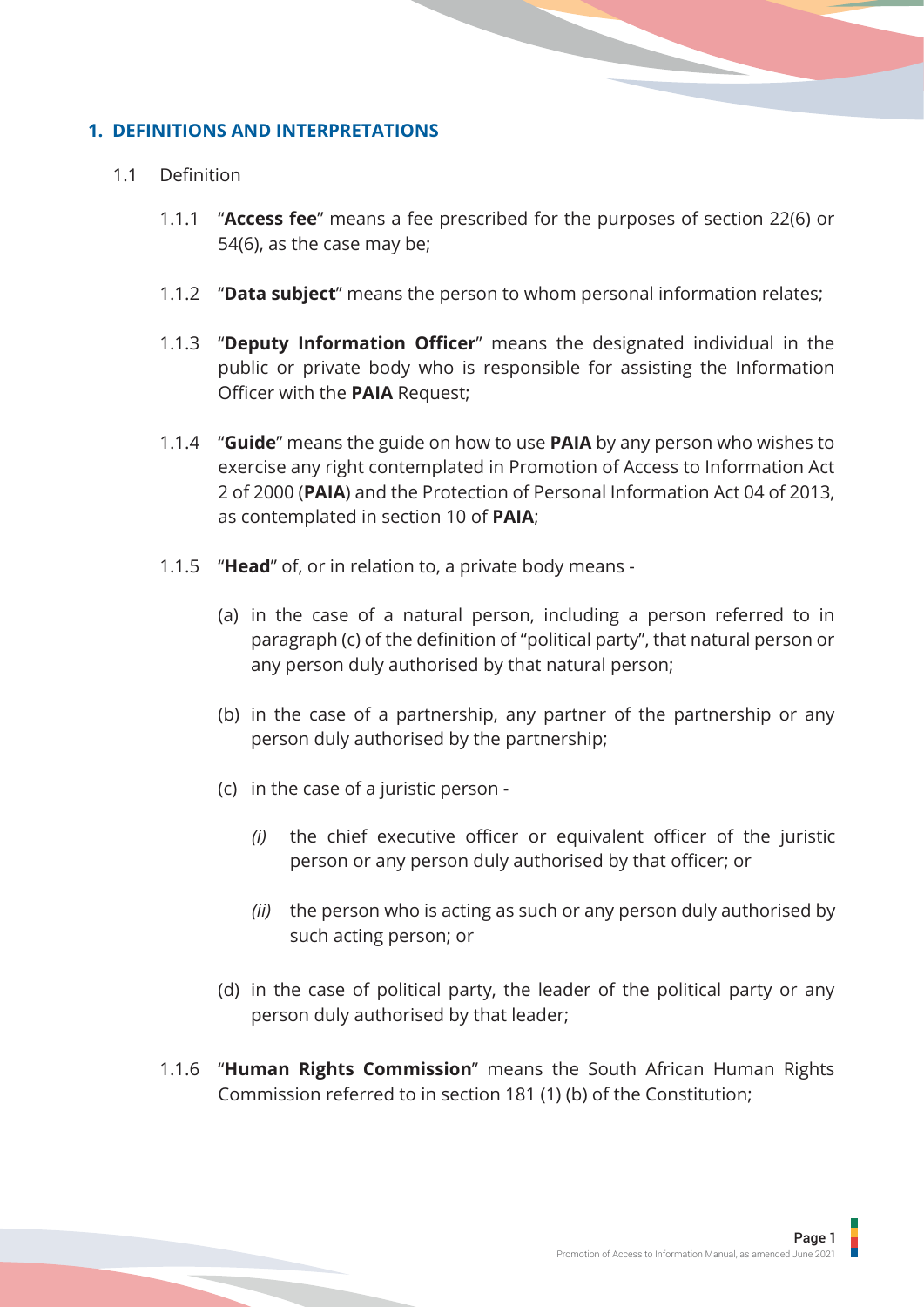## 1. DEFINITIONS AND INTERPRETATIONS

1.1 Definition

1.1.1 "**Access fee**" means a fee prescribed for the purposes of section 22(6) or 54(6), as the case may be;

1.1.2 "**Data subject**" means the person to whom personal information relates;

1.1.3 "**Deputy Information Officer**" means the designated individual in the public or private body who is responsible for assisting the Information Officer with the **PAIA** Request;

1.1.4 "**Guide**" means the guide on how to use **PAIA** by any person who wishes to exercise any right contemplated in Promotion of Access to Information Act 2 of 2000 (**PAIA**) and the Protection of Personal Information Act 04 of 2013, as contemplated in section 10 of **PAIA**;

1.1.5 "**Head**" of, or in relation to, a private body means -

(a) in the case of a natural person, including a person referred to in paragraph (c) of the definition of "political party", that natural person or any person duly authorised by that natural person;

(b) in the case of a partnership, any partner of the partnership or any person duly authorised by the partnership;

(c) in the case of a juristic person -

*(i)* the chief executive officer or equivalent officer of the juristic person or any person duly authorised by that officer; or

*(ii)* the person who is acting as such or any person duly authorised by such acting person; or

(d) in the case of political party, the leader of the political party or any person duly authorised by that leader;

1.1.6 "**Human Rights Commission**" means the South African Human Rights Commission referred to in section 181 (1) (b) of the Constitution;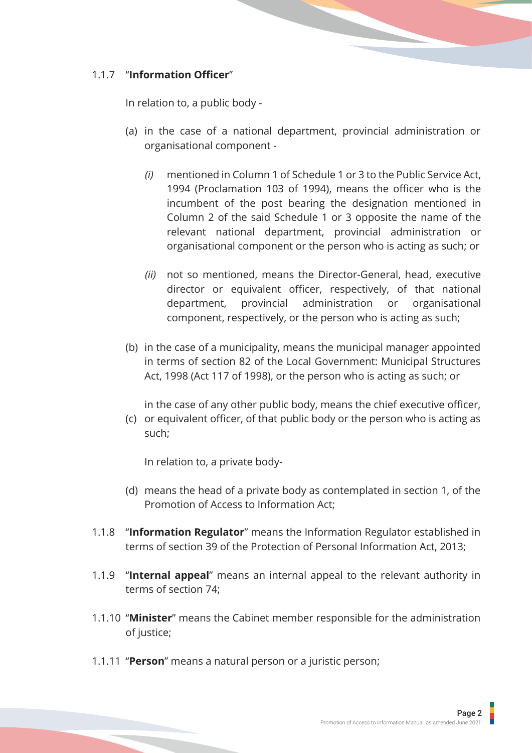1.1.7 "**Information Officer**"

In relation to, a public body -

(a) in the case of a national department, provincial administration or organisational component -

*(i)* mentioned in Column 1 of Schedule 1 or 3 to the Public Service Act, 1994 (Proclamation 103 of 1994), means the officer who is the incumbent of the post bearing the designation mentioned in Column 2 of the said Schedule 1 or 3 opposite the name of the relevant national department, provincial administration or organisational component or the person who is acting as such; or

*(ii)* not so mentioned, means the Director-General, head, executive director or equivalent officer, respectively, of that national department, provincial administration or organisational component, respectively, or the person who is acting as such;

(b) in the case of a municipality, means the municipal manager appointed in terms of section 82 of the Local Government: Municipal Structures Act, 1998 (Act 117 of 1998), or the person who is acting as such; or

(c) in the case of any other public body, means the chief executive officer, or equivalent officer, of that public body or the person who is acting as such;

In relation to, a private body-

(d) means the head of a private body as contemplated in section 1, of the Promotion of Access to Information Act;

1.1.8 "**Information Regulator**" means the Information Regulator established in terms of section 39 of the Protection of Personal Information Act, 2013;

1.1.9 "**Internal appeal**" means an internal appeal to the relevant authority in terms of section 74;

1.1.10 "**Minister**" means the Cabinet member responsible for the administration of justice;

1.1.11 "**Person**" means a natural person or a juristic person;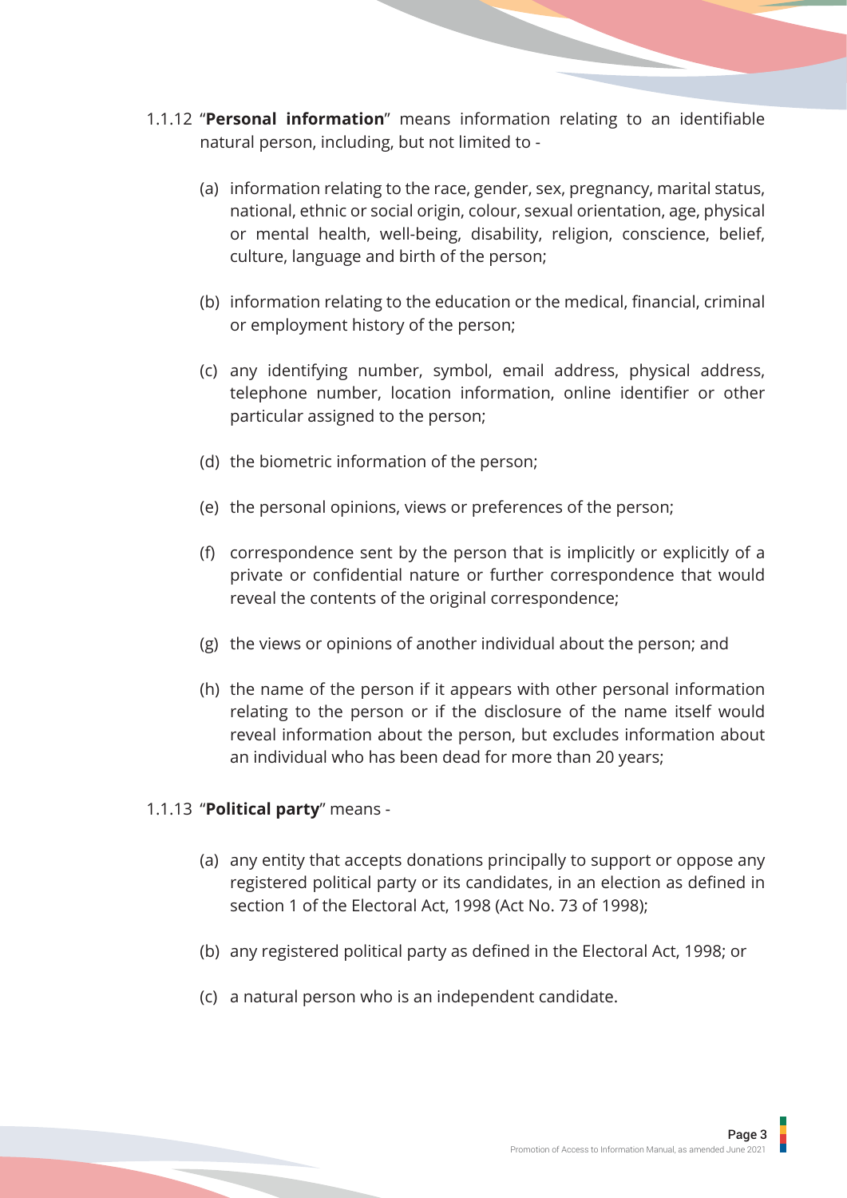1.1.12 "**Personal information**" means information relating to an identifiable natural person, including, but not limited to -

(a) information relating to the race, gender, sex, pregnancy, marital status, national, ethnic or social origin, colour, sexual orientation, age, physical or mental health, well-being, disability, religion, conscience, belief, culture, language and birth of the person;

(b) information relating to the education or the medical, financial, criminal or employment history of the person;

(c) any identifying number, symbol, email address, physical address, telephone number, location information, online identifier or other particular assigned to the person;

(d) the biometric information of the person;

(e) the personal opinions, views or preferences of the person;

(f) correspondence sent by the person that is implicitly or explicitly of a private or confidential nature or further correspondence that would reveal the contents of the original correspondence;

(g) the views or opinions of another individual about the person; and

(h) the name of the person if it appears with other personal information relating to the person or if the disclosure of the name itself would reveal information about the person, but excludes information about an individual who has been dead for more than 20 years;

1.1.13 "**Political party**" means -

(a) any entity that accepts donations principally to support or oppose any registered political party or its candidates, in an election as defined in section 1 of the Electoral Act, 1998 (Act No. 73 of 1998);

(b) any registered political party as defined in the Electoral Act, 1998; or

(c) a natural person who is an independent candidate.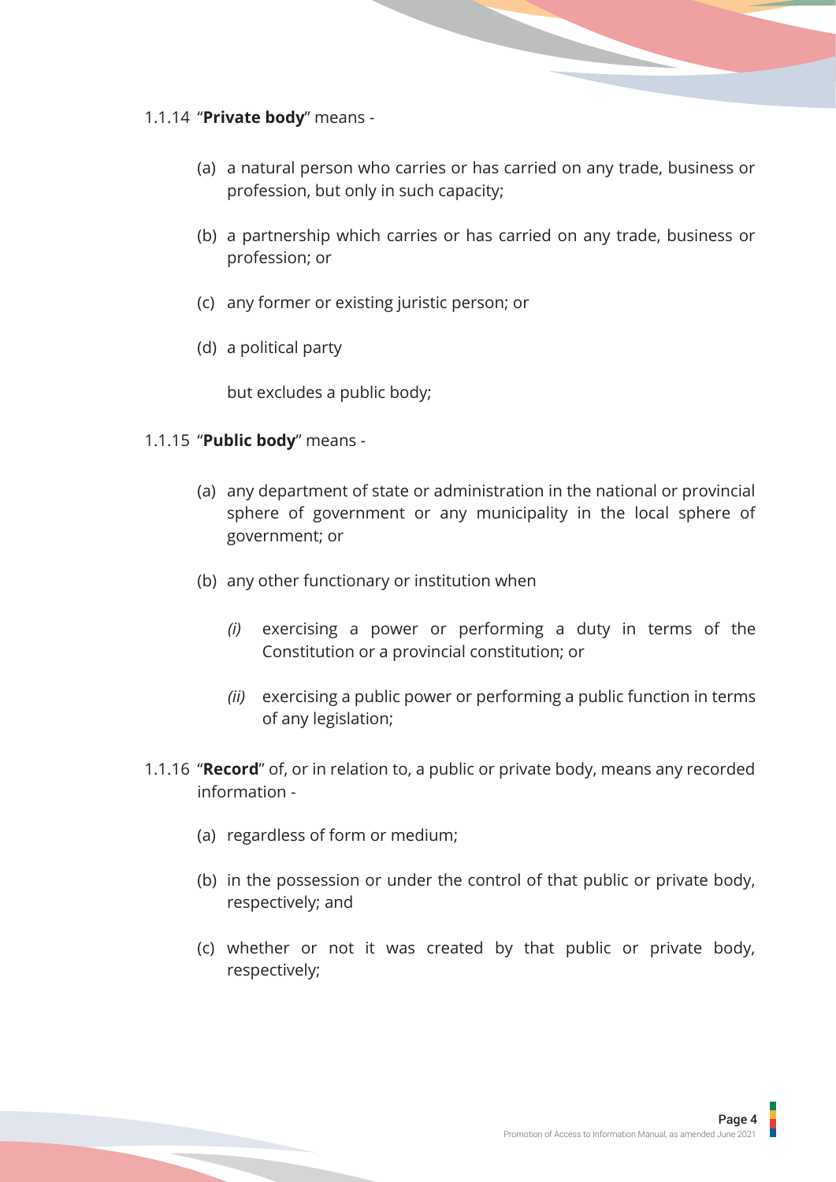1.1.14 "**Private body**" means -

(a) a natural person who carries or has carried on any trade, business or profession, but only in such capacity;

(b) a partnership which carries or has carried on any trade, business or profession; or

(c) any former or existing juristic person; or

(d) a political party

but excludes a public body;

1.1.15 "**Public body**" means -

(a) any department of state or administration in the national or provincial sphere of government or any municipality in the local sphere of government; or

(b) any other functionary or institution when

*(i)* exercising a power or performing a duty in terms of the Constitution or a provincial constitution; or

*(ii)* exercising a public power or performing a public function in terms of any legislation;

1.1.16 "**Record**" of, or in relation to, a public or private body, means any recorded information -

(a) regardless of form or medium;

(b) in the possession or under the control of that public or private body, respectively; and

(c) whether or not it was created by that public or private body, respectively;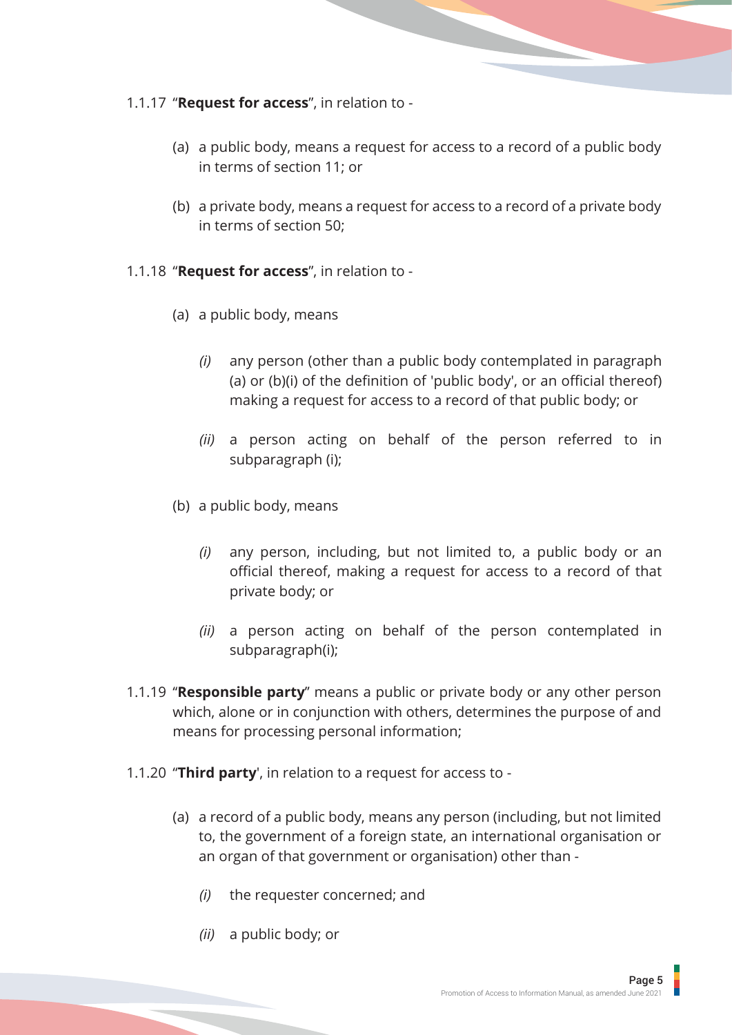1.1.17 "**Request for access**", in relation to -

(a) a public body, means a request for access to a record of a public body in terms of section 11; or

(b) a private body, means a request for access to a record of a private body in terms of section 50;

1.1.18 "**Request for access**", in relation to -

(a) a public body, means

*(i)* any person (other than a public body contemplated in paragraph (a) or (b)(i) of the definition of 'public body', or an official thereof) making a request for access to a record of that public body; or

*(ii)* a person acting on behalf of the person referred to in subparagraph (i);

(b) a public body, means

*(i)* any person, including, but not limited to, a public body or an official thereof, making a request for access to a record of that private body; or

*(ii)* a person acting on behalf of the person contemplated in subparagraph(i);

1.1.19 "**Responsible party**" means a public or private body or any other person which, alone or in conjunction with others, determines the purpose of and means for processing personal information;

1.1.20 "**Third party**', in relation to a request for access to -

(a) a record of a public body, means any person (including, but not limited to, the government of a foreign state, an international organisation or an organ of that government or organisation) other than -

*(i)* the requester concerned; and

*(ii)* a public body; or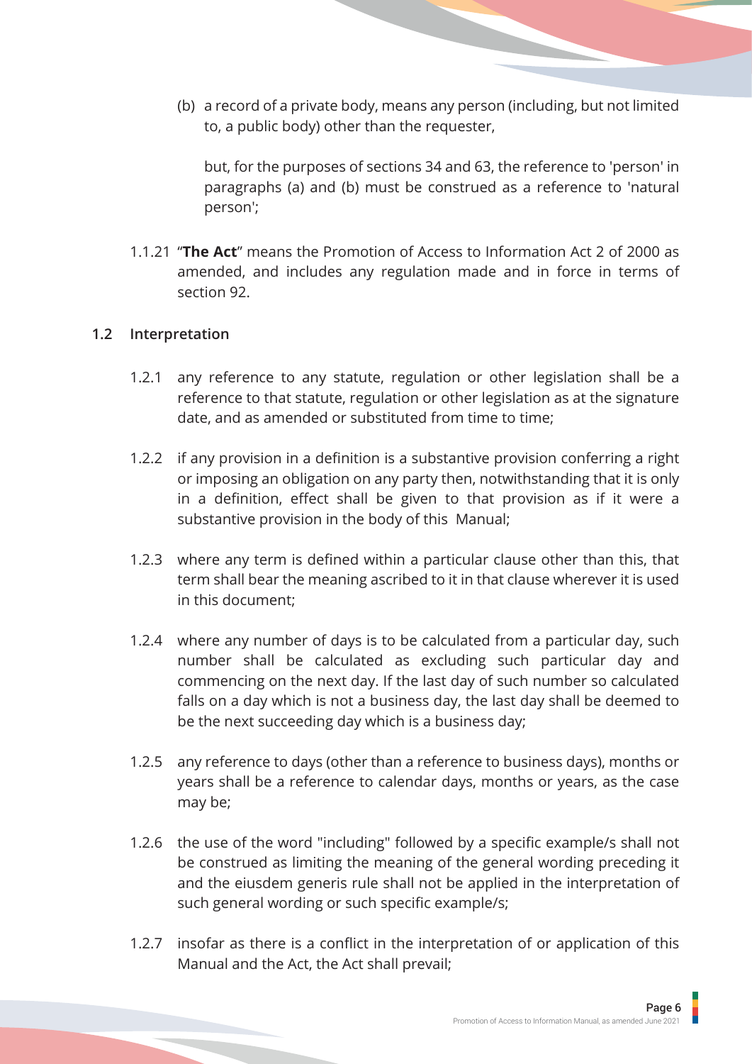(b) a record of a private body, means any person (including, but not limited to, a public body) other than the requester,

but, for the purposes of sections 34 and 63, the reference to 'person' in paragraphs (a) and (b) must be construed as a reference to 'natural person';

1.1.21 "**The Act**" means the Promotion of Access to Information Act 2 of 2000 as amended, and includes any regulation made and in force in terms of section 92.

## 1.2 Interpretation

1.2.1 any reference to any statute, regulation or other legislation shall be a reference to that statute, regulation or other legislation as at the signature date, and as amended or substituted from time to time;

1.2.2 if any provision in a definition is a substantive provision conferring a right or imposing an obligation on any party then, notwithstanding that it is only in a definition, effect shall be given to that provision as if it were a substantive provision in the body of this Manual;

1.2.3 where any term is defined within a particular clause other than this, that term shall bear the meaning ascribed to it in that clause wherever it is used in this document;

1.2.4 where any number of days is to be calculated from a particular day, such number shall be calculated as excluding such particular day and commencing on the next day. If the last day of such number so calculated falls on a day which is not a business day, the last day shall be deemed to be the next succeeding day which is a business day;

1.2.5 any reference to days (other than a reference to business days), months or years shall be a reference to calendar days, months or years, as the case may be;

1.2.6 the use of the word "including" followed by a specific example/s shall not be construed as limiting the meaning of the general wording preceding it and the eiusdem generis rule shall not be applied in the interpretation of such general wording or such specific example/s;

1.2.7 insofar as there is a conflict in the interpretation of or application of this Manual and the Act, the Act shall prevail;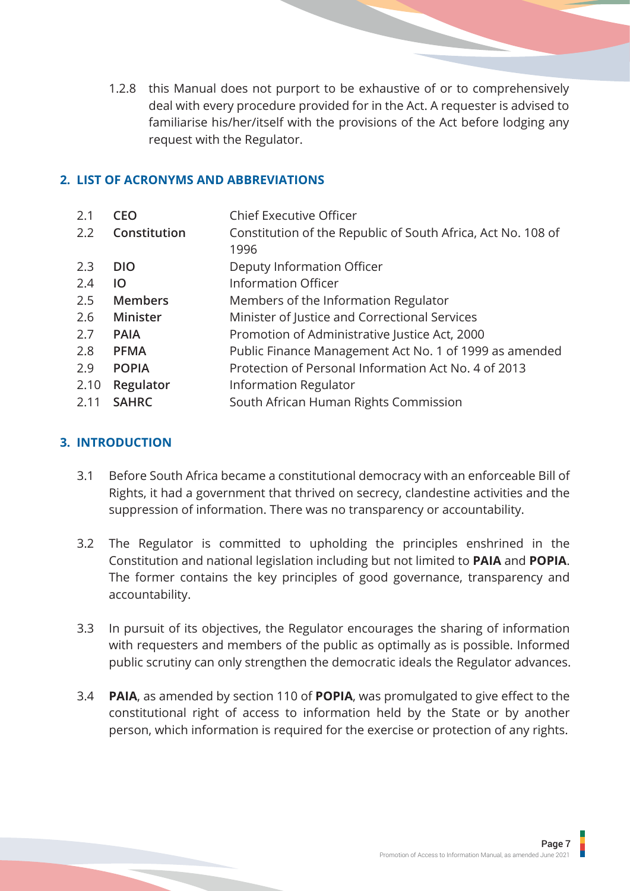1.2.8 this Manual does not purport to be exhaustive of or to comprehensively deal with every procedure provided for in the Act. A requester is advised to familiarise his/her/itself with the provisions of the Act before lodging any request with the Regulator.

## 2. LIST OF ACRONYMS AND ABBREVIATIONS

| | | |
|---|---|---|
| 2.1 | **CEO** | Chief Executive Officer |
| 2.2 | **Constitution** | Constitution of the Republic of South Africa, Act No. 108 of 1996 |
| 2.3 | **DIO** | Deputy Information Officer |
| 2.4 | **IO** | Information Officer |
| 2.5 | **Members** | Members of the Information Regulator |
| 2.6 | **Minister** | Minister of Justice and Correctional Services |
| 2.7 | **PAIA** | Promotion of Administrative Justice Act, 2000 |
| 2.8 | **PFMA** | Public Finance Management Act No. 1 of 1999 as amended |
| 2.9 | **POPIA** | Protection of Personal Information Act No. 4 of 2013 |
| 2.10 | **Regulator** | Information Regulator |
| 2.11 | **SAHRC** | South African Human Rights Commission |

## 3. INTRODUCTION

3.1 Before South Africa became a constitutional democracy with an enforceable Bill of Rights, it had a government that thrived on secrecy, clandestine activities and the suppression of information. There was no transparency or accountability.

3.2 The Regulator is committed to upholding the principles enshrined in the Constitution and national legislation including but not limited to **PAIA** and **POPIA**. The former contains the key principles of good governance, transparency and accountability.

3.3 In pursuit of its objectives, the Regulator encourages the sharing of information with requesters and members of the public as optimally as is possible. Informed public scrutiny can only strengthen the democratic ideals the Regulator advances.

3.4 **PAIA**, as amended by section 110 of **POPIA**, was promulgated to give effect to the constitutional right of access to information held by the State or by another person, which information is required for the exercise or protection of any rights.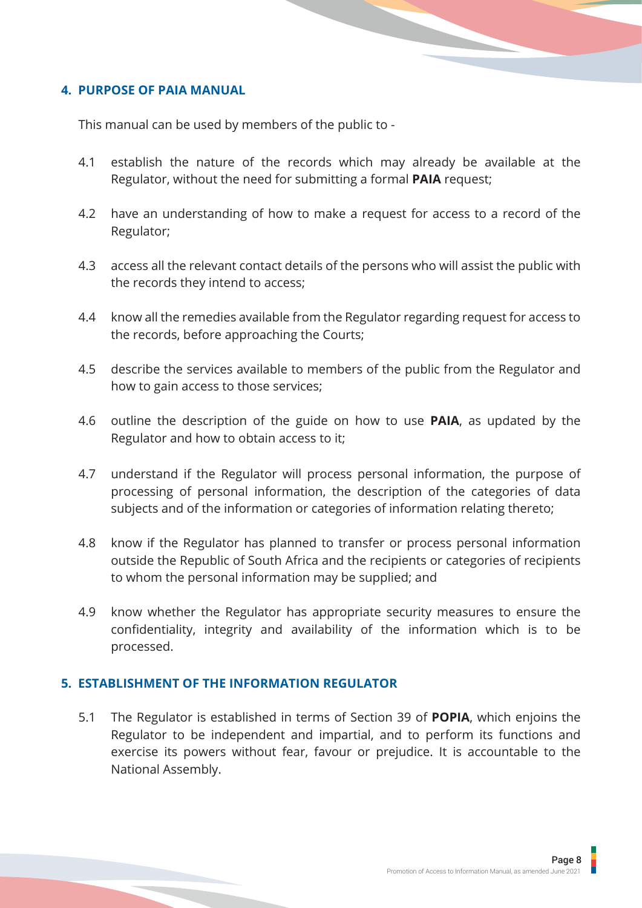## 4. PURPOSE OF PAIA MANUAL

This manual can be used by members of the public to -

4.1 establish the nature of the records which may already be available at the Regulator, without the need for submitting a formal **PAIA** request;

4.2 have an understanding of how to make a request for access to a record of the Regulator;

4.3 access all the relevant contact details of the persons who will assist the public with the records they intend to access;

4.4 know all the remedies available from the Regulator regarding request for access to the records, before approaching the Courts;

4.5 describe the services available to members of the public from the Regulator and how to gain access to those services;

4.6 outline the description of the guide on how to use **PAIA**, as updated by the Regulator and how to obtain access to it;

4.7 understand if the Regulator will process personal information, the purpose of processing of personal information, the description of the categories of data subjects and of the information or categories of information relating thereto;

4.8 know if the Regulator has planned to transfer or process personal information outside the Republic of South Africa and the recipients or categories of recipients to whom the personal information may be supplied; and

4.9 know whether the Regulator has appropriate security measures to ensure the confidentiality, integrity and availability of the information which is to be processed.

## 5. ESTABLISHMENT OF THE INFORMATION REGULATOR

5.1 The Regulator is established in terms of Section 39 of **POPIA**, which enjoins the Regulator to be independent and impartial, and to perform its functions and exercise its powers without fear, favour or prejudice. It is accountable to the National Assembly.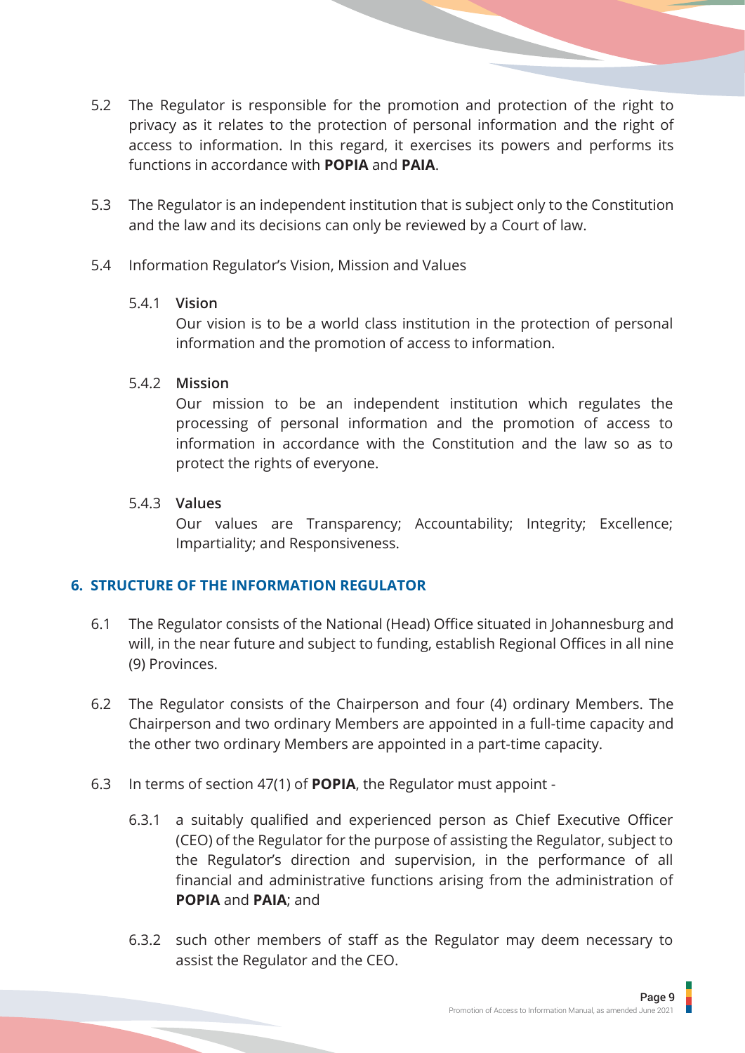5.2 The Regulator is responsible for the promotion and protection of the right to privacy as it relates to the protection of personal information and the right of access to information. In this regard, it exercises its powers and performs its functions in accordance with **POPIA** and **PAIA**.

5.3 The Regulator is an independent institution that is subject only to the Constitution and the law and its decisions can only be reviewed by a Court of law.

5.4 Information Regulator's Vision, Mission and Values

5.4.1 **Vision**

Our vision is to be a world class institution in the protection of personal information and the promotion of access to information.

5.4.2 **Mission**

Our mission to be an independent institution which regulates the processing of personal information and the promotion of access to information in accordance with the Constitution and the law so as to protect the rights of everyone.

5.4.3 **Values**

Our values are Transparency; Accountability; Integrity; Excellence; Impartiality; and Responsiveness.

## 6. STRUCTURE OF THE INFORMATION REGULATOR

6.1 The Regulator consists of the National (Head) Office situated in Johannesburg and will, in the near future and subject to funding, establish Regional Offices in all nine (9) Provinces.

6.2 The Regulator consists of the Chairperson and four (4) ordinary Members. The Chairperson and two ordinary Members are appointed in a full-time capacity and the other two ordinary Members are appointed in a part-time capacity.

6.3 In terms of section 47(1) of **POPIA**, the Regulator must appoint -

6.3.1 a suitably qualified and experienced person as Chief Executive Officer (CEO) of the Regulator for the purpose of assisting the Regulator, subject to the Regulator's direction and supervision, in the performance of all financial and administrative functions arising from the administration of **POPIA** and **PAIA**; and

6.3.2 such other members of staff as the Regulator may deem necessary to assist the Regulator and the CEO.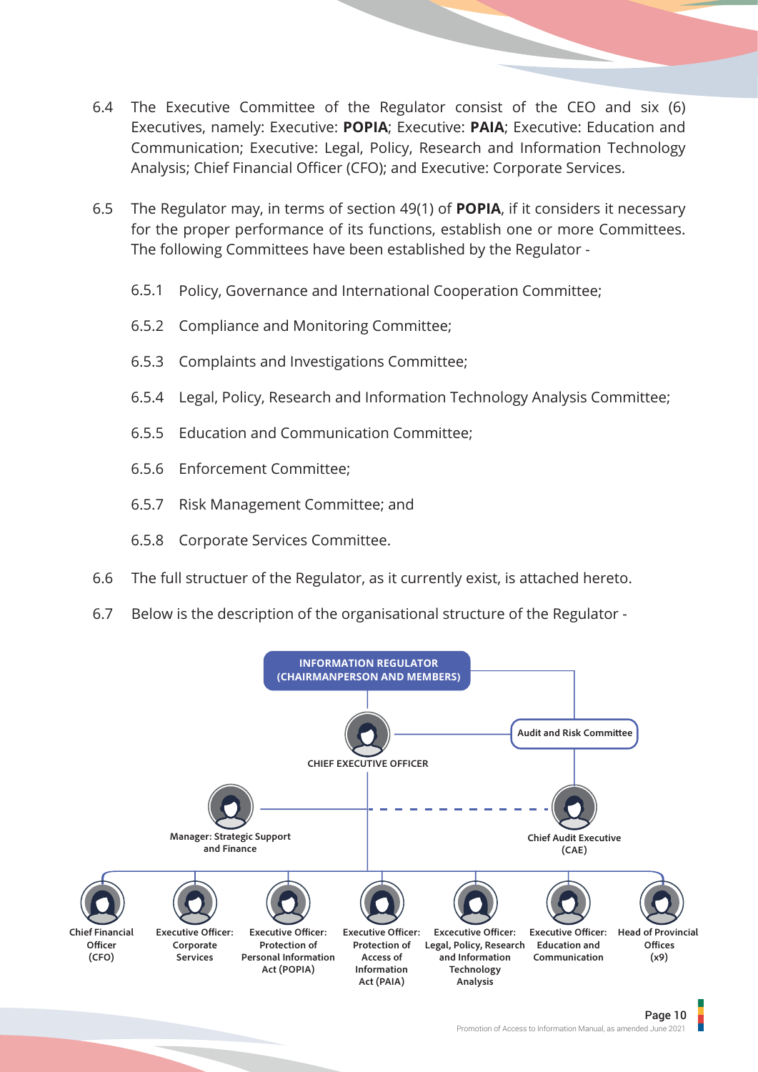6.4 The Executive Committee of the Regulator consist of the CEO and six (6) Executives, namely: Executive: **POPIA**; Executive: **PAIA**; Executive: Education and Communication; Executive: Legal, Policy, Research and Information Technology Analysis; Chief Financial Officer (CFO); and Executive: Corporate Services.

6.5 The Regulator may, in terms of section 49(1) of **POPIA**, if it considers it necessary for the proper performance of its functions, establish one or more Committees. The following Committees have been established by the Regulator -

6.5.1 Policy, Governance and International Cooperation Committee;

6.5.2 Compliance and Monitoring Committee;

6.5.3 Complaints and Investigations Committee;

6.5.4 Legal, Policy, Research and Information Technology Analysis Committee;

6.5.5 Education and Communication Committee;

6.5.6 Enforcement Committee;

6.5.7 Risk Management Committee; and

6.5.8 Corporate Services Committee.

6.6 The full structuer of the Regulator, as it currently exist, is attached hereto.

6.7 Below is the description of the organisational structure of the Regulator -

**INFORMATION REGULATOR (CHAIRMANPERSON AND MEMBERS)**

- **CHIEF EXECUTIVE OFFICER**
  - **Manager: Strategic Support and Finance**
  - **Chief Financial Officer (CFO)**
  - **Executive Officer: Corporate Services**
  - **Executive Officer: Protection of Personal Information Act (POPIA)**
  - **Executive Officer: Protection of Access of Information Act (PAIA)**
  - **Executive Officer: Legal, Policy, Research and Information Technology Analysis**
  - **Executive Officer: Education and Communication**
  - **Head of Provincial Offices (x9)**
- **Audit and Risk Committee**
  - **Chief Audit Executive (CAE)**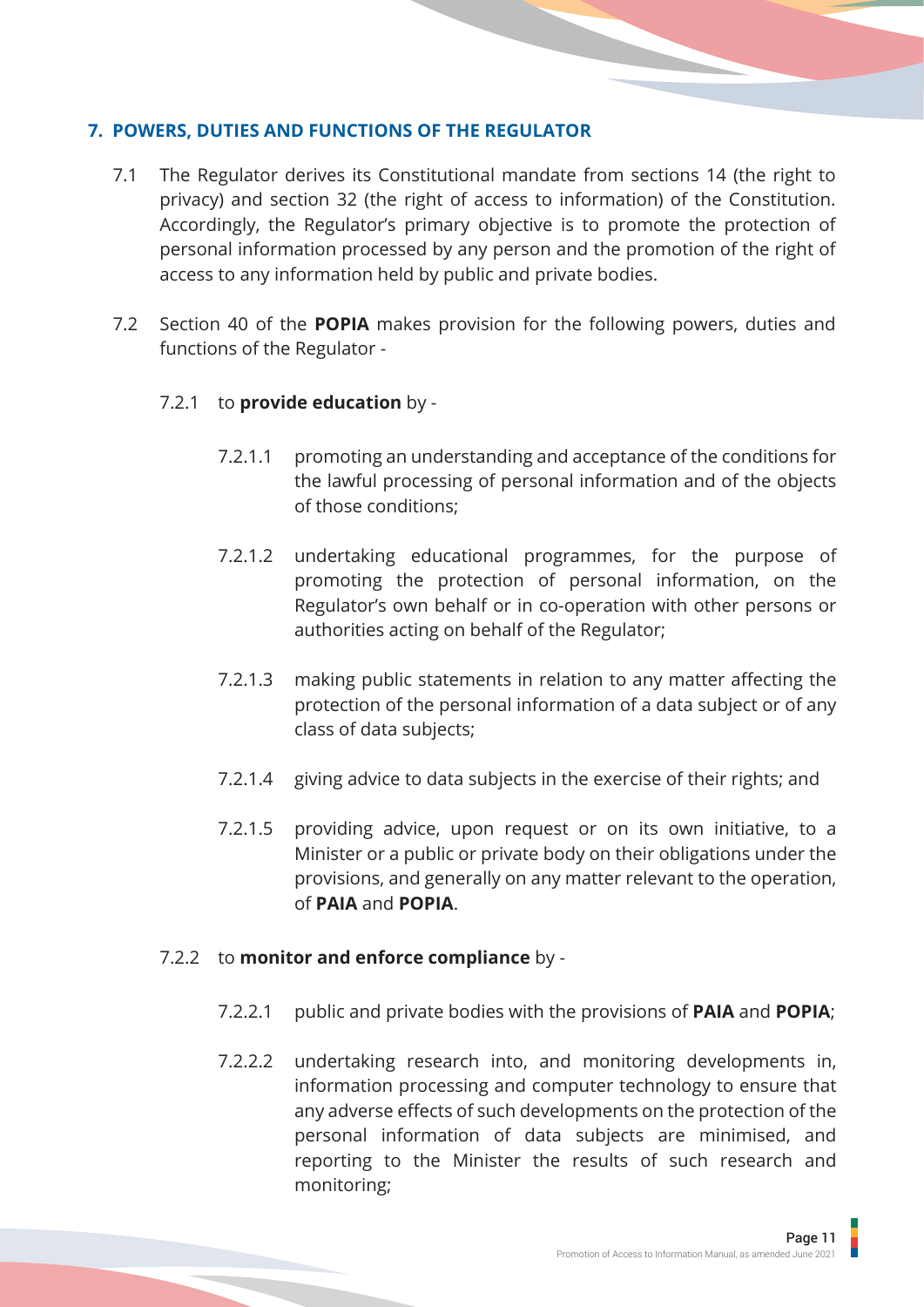## 7. POWERS, DUTIES AND FUNCTIONS OF THE REGULATOR

7.1 The Regulator derives its Constitutional mandate from sections 14 (the right to privacy) and section 32 (the right of access to information) of the Constitution. Accordingly, the Regulator's primary objective is to promote the protection of personal information processed by any person and the promotion of the right of access to any information held by public and private bodies.

7.2 Section 40 of the **POPIA** makes provision for the following powers, duties and functions of the Regulator -

7.2.1 to **provide education** by -

7.2.1.1 promoting an understanding and acceptance of the conditions for the lawful processing of personal information and of the objects of those conditions;

7.2.1.2 undertaking educational programmes, for the purpose of promoting the protection of personal information, on the Regulator's own behalf or in co-operation with other persons or authorities acting on behalf of the Regulator;

7.2.1.3 making public statements in relation to any matter affecting the protection of the personal information of a data subject or of any class of data subjects;

7.2.1.4 giving advice to data subjects in the exercise of their rights; and

7.2.1.5 providing advice, upon request or on its own initiative, to a Minister or a public or private body on their obligations under the provisions, and generally on any matter relevant to the operation, of **PAIA** and **POPIA**.

7.2.2 to **monitor and enforce compliance** by -

7.2.2.1 public and private bodies with the provisions of **PAIA** and **POPIA**;

7.2.2.2 undertaking research into, and monitoring developments in, information processing and computer technology to ensure that any adverse effects of such developments on the protection of the personal information of data subjects are minimised, and reporting to the Minister the results of such research and monitoring;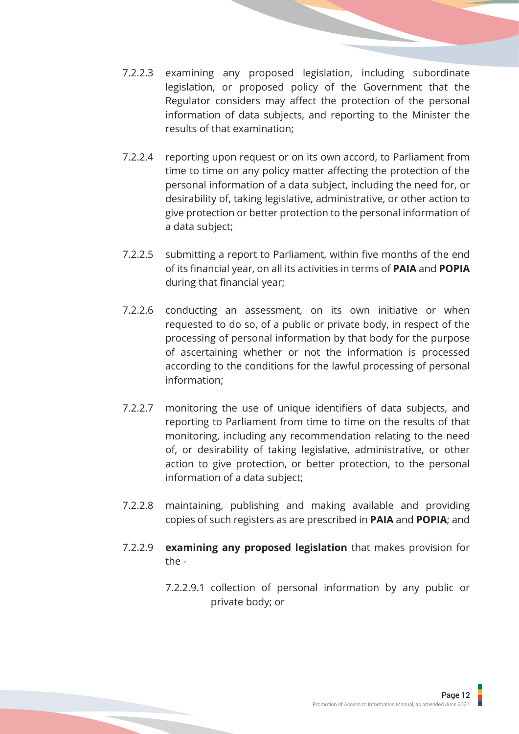7.2.2.3 examining any proposed legislation, including subordinate legislation, or proposed policy of the Government that the Regulator considers may affect the protection of the personal information of data subjects, and reporting to the Minister the results of that examination;

7.2.2.4 reporting upon request or on its own accord, to Parliament from time to time on any policy matter affecting the protection of the personal information of a data subject, including the need for, or desirability of, taking legislative, administrative, or other action to give protection or better protection to the personal information of a data subject;

7.2.2.5 submitting a report to Parliament, within five months of the end of its financial year, on all its activities in terms of **PAIA** and **POPIA** during that financial year;

7.2.2.6 conducting an assessment, on its own initiative or when requested to do so, of a public or private body, in respect of the processing of personal information by that body for the purpose of ascertaining whether or not the information is processed according to the conditions for the lawful processing of personal information;

7.2.2.7 monitoring the use of unique identifiers of data subjects, and reporting to Parliament from time to time on the results of that monitoring, including any recommendation relating to the need of, or desirability of taking legislative, administrative, or other action to give protection, or better protection, to the personal information of a data subject;

7.2.2.8 maintaining, publishing and making available and providing copies of such registers as are prescribed in **PAIA** and **POPIA**; and

7.2.2.9 **examining any proposed legislation** that makes provision for the -

7.2.2.9.1 collection of personal information by any public or private body; or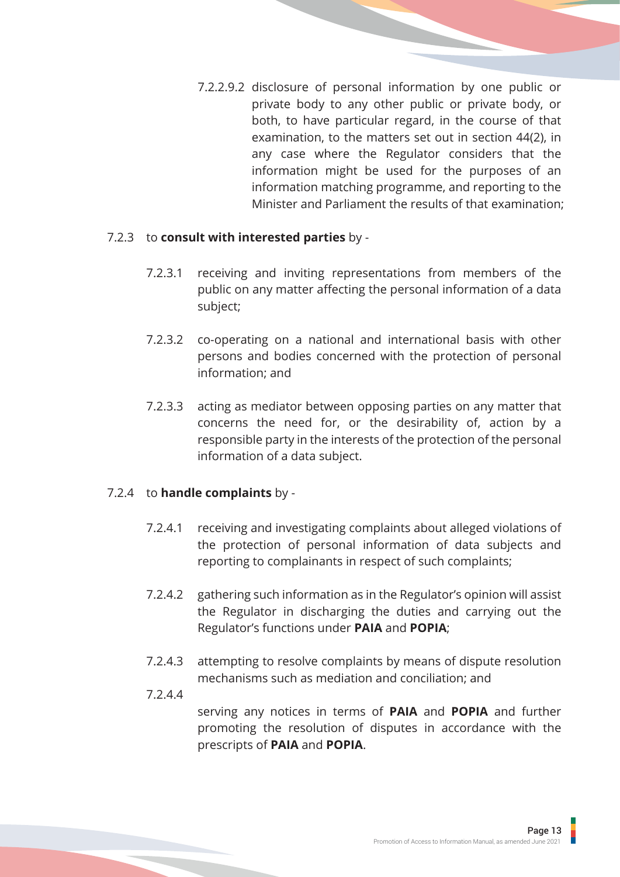7.2.2.9.2 disclosure of personal information by one public or private body to any other public or private body, or both, to have particular regard, in the course of that examination, to the matters set out in section 44(2), in any case where the Regulator considers that the information might be used for the purposes of an information matching programme, and reporting to the Minister and Parliament the results of that examination;

7.2.3 to **consult with interested parties** by -

7.2.3.1 receiving and inviting representations from members of the public on any matter affecting the personal information of a data subject;

7.2.3.2 co-operating on a national and international basis with other persons and bodies concerned with the protection of personal information; and

7.2.3.3 acting as mediator between opposing parties on any matter that concerns the need for, or the desirability of, action by a responsible party in the interests of the protection of the personal information of a data subject.

7.2.4 to **handle complaints** by -

7.2.4.1 receiving and investigating complaints about alleged violations of the protection of personal information of data subjects and reporting to complainants in respect of such complaints;

7.2.4.2 gathering such information as in the Regulator's opinion will assist the Regulator in discharging the duties and carrying out the Regulator's functions under **PAIA** and **POPIA**;

7.2.4.3 attempting to resolve complaints by means of dispute resolution mechanisms such as mediation and conciliation; and

7.2.4.4 serving any notices in terms of **PAIA** and **POPIA** and further promoting the resolution of disputes in accordance with the prescripts of **PAIA** and **POPIA**.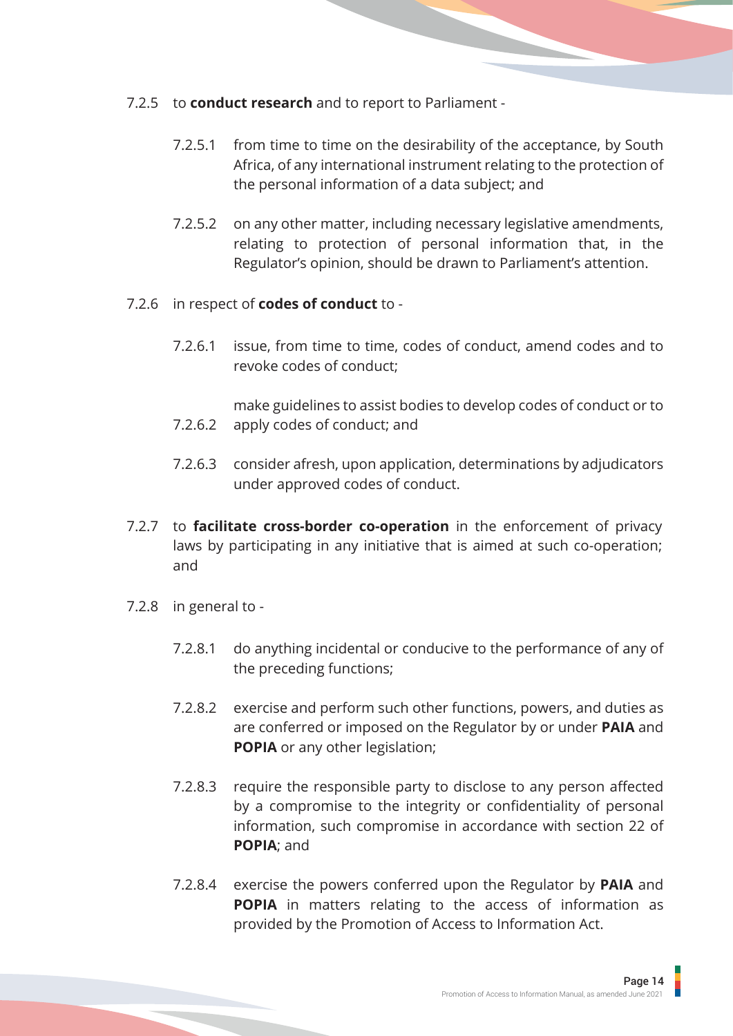7.2.5 to **conduct research** and to report to Parliament -

7.2.5.1 from time to time on the desirability of the acceptance, by South Africa, of any international instrument relating to the protection of the personal information of a data subject; and

7.2.5.2 on any other matter, including necessary legislative amendments, relating to protection of personal information that, in the Regulator's opinion, should be drawn to Parliament's attention.

7.2.6 in respect of **codes of conduct** to -

7.2.6.1 issue, from time to time, codes of conduct, amend codes and to revoke codes of conduct;

7.2.6.2 make guidelines to assist bodies to develop codes of conduct or to apply codes of conduct; and

7.2.6.3 consider afresh, upon application, determinations by adjudicators under approved codes of conduct.

7.2.7 to **facilitate cross-border co-operation** in the enforcement of privacy laws by participating in any initiative that is aimed at such co-operation; and

7.2.8 in general to -

7.2.8.1 do anything incidental or conducive to the performance of any of the preceding functions;

7.2.8.2 exercise and perform such other functions, powers, and duties as are conferred or imposed on the Regulator by or under **PAIA** and **POPIA** or any other legislation;

7.2.8.3 require the responsible party to disclose to any person affected by a compromise to the integrity or confidentiality of personal information, such compromise in accordance with section 22 of **POPIA**; and

7.2.8.4 exercise the powers conferred upon the Regulator by **PAIA** and **POPIA** in matters relating to the access of information as provided by the Promotion of Access to Information Act.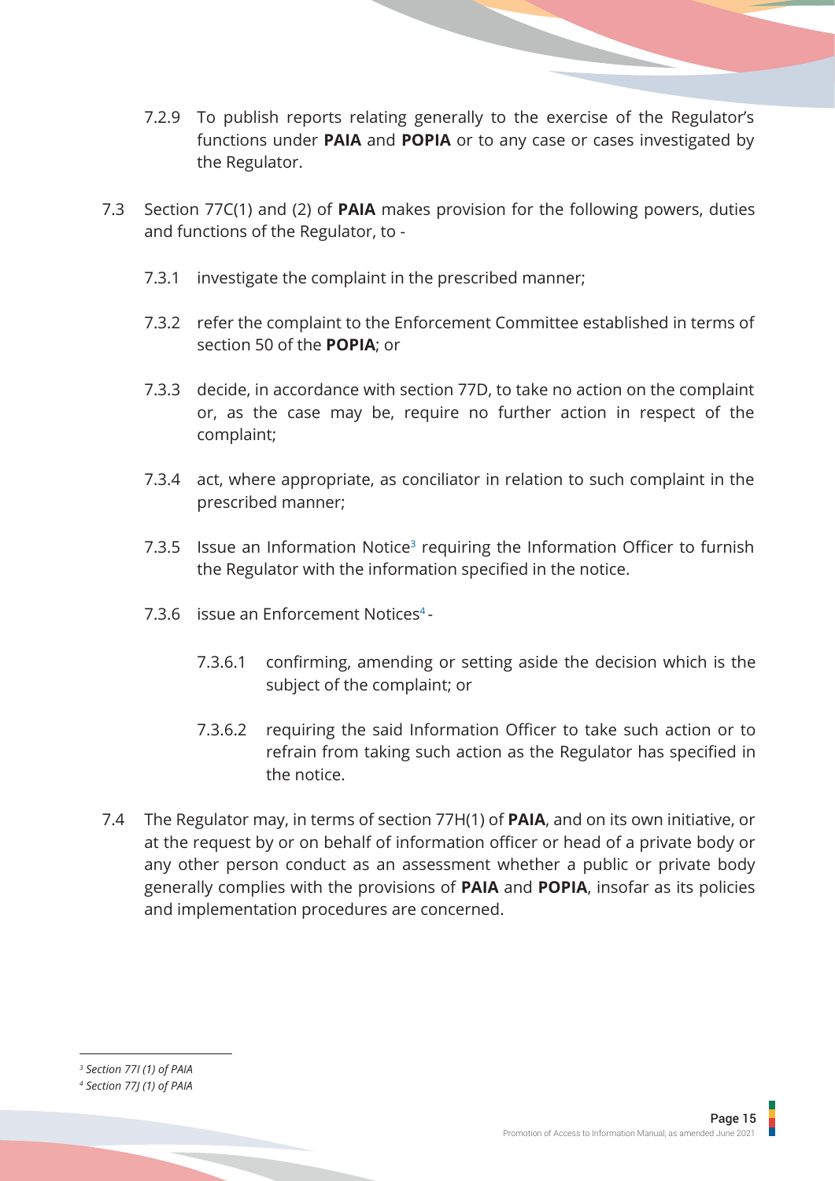7.2.9 To publish reports relating generally to the exercise of the Regulator's functions under **PAIA** and **POPIA** or to any case or cases investigated by the Regulator.

7.3 Section 77C(1) and (2) of **PAIA** makes provision for the following powers, duties and functions of the Regulator, to -

7.3.1 investigate the complaint in the prescribed manner;

7.3.2 refer the complaint to the Enforcement Committee established in terms of section 50 of the **POPIA**; or

7.3.3 decide, in accordance with section 77D, to take no action on the complaint or, as the case may be, require no further action in respect of the complaint;

7.3.4 act, where appropriate, as conciliator in relation to such complaint in the prescribed manner;

7.3.5 Issue an Information Notice[3] requiring the Information Officer to furnish the Regulator with the information specified in the notice.

7.3.6 issue an Enforcement Notices[4] -

7.3.6.1 confirming, amending or setting aside the decision which is the subject of the complaint; or

7.3.6.2 requiring the said Information Officer to take such action or to refrain from taking such action as the Regulator has specified in the notice.

7.4 The Regulator may, in terms of section 77H(1) of **PAIA**, and on its own initiative, or at the request by or on behalf of information officer or head of a private body or any other person conduct as an assessment whether a public or private body generally complies with the provisions of **PAIA** and **POPIA**, insofar as its policies and implementation procedures are concerned.

---

[3] *Section 77I (1) of PAIA*

[4] *Section 77J (1) of PAIA*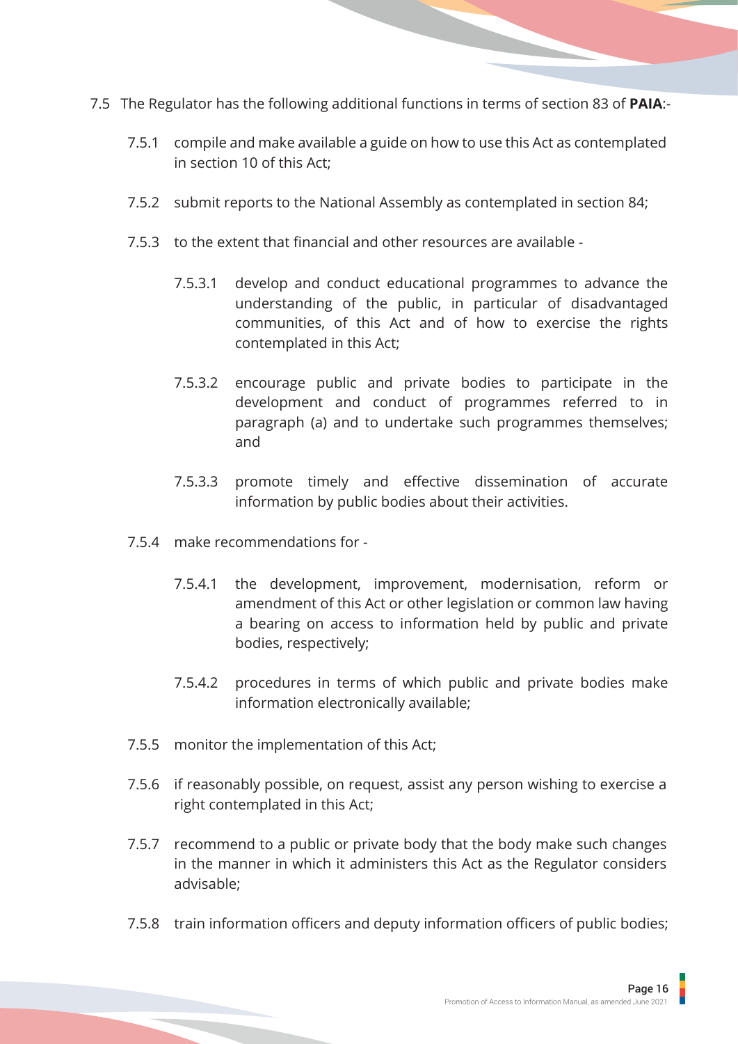7.5 The Regulator has the following additional functions in terms of section 83 of **PAIA**:-

7.5.1 compile and make available a guide on how to use this Act as contemplated in section 10 of this Act;

7.5.2 submit reports to the National Assembly as contemplated in section 84;

7.5.3 to the extent that financial and other resources are available -

7.5.3.1 develop and conduct educational programmes to advance the understanding of the public, in particular of disadvantaged communities, of this Act and of how to exercise the rights contemplated in this Act;

7.5.3.2 encourage public and private bodies to participate in the development and conduct of programmes referred to in paragraph (a) and to undertake such programmes themselves; and

7.5.3.3 promote timely and effective dissemination of accurate information by public bodies about their activities.

7.5.4 make recommendations for -

7.5.4.1 the development, improvement, modernisation, reform or amendment of this Act or other legislation or common law having a bearing on access to information held by public and private bodies, respectively;

7.5.4.2 procedures in terms of which public and private bodies make information electronically available;

7.5.5 monitor the implementation of this Act;

7.5.6 if reasonably possible, on request, assist any person wishing to exercise a right contemplated in this Act;

7.5.7 recommend to a public or private body that the body make such changes in the manner in which it administers this Act as the Regulator considers advisable;

7.5.8 train information officers and deputy information officers of public bodies;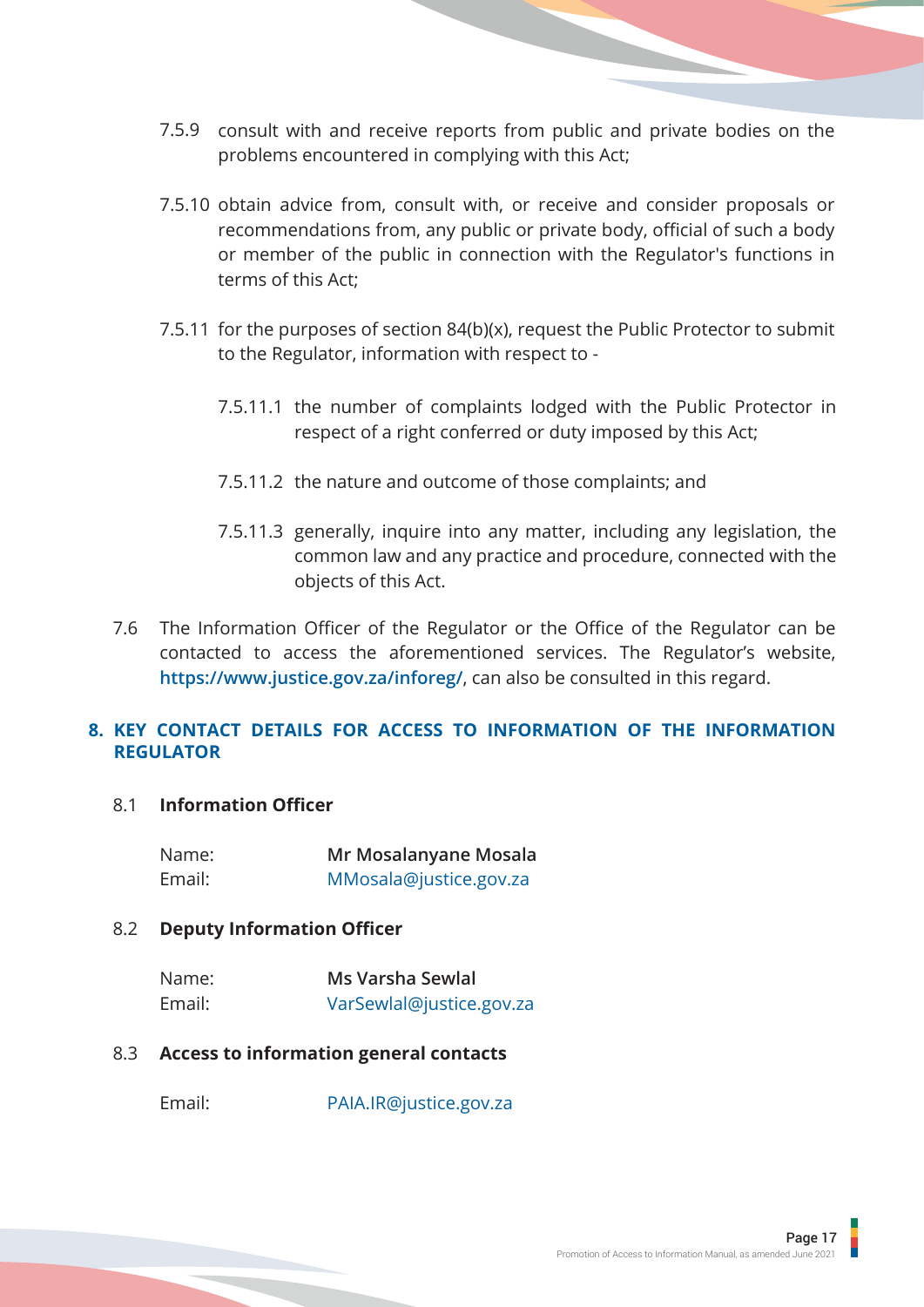7.5.9 consult with and receive reports from public and private bodies on the problems encountered in complying with this Act;

7.5.10 obtain advice from, consult with, or receive and consider proposals or recommendations from, any public or private body, official of such a body or member of the public in connection with the Regulator's functions in terms of this Act;

7.5.11 for the purposes of section 84(b)(x), request the Public Protector to submit to the Regulator, information with respect to -

7.5.11.1 the number of complaints lodged with the Public Protector in respect of a right conferred or duty imposed by this Act;

7.5.11.2 the nature and outcome of those complaints; and

7.5.11.3 generally, inquire into any matter, including any legislation, the common law and any practice and procedure, connected with the objects of this Act.

7.6 The Information Officer of the Regulator or the Office of the Regulator can be contacted to access the aforementioned services. The Regulator's website, **https://www.justice.gov.za/inforeg/**, can also be consulted in this regard.

## 8. KEY CONTACT DETAILS FOR ACCESS TO INFORMATION OF THE INFORMATION REGULATOR

### 8.1 Information Officer

Name: **Mr Mosalanyane Mosala**
Email: MMosala@justice.gov.za

### 8.2 Deputy Information Officer

Name: **Ms Varsha Sewlal**
Email: VarSewlal@justice.gov.za

### 8.3 Access to information general contacts

Email: PAIA.IR@justice.gov.za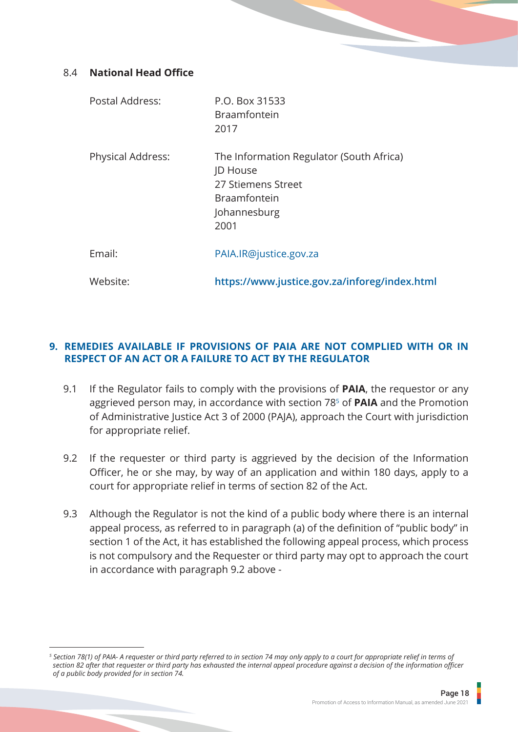### 8.4 **National Head Office**

| | |
|---|---|
| Postal Address: | P.O. Box 31533<br>Braamfontein<br>2017 |
| Physical Address: | The Information Regulator (South Africa)<br>JD House<br>27 Stiemens Street<br>Braamfontein<br>Johannesburg<br>2001 |
| Email: | PAIA.IR@justice.gov.za |
| Website: | **https://www.justice.gov.za/inforeg/index.html** |

## 9. REMEDIES AVAILABLE IF PROVISIONS OF PAIA ARE NOT COMPLIED WITH OR IN RESPECT OF AN ACT OR A FAILURE TO ACT BY THE REGULATOR

9.1 If the Regulator fails to comply with the provisions of **PAIA**, the requestor or any aggrieved person may, in accordance with section 78[5] of **PAIA** and the Promotion of Administrative Justice Act 3 of 2000 (PAJA), approach the Court with jurisdiction for appropriate relief.

9.2 If the requester or third party is aggrieved by the decision of the Information Officer, he or she may, by way of an application and within 180 days, apply to a court for appropriate relief in terms of section 82 of the Act.

9.3 Although the Regulator is not the kind of a public body where there is an internal appeal process, as referred to in paragraph (a) of the definition of "public body" in section 1 of the Act, it has established the following appeal process, which process is not compulsory and the Requester or third party may opt to approach the court in accordance with paragraph 9.2 above -

---

[5] *Section 78(1) of PAIA- A requester or third party referred to in section 74 may only apply to a court for appropriate relief in terms of section 82 after that requester or third party has exhausted the internal appeal procedure against a decision of the information officer of a public body provided for in section 74.*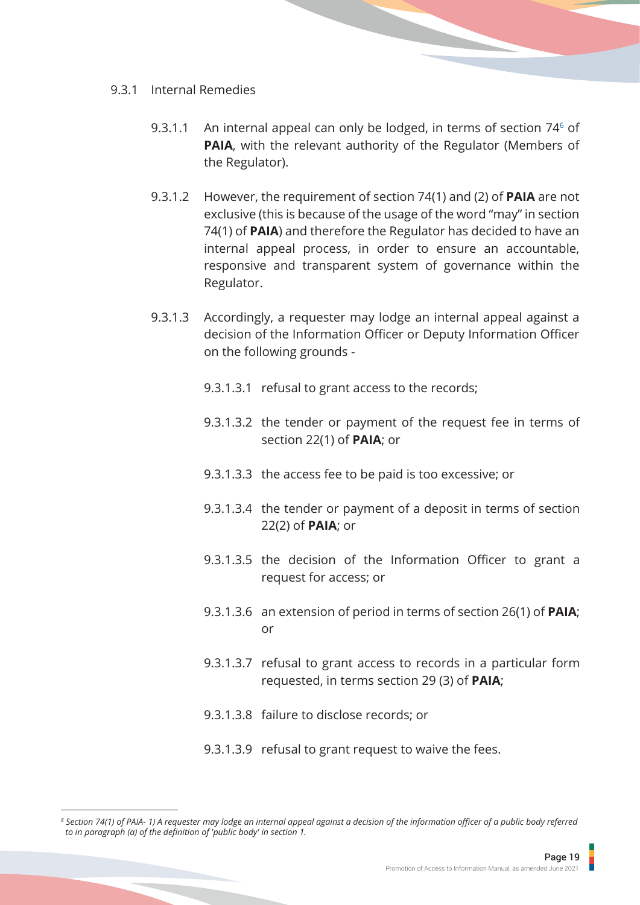### 9.3.1 Internal Remedies

9.3.1.1 An internal appeal can only be lodged, in terms of section 74[6] of **PAIA**, with the relevant authority of the Regulator (Members of the Regulator).

9.3.1.2 However, the requirement of section 74(1) and (2) of **PAIA** are not exclusive (this is because of the usage of the word "may" in section 74(1) of **PAIA**) and therefore the Regulator has decided to have an internal appeal process, in order to ensure an accountable, responsive and transparent system of governance within the Regulator.

9.3.1.3 Accordingly, a requester may lodge an internal appeal against a decision of the Information Officer or Deputy Information Officer on the following grounds -

9.3.1.3.1 refusal to grant access to the records;

9.3.1.3.2 the tender or payment of the request fee in terms of section 22(1) of **PAIA**; or

9.3.1.3.3 the access fee to be paid is too excessive; or

9.3.1.3.4 the tender or payment of a deposit in terms of section 22(2) of **PAIA**; or

9.3.1.3.5 the decision of the Information Officer to grant a request for access; or

9.3.1.3.6 an extension of period in terms of section 26(1) of **PAIA**; or

9.3.1.3.7 refusal to grant access to records in a particular form requested, in terms section 29 (3) of **PAIA**;

9.3.1.3.8 failure to disclose records; or

9.3.1.3.9 refusal to grant request to waive the fees.

---

[6] *Section 74(1) of PAIA- 1) A requester may lodge an internal appeal against a decision of the information officer of a public body referred to in paragraph (a) of the definition of 'public body' in section 1.*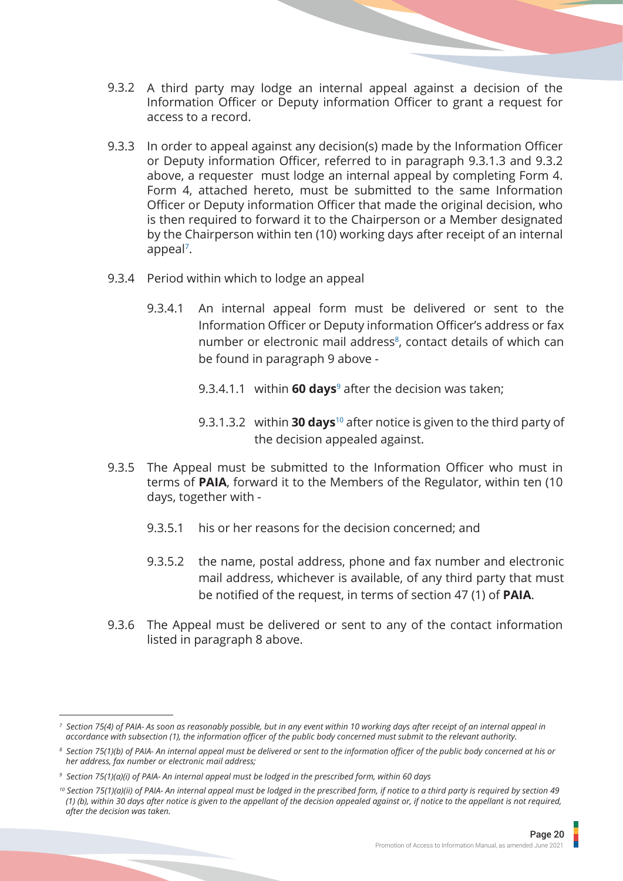9.3.2 A third party may lodge an internal appeal against a decision of the Information Officer or Deputy information Officer to grant a request for access to a record.

9.3.3 In order to appeal against any decision(s) made by the Information Officer or Deputy information Officer, referred to in paragraph 9.3.1.3 and 9.3.2 above, a requester must lodge an internal appeal by completing Form 4. Form 4, attached hereto, must be submitted to the same Information Officer or Deputy information Officer that made the original decision, who is then required to forward it to the Chairperson or a Member designated by the Chairperson within ten (10) working days after receipt of an internal appeal[7].

9.3.4 Period within which to lodge an appeal

9.3.4.1 An internal appeal form must be delivered or sent to the Information Officer or Deputy information Officer's address or fax number or electronic mail address[8], contact details of which can be found in paragraph 9 above -

9.3.4.1.1 within **60 days**[9] after the decision was taken;

9.3.1.3.2 within **30 days**[10] after notice is given to the third party of the decision appealed against.

9.3.5 The Appeal must be submitted to the Information Officer who must in terms of **PAIA**, forward it to the Members of the Regulator, within ten (10 days, together with -

9.3.5.1 his or her reasons for the decision concerned; and

9.3.5.2 the name, postal address, phone and fax number and electronic mail address, whichever is available, of any third party that must be notified of the request, in terms of section 47 (1) of **PAIA**.

9.3.6 The Appeal must be delivered or sent to any of the contact information listed in paragraph 8 above.

---

[7] *Section 75(4) of PAIA- As soon as reasonably possible, but in any event within 10 working days after receipt of an internal appeal in accordance with subsection (1), the information officer of the public body concerned must submit to the relevant authority.*

[8] *Section 75(1)(b) of PAIA- An internal appeal must be delivered or sent to the information officer of the public body concerned at his or her address, fax number or electronic mail address;*

[9] *Section 75(1)(a)(i) of PAIA- An internal appeal must be lodged in the prescribed form, within 60 days*

[10] *Section 75(1)(a)(ii) of PAIA- An internal appeal must be lodged in the prescribed form, if notice to a third party is required by section 49 (1) (b), within 30 days after notice is given to the appellant of the decision appealed against or, if notice to the appellant is not required, after the decision was taken.*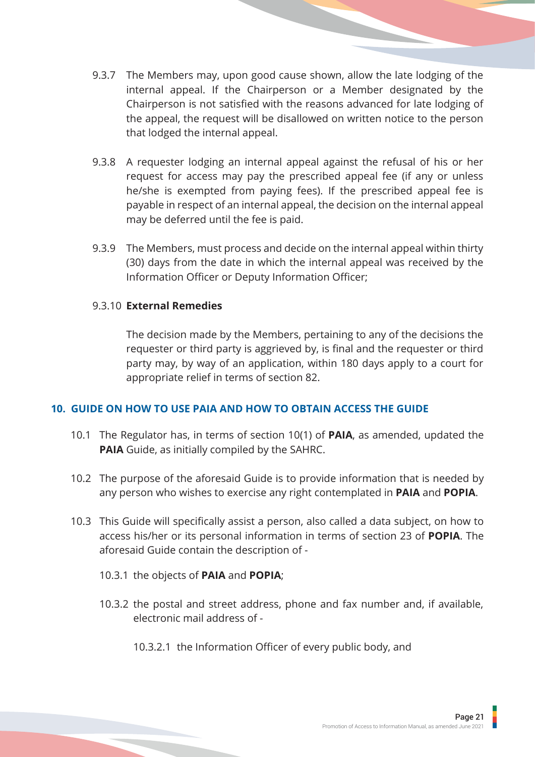9.3.7 The Members may, upon good cause shown, allow the late lodging of the internal appeal. If the Chairperson or a Member designated by the Chairperson is not satisfied with the reasons advanced for late lodging of the appeal, the request will be disallowed on written notice to the person that lodged the internal appeal.

9.3.8 A requester lodging an internal appeal against the refusal of his or her request for access may pay the prescribed appeal fee (if any or unless he/she is exempted from paying fees). If the prescribed appeal fee is payable in respect of an internal appeal, the decision on the internal appeal may be deferred until the fee is paid.

9.3.9 The Members, must process and decide on the internal appeal within thirty (30) days from the date in which the internal appeal was received by the Information Officer or Deputy Information Officer;

9.3.10 **External Remedies**

The decision made by the Members, pertaining to any of the decisions the requester or third party is aggrieved by, is final and the requester or third party may, by way of an application, within 180 days apply to a court for appropriate relief in terms of section 82.

## 10. GUIDE ON HOW TO USE PAIA AND HOW TO OBTAIN ACCESS THE GUIDE

10.1 The Regulator has, in terms of section 10(1) of **PAIA**, as amended, updated the **PAIA** Guide, as initially compiled by the SAHRC.

10.2 The purpose of the aforesaid Guide is to provide information that is needed by any person who wishes to exercise any right contemplated in **PAIA** and **POPIA**.

10.3 This Guide will specifically assist a person, also called a data subject, on how to access his/her or its personal information in terms of section 23 of **POPIA**. The aforesaid Guide contain the description of -

10.3.1 the objects of **PAIA** and **POPIA**;

10.3.2 the postal and street address, phone and fax number and, if available, electronic mail address of -

10.3.2.1 the Information Officer of every public body, and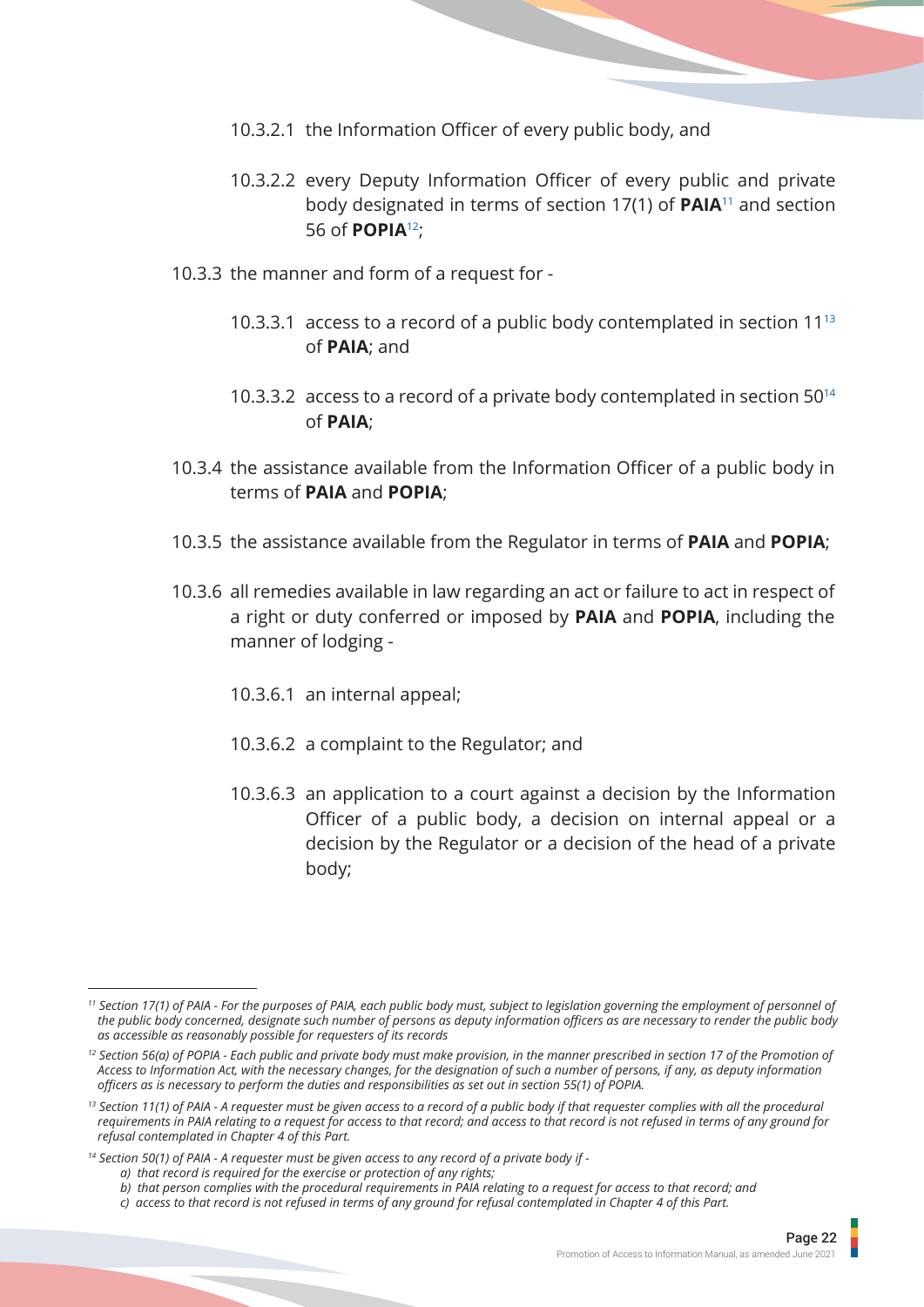10.3.2.1 the Information Officer of every public body, and

10.3.2.2 every Deputy Information Officer of every public and private body designated in terms of section 17(1) of **PAIA**[11] and section 56 of **POPIA**[12];

10.3.3 the manner and form of a request for -

10.3.3.1 access to a record of a public body contemplated in section 11[13] of **PAIA**; and

10.3.3.2 access to a record of a private body contemplated in section 50[14] of **PAIA**;

10.3.4 the assistance available from the Information Officer of a public body in terms of **PAIA** and **POPIA**;

10.3.5 the assistance available from the Regulator in terms of **PAIA** and **POPIA**;

10.3.6 all remedies available in law regarding an act or failure to act in respect of a right or duty conferred or imposed by **PAIA** and **POPIA**, including the manner of lodging -

10.3.6.1 an internal appeal;

10.3.6.2 a complaint to the Regulator; and

10.3.6.3 an application to a court against a decision by the Information Officer of a public body, a decision on internal appeal or a decision by the Regulator or a decision of the head of a private body;

---

[11] *Section 17(1) of PAIA - For the purposes of PAIA, each public body must, subject to legislation governing the employment of personnel of the public body concerned, designate such number of persons as deputy information officers as are necessary to render the public body as accessible as reasonably possible for requesters of its records*

[12] *Section 56(a) of POPIA - Each public and private body must make provision, in the manner prescribed in section 17 of the Promotion of Access to Information Act, with the necessary changes, for the designation of such a number of persons, if any, as deputy information officers as is necessary to perform the duties and responsibilities as set out in section 55(1) of POPIA.*

[13] *Section 11(1) of PAIA - A requester must be given access to a record of a public body if that requester complies with all the procedural requirements in PAIA relating to a request for access to that record; and access to that record is not refused in terms of any ground for refusal contemplated in Chapter 4 of this Part.*

[14] *Section 50(1) of PAIA - A requester must be given access to any record of a private body if -*

*a) that record is required for the exercise or protection of any rights;*

*b) that person complies with the procedural requirements in PAIA relating to a request for access to that record; and*

*c) access to that record is not refused in terms of any ground for refusal contemplated in Chapter 4 of this Part.*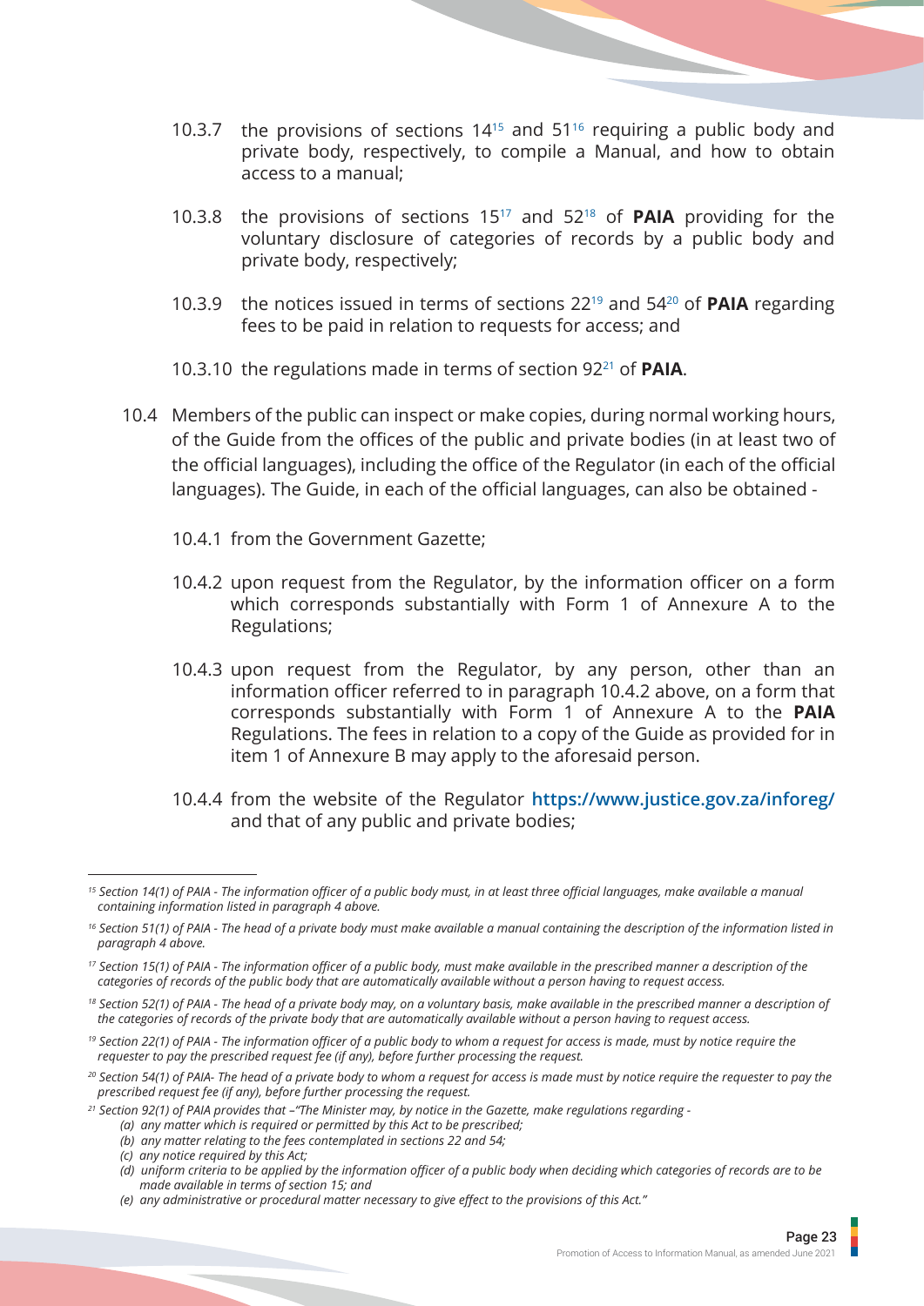10.3.7 the provisions of sections 14[15] and 51[16] requiring a public body and private body, respectively, to compile a Manual, and how to obtain access to a manual;

10.3.8 the provisions of sections 15[17] and 52[18] of **PAIA** providing for the voluntary disclosure of categories of records by a public body and private body, respectively;

10.3.9 the notices issued in terms of sections 22[19] and 54[20] of **PAIA** regarding fees to be paid in relation to requests for access; and

10.3.10 the regulations made in terms of section 92[21] of **PAIA**.

10.4 Members of the public can inspect or make copies, during normal working hours, of the Guide from the offices of the public and private bodies (in at least two of the official languages), including the office of the Regulator (in each of the official languages). The Guide, in each of the official languages, can also be obtained -

10.4.1 from the Government Gazette;

10.4.2 upon request from the Regulator, by the information officer on a form which corresponds substantially with Form 1 of Annexure A to the Regulations;

10.4.3 upon request from the Regulator, by any person, other than an information officer referred to in paragraph 10.4.2 above, on a form that corresponds substantially with Form 1 of Annexure A to the **PAIA** Regulations. The fees in relation to a copy of the Guide as provided for in item 1 of Annexure B may apply to the aforesaid person.

10.4.4 from the website of the Regulator **https://www.justice.gov.za/inforeg/** and that of any public and private bodies;

---

*[15] Section 14(1) of PAIA - The information officer of a public body must, in at least three official languages, make available a manual containing information listed in paragraph 4 above.*

*[16] Section 51(1) of PAIA - The head of a private body must make available a manual containing the description of the information listed in paragraph 4 above.*

*[17] Section 15(1) of PAIA - The information officer of a public body, must make available in the prescribed manner a description of the categories of records of the public body that are automatically available without a person having to request access.*

*[18] Section 52(1) of PAIA - The head of a private body may, on a voluntary basis, make available in the prescribed manner a description of the categories of records of the private body that are automatically available without a person having to request access.*

*[19] Section 22(1) of PAIA - The information officer of a public body to whom a request for access is made, must by notice require the requester to pay the prescribed request fee (if any), before further processing the request.*

*[20] Section 54(1) of PAIA- The head of a private body to whom a request for access is made must by notice require the requester to pay the prescribed request fee (if any), before further processing the request.*

*[21] Section 92(1) of PAIA provides that –"The Minister may, by notice in the Gazette, make regulations regarding -*

*(a) any matter which is required or permitted by this Act to be prescribed;*
*(b) any matter relating to the fees contemplated in sections 22 and 54;*
*(c) any notice required by this Act;*
*(d) uniform criteria to be applied by the information officer of a public body when deciding which categories of records are to be made available in terms of section 15; and*
*(e) any administrative or procedural matter necessary to give effect to the provisions of this Act."*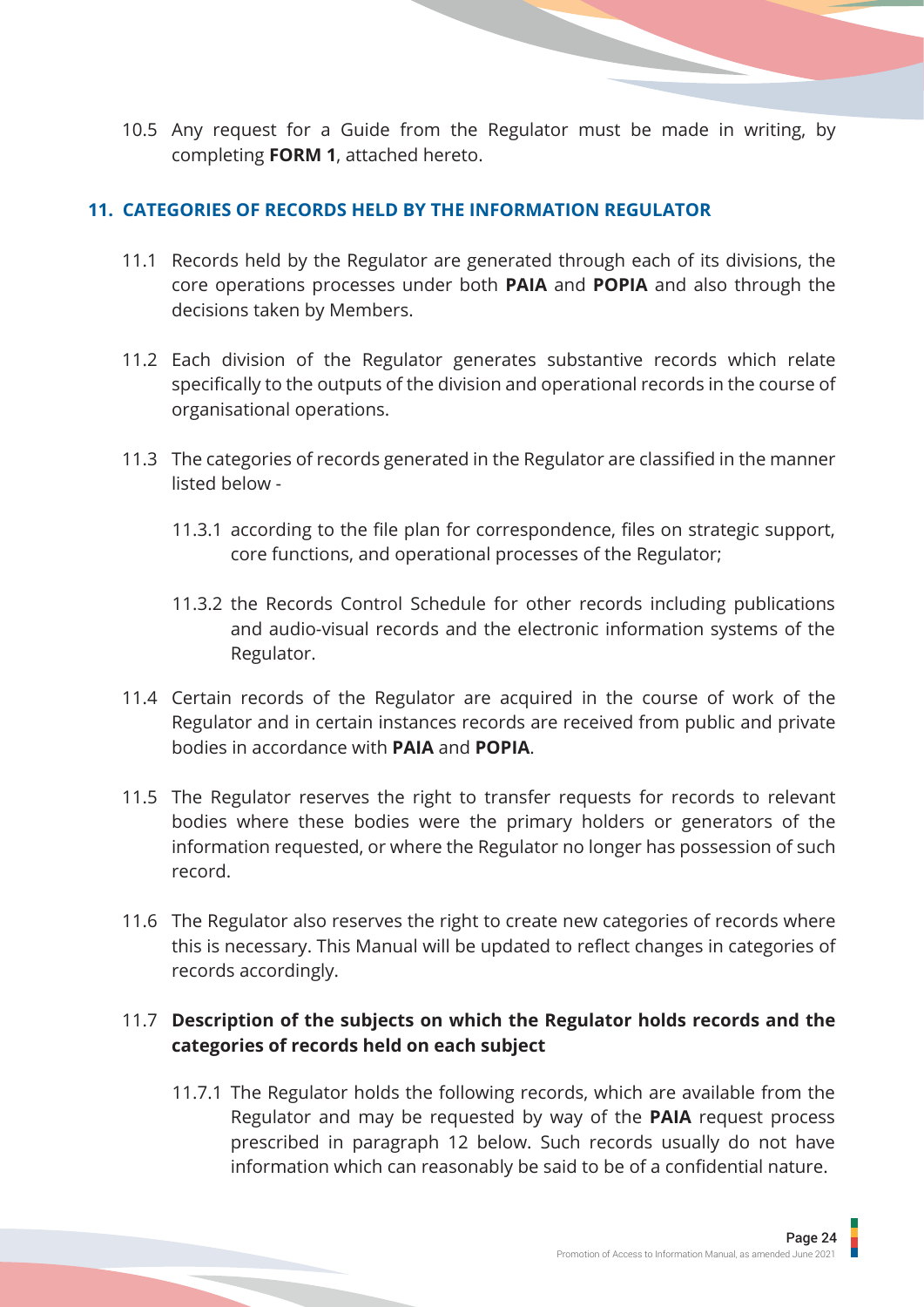10.5 Any request for a Guide from the Regulator must be made in writing, by completing **FORM 1**, attached hereto.

## 11. CATEGORIES OF RECORDS HELD BY THE INFORMATION REGULATOR

11.1 Records held by the Regulator are generated through each of its divisions, the core operations processes under both **PAIA** and **POPIA** and also through the decisions taken by Members.

11.2 Each division of the Regulator generates substantive records which relate specifically to the outputs of the division and operational records in the course of organisational operations.

11.3 The categories of records generated in the Regulator are classified in the manner listed below -

11.3.1 according to the file plan for correspondence, files on strategic support, core functions, and operational processes of the Regulator;

11.3.2 the Records Control Schedule for other records including publications and audio-visual records and the electronic information systems of the Regulator.

11.4 Certain records of the Regulator are acquired in the course of work of the Regulator and in certain instances records are received from public and private bodies in accordance with **PAIA** and **POPIA**.

11.5 The Regulator reserves the right to transfer requests for records to relevant bodies where these bodies were the primary holders or generators of the information requested, or where the Regulator no longer has possession of such record.

11.6 The Regulator also reserves the right to create new categories of records where this is necessary. This Manual will be updated to reflect changes in categories of records accordingly.

11.7 **Description of the subjects on which the Regulator holds records and the categories of records held on each subject**

11.7.1 The Regulator holds the following records, which are available from the Regulator and may be requested by way of the **PAIA** request process prescribed in paragraph 12 below. Such records usually do not have information which can reasonably be said to be of a confidential nature.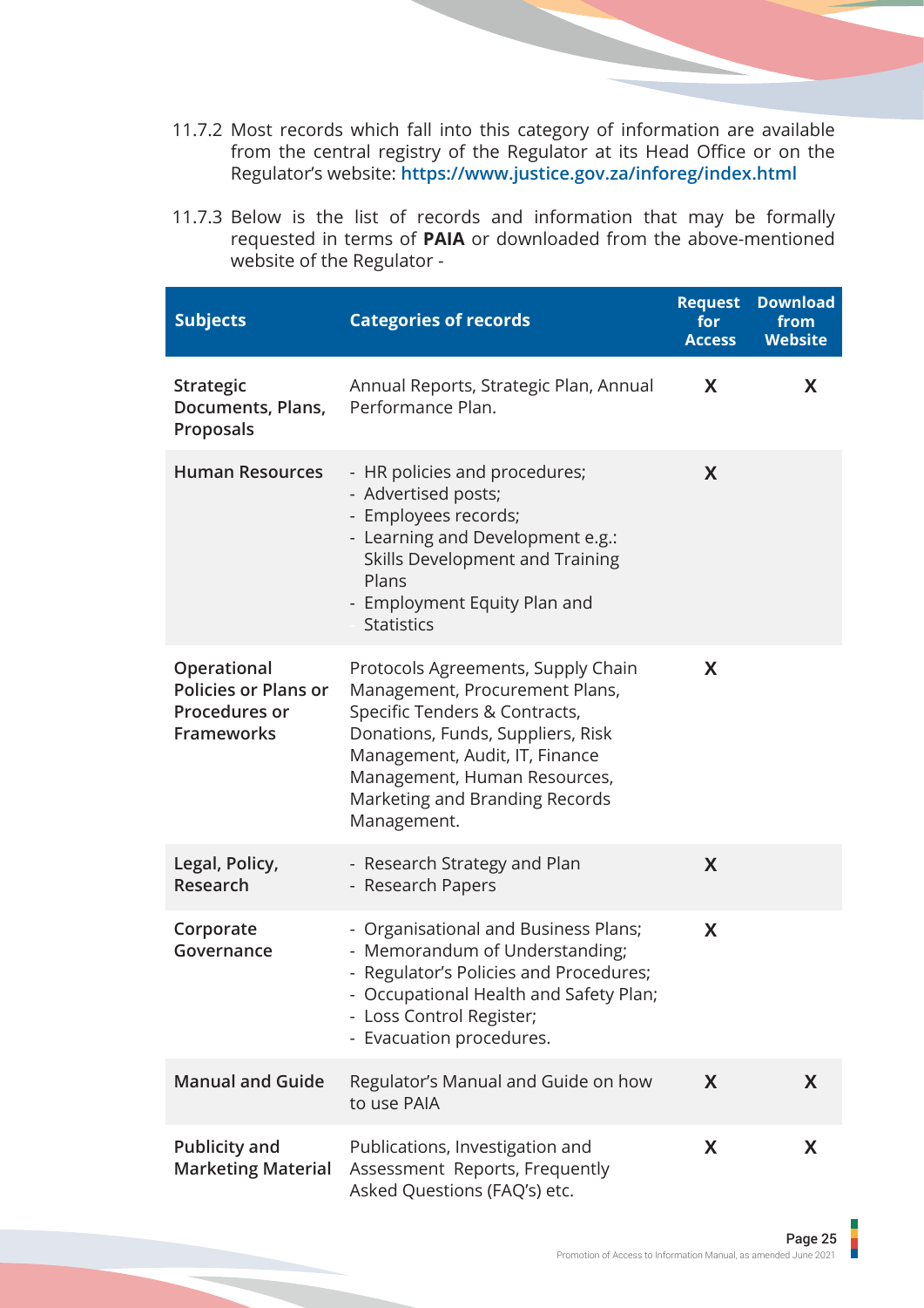11.7.2 Most records which fall into this category of information are available from the central registry of the Regulator at its Head Office or on the Regulator's website: **https://www.justice.gov.za/inforeg/index.html**

11.7.3 Below is the list of records and information that may be formally requested in terms of **PAIA** or downloaded from the above-mentioned website of the Regulator -

| Subjects | Categories of records | Request for Access | Download from Website |
|---|---|---|---|
| **Strategic Documents, Plans, Proposals** | Annual Reports, Strategic Plan, Annual Performance Plan. | X | X |
| **Human Resources** | - HR policies and procedures;<br>- Advertised posts;<br>- Employees records;<br>- Learning and Development e.g.: Skills Development and Training Plans<br>- Employment Equity Plan and Statistics | X | |
| **Operational Policies or Plans or Procedures or Frameworks** | Protocols Agreements, Supply Chain Management, Procurement Plans, Specific Tenders & Contracts, Donations, Funds, Suppliers, Risk Management, Audit, IT, Finance Management, Human Resources, Marketing and Branding Records Management. | X | |
| **Legal, Policy, Research** | - Research Strategy and Plan<br>- Research Papers | X | |
| **Corporate Governance** | - Organisational and Business Plans;<br>- Memorandum of Understanding;<br>- Regulator's Policies and Procedures;<br>- Occupational Health and Safety Plan;<br>- Loss Control Register;<br>- Evacuation procedures. | X | |
| **Manual and Guide** | Regulator's Manual and Guide on how to use PAIA | X | X |
| **Publicity and Marketing Material** | Publications, Investigation and Assessment Reports, Frequently Asked Questions (FAQ's) etc. | X | X |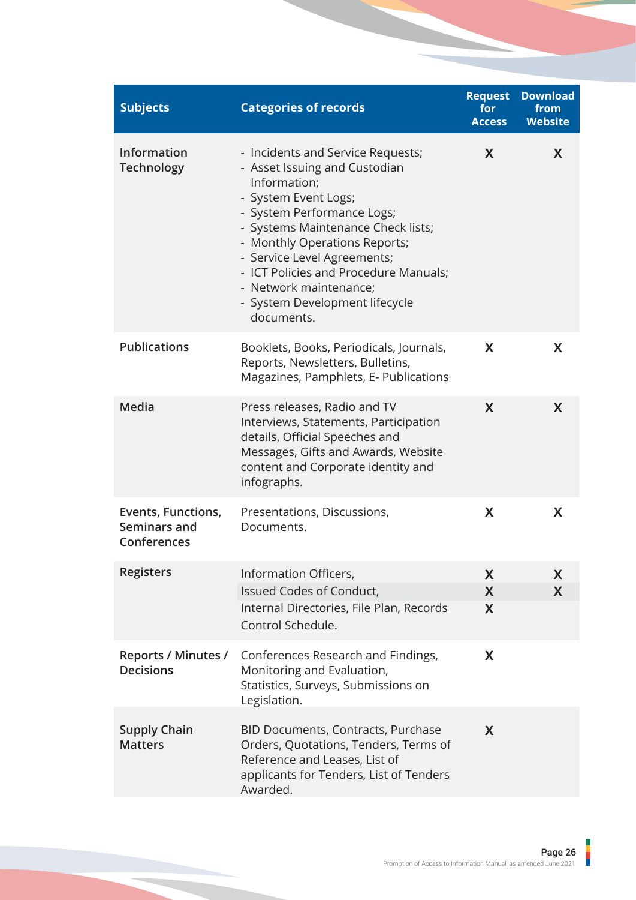| Subjects | Categories of records | Request for Access | Download from Website |
|---|---|---|---|
| Information Technology | - Incidents and Service Requests;<br>- Asset Issuing and Custodian Information;<br>- System Event Logs;<br>- System Performance Logs;<br>- Systems Maintenance Check lists;<br>- Monthly Operations Reports;<br>- Service Level Agreements;<br>- ICT Policies and Procedure Manuals;<br>- Network maintenance;<br>- System Development lifecycle documents. | X | X |
| Publications | Booklets, Books, Periodicals, Journals, Reports, Newsletters, Bulletins, Magazines, Pamphlets, E- Publications | X | X |
| Media | Press releases, Radio and TV Interviews, Statements, Participation details, Official Speeches and Messages, Gifts and Awards, Website content and Corporate identity and infographs. | X | X |
| Events, Functions, Seminars and Conferences | Presentations, Discussions, Documents. | X | X |
| Registers | Information Officers, | X | X |
| | Issued Codes of Conduct, | X | X |
| | Internal Directories, File Plan, Records Control Schedule. | X | |
| Reports / Minutes / Decisions | Conferences Research and Findings, Monitoring and Evaluation, Statistics, Surveys, Submissions on Legislation. | X | |
| Supply Chain Matters | BID Documents, Contracts, Purchase Orders, Quotations, Tenders, Terms of Reference and Leases, List of applicants for Tenders, List of Tenders Awarded. | X | |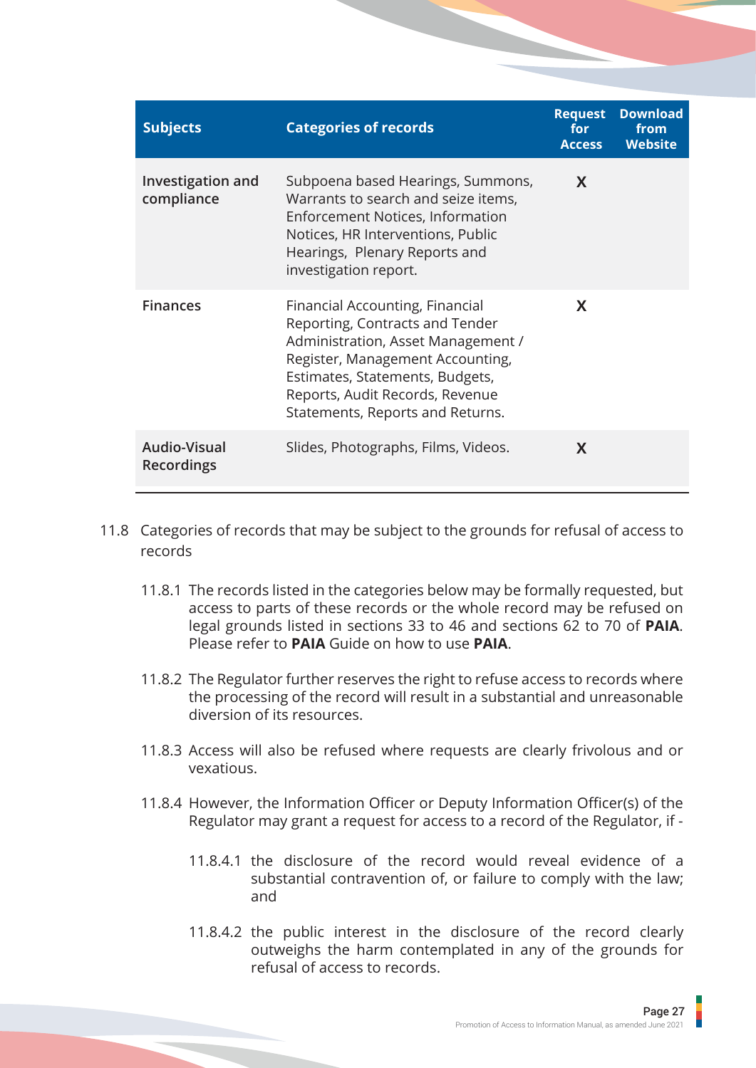| Subjects | Categories of records | Request for Access | Download from Website |
|---|---|---|---|
| Investigation and compliance | Subpoena based Hearings, Summons, Warrants to search and seize items, Enforcement Notices, Information Notices, HR Interventions, Public Hearings, Plenary Reports and investigation report. | X | |
| Finances | Financial Accounting, Financial Reporting, Contracts and Tender Administration, Asset Management / Register, Management Accounting, Estimates, Statements, Budgets, Reports, Audit Records, Revenue Statements, Reports and Returns. | X | |
| Audio-Visual Recordings | Slides, Photographs, Films, Videos. | X | |

11.8 Categories of records that may be subject to the grounds for refusal of access to records

11.8.1 The records listed in the categories below may be formally requested, but access to parts of these records or the whole record may be refused on legal grounds listed in sections 33 to 46 and sections 62 to 70 of **PAIA**. Please refer to **PAIA** Guide on how to use **PAIA**.

11.8.2 The Regulator further reserves the right to refuse access to records where the processing of the record will result in a substantial and unreasonable diversion of its resources.

11.8.3 Access will also be refused where requests are clearly frivolous and or vexatious.

11.8.4 However, the Information Officer or Deputy Information Officer(s) of the Regulator may grant a request for access to a record of the Regulator, if -

11.8.4.1 the disclosure of the record would reveal evidence of a substantial contravention of, or failure to comply with the law; and

11.8.4.2 the public interest in the disclosure of the record clearly outweighs the harm contemplated in any of the grounds for refusal of access to records.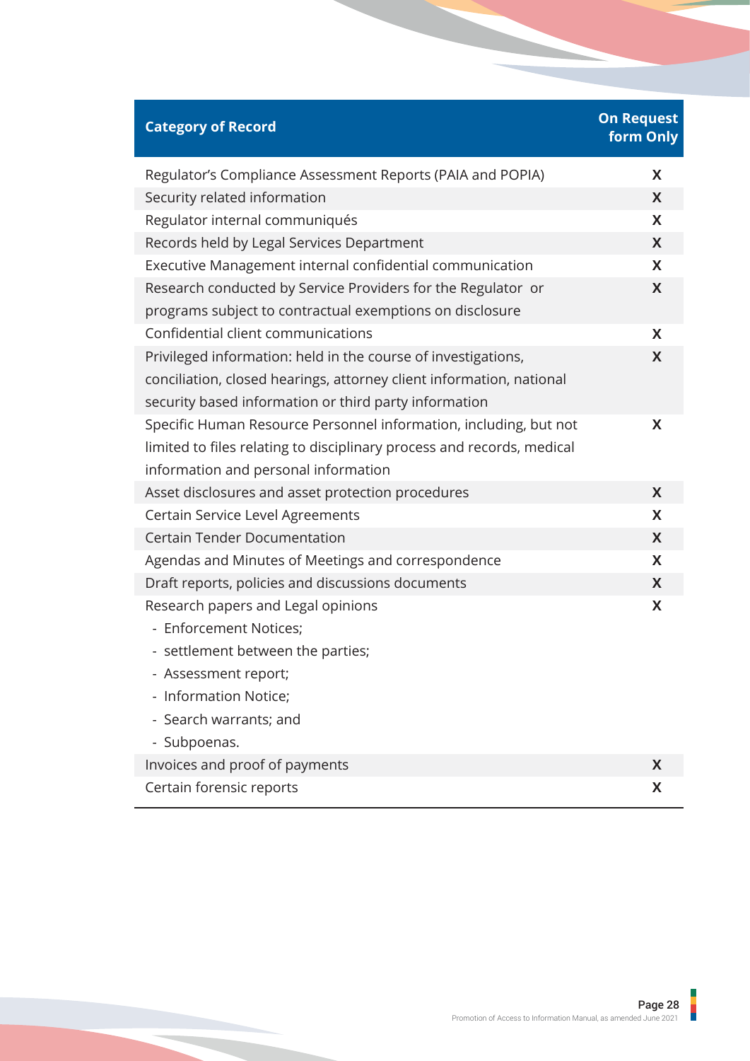| Category of Record | On Request form Only |
| --- | --- |
| Regulator's Compliance Assessment Reports (PAIA and POPIA) | X |
| Security related information | X |
| Regulator internal communiqués | X |
| Records held by Legal Services Department | X |
| Executive Management internal confidential communication | X |
| Research conducted by Service Providers for the Regulator or programs subject to contractual exemptions on disclosure | X |
| Confidential client communications | X |
| Privileged information: held in the course of investigations, conciliation, closed hearings, attorney client information, national security based information or third party information | X |
| Specific Human Resource Personnel information, including, but not limited to files relating to disciplinary process and records, medical information and personal information | X |
| Asset disclosures and asset protection procedures | X |
| Certain Service Level Agreements | X |
| Certain Tender Documentation | X |
| Agendas and Minutes of Meetings and correspondence | X |
| Draft reports, policies and discussions documents | X |
| Research papers and Legal opinions<br>- Enforcement Notices;<br>- settlement between the parties;<br>- Assessment report;<br>- Information Notice;<br>- Search warrants; and<br>- Subpoenas. | X |
| Invoices and proof of payments | X |
| Certain forensic reports | X |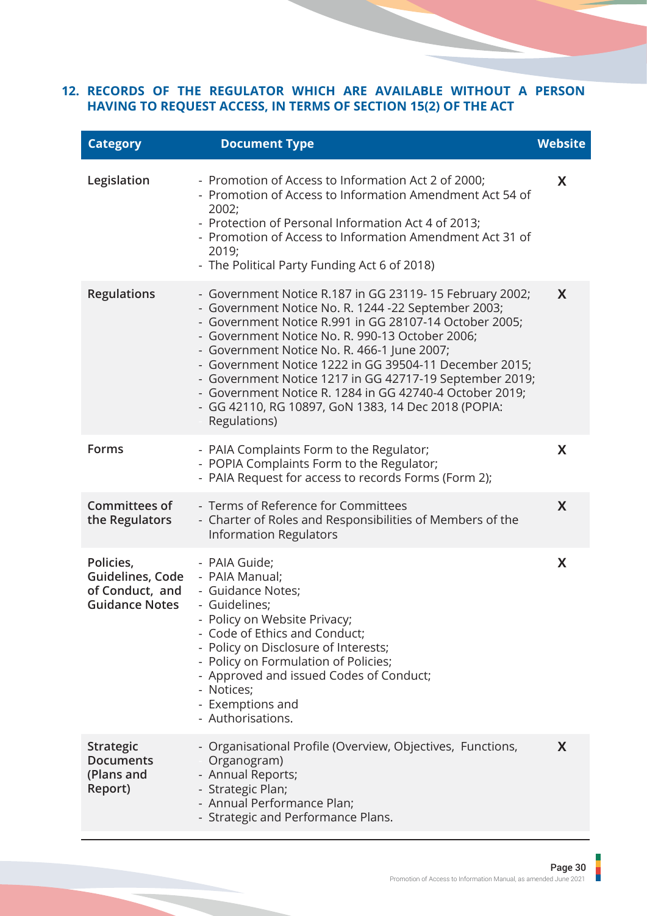## 12. RECORDS OF THE REGULATOR WHICH ARE AVAILABLE WITHOUT A PERSON HAVING TO REQUEST ACCESS, IN TERMS OF SECTION 15(2) OF THE ACT

| Category | Document Type | Website |
|---|---|---|
| **Legislation** | - Promotion of Access to Information Act 2 of 2000;<br>- Promotion of Access to Information Amendment Act 54 of 2002;<br>- Protection of Personal Information Act 4 of 2013;<br>- Promotion of Access to Information Amendment Act 31 of 2019;<br>- The Political Party Funding Act 6 of 2018) | X |
| **Regulations** | - Government Notice R.187 in GG 23119- 15 February 2002;<br>- Government Notice No. R. 1244 -22 September 2003;<br>- Government Notice R.991 in GG 28107-14 October 2005;<br>- Government Notice No. R. 990-13 October 2006;<br>- Government Notice No. R. 466-1 June 2007;<br>- Government Notice 1222 in GG 39504-11 December 2015;<br>- Government Notice 1217 in GG 42717-19 September 2019;<br>- Government Notice R. 1284 in GG 42740-4 October 2019;<br>- GG 42110, RG 10897, GoN 1383, 14 Dec 2018 (POPIA: Regulations) | X |
| **Forms** | - PAIA Complaints Form to the Regulator;<br>- POPIA Complaints Form to the Regulator;<br>- PAIA Request for access to records Forms (Form 2); | X |
| **Committees of the Regulators** | - Terms of Reference for Committees<br>- Charter of Roles and Responsibilities of Members of the Information Regulators | X |
| **Policies, Guidelines, Code of Conduct, and Guidance Notes** | - PAIA Guide;<br>- PAIA Manual;<br>- Guidance Notes;<br>- Guidelines;<br>- Policy on Website Privacy;<br>- Code of Ethics and Conduct;<br>- Policy on Disclosure of Interests;<br>- Policy on Formulation of Policies;<br>- Approved and issued Codes of Conduct;<br>- Notices;<br>- Exemptions and<br>- Authorisations. | X |
| **Strategic Documents (Plans and Report)** | - Organisational Profile (Overview, Objectives, Functions, Organogram)<br>- Annual Reports;<br>- Strategic Plan;<br>- Annual Performance Plan;<br>- Strategic and Performance Plans. | X |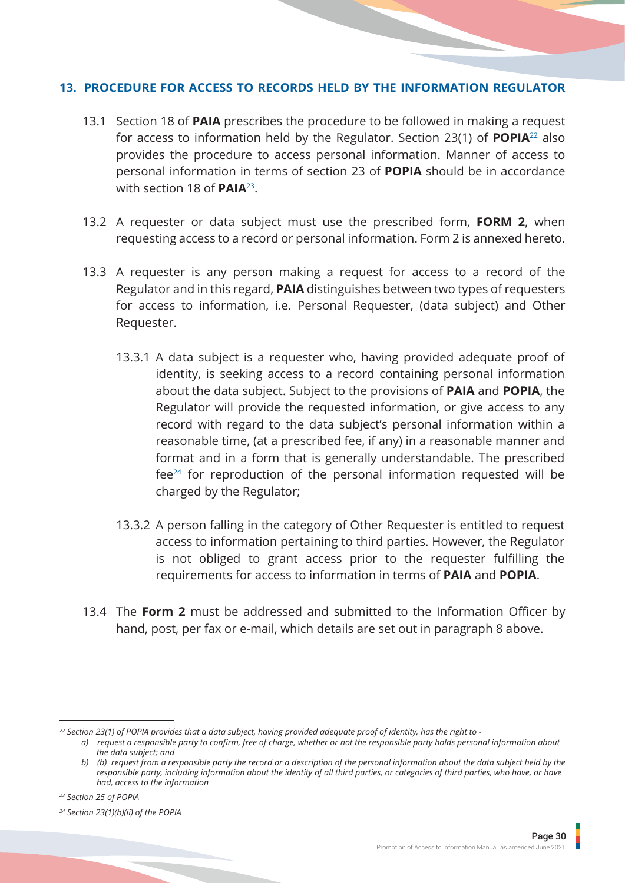## 13. PROCEDURE FOR ACCESS TO RECORDS HELD BY THE INFORMATION REGULATOR

13.1 Section 18 of **PAIA** prescribes the procedure to be followed in making a request for access to information held by the Regulator. Section 23(1) of **POPIA**[22] also provides the procedure to access personal information. Manner of access to personal information in terms of section 23 of **POPIA** should be in accordance with section 18 of **PAIA**[23].

13.2 A requester or data subject must use the prescribed form, **FORM 2**, when requesting access to a record or personal information. Form 2 is annexed hereto.

13.3 A requester is any person making a request for access to a record of the Regulator and in this regard, **PAIA** distinguishes between two types of requesters for access to information, i.e. Personal Requester, (data subject) and Other Requester.

13.3.1 A data subject is a requester who, having provided adequate proof of identity, is seeking access to a record containing personal information about the data subject. Subject to the provisions of **PAIA** and **POPIA**, the Regulator will provide the requested information, or give access to any record with regard to the data subject's personal information within a reasonable time, (at a prescribed fee, if any) in a reasonable manner and format and in a form that is generally understandable. The prescribed fee[24] for reproduction of the personal information requested will be charged by the Regulator;

13.3.2 A person falling in the category of Other Requester is entitled to request access to information pertaining to third parties. However, the Regulator is not obliged to grant access prior to the requester fulfilling the requirements for access to information in terms of **PAIA** and **POPIA**.

13.4 The **Form 2** must be addressed and submitted to the Information Officer by hand, post, per fax or e-mail, which details are set out in paragraph 8 above.

---

*[22] Section 23(1) of POPIA provides that a data subject, having provided adequate proof of identity, has the right to -*

*a) request a responsible party to confirm, free of charge, whether or not the responsible party holds personal information about the data subject; and*

*b) (b) request from a responsible party the record or a description of the personal information about the data subject held by the responsible party, including information about the identity of all third parties, or categories of third parties, who have, or have had, access to the information*

*[23] Section 25 of POPIA*

*[24] Section 23(1)(b)(ii) of the POPIA*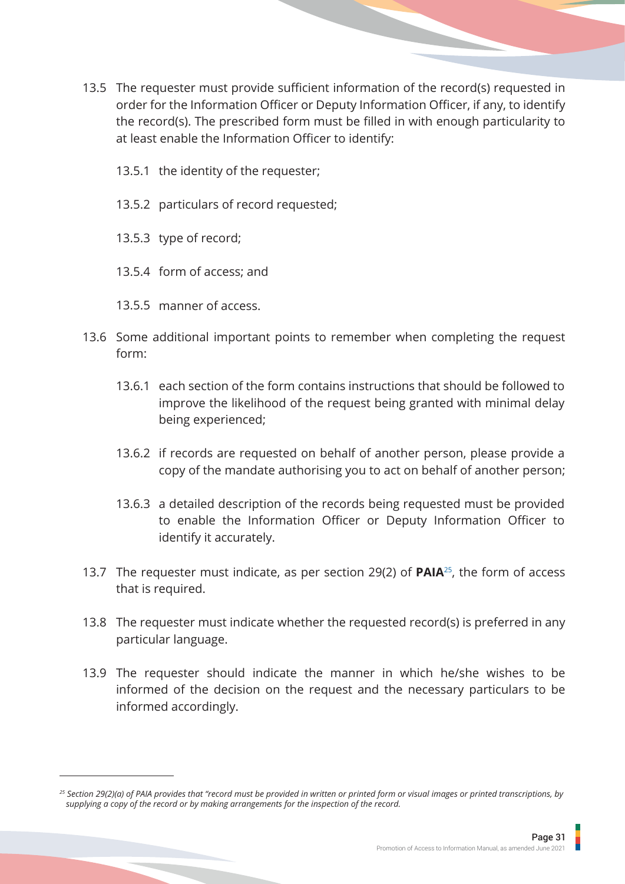13.5 The requester must provide sufficient information of the record(s) requested in order for the Information Officer or Deputy Information Officer, if any, to identify the record(s). The prescribed form must be filled in with enough particularity to at least enable the Information Officer to identify:

   13.5.1 the identity of the requester;

   13.5.2 particulars of record requested;

   13.5.3 type of record;

   13.5.4 form of access; and

   13.5.5 manner of access.

13.6 Some additional important points to remember when completing the request form:

   13.6.1 each section of the form contains instructions that should be followed to improve the likelihood of the request being granted with minimal delay being experienced;

   13.6.2 if records are requested on behalf of another person, please provide a copy of the mandate authorising you to act on behalf of another person;

   13.6.3 a detailed description of the records being requested must be provided to enable the Information Officer or Deputy Information Officer to identify it accurately.

13.7 The requester must indicate, as per section 29(2) of **PAIA**[25], the form of access that is required.

13.8 The requester must indicate whether the requested record(s) is preferred in any particular language.

13.9 The requester should indicate the manner in which he/she wishes to be informed of the decision on the request and the necessary particulars to be informed accordingly.

---

[25] *Section 29(2)(a) of PAIA provides that "record must be provided in written or printed form or visual images or printed transcriptions, by supplying a copy of the record or by making arrangements for the inspection of the record.*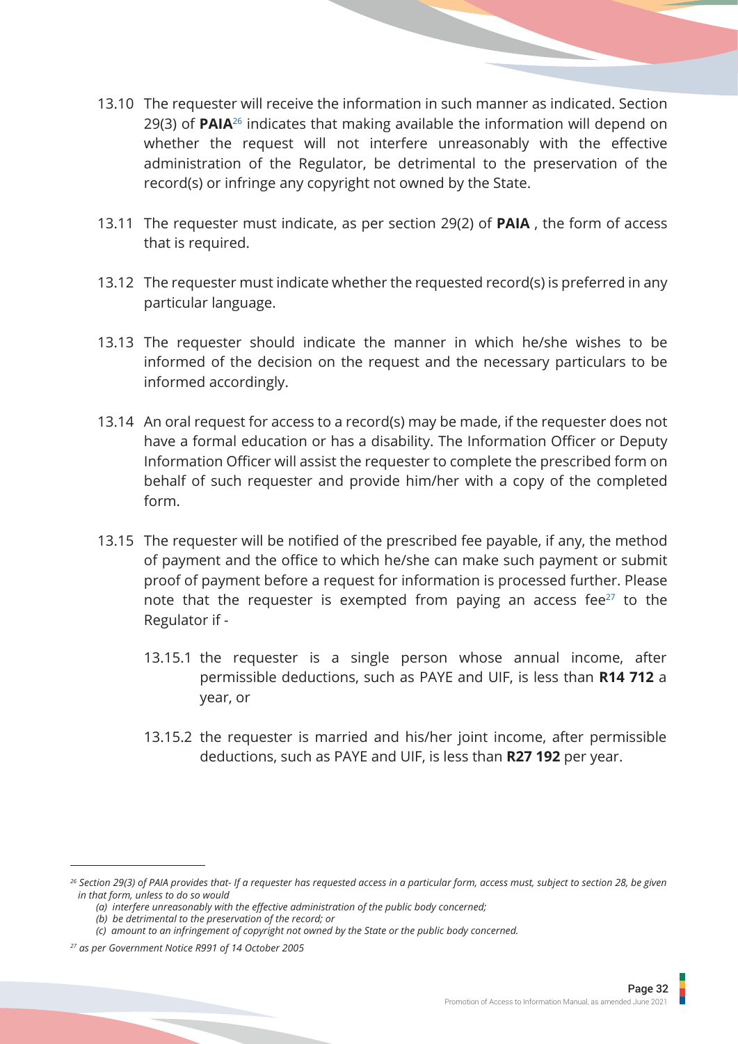13.10 The requester will receive the information in such manner as indicated. Section 29(3) of **PAIA**[26] indicates that making available the information will depend on whether the request will not interfere unreasonably with the effective administration of the Regulator, be detrimental to the preservation of the record(s) or infringe any copyright not owned by the State.

13.11 The requester must indicate, as per section 29(2) of **PAIA** , the form of access that is required.

13.12 The requester must indicate whether the requested record(s) is preferred in any particular language.

13.13 The requester should indicate the manner in which he/she wishes to be informed of the decision on the request and the necessary particulars to be informed accordingly.

13.14 An oral request for access to a record(s) may be made, if the requester does not have a formal education or has a disability. The Information Officer or Deputy Information Officer will assist the requester to complete the prescribed form on behalf of such requester and provide him/her with a copy of the completed form.

13.15 The requester will be notified of the prescribed fee payable, if any, the method of payment and the office to which he/she can make such payment or submit proof of payment before a request for information is processed further. Please note that the requester is exempted from paying an access fee[27] to the Regulator if -

13.15.1 the requester is a single person whose annual income, after permissible deductions, such as PAYE and UIF, is less than **R14 712** a year, or

13.15.2 the requester is married and his/her joint income, after permissible deductions, such as PAYE and UIF, is less than **R27 192** per year.

---

[26] *Section 29(3) of PAIA provides that- If a requester has requested access in a particular form, access must, subject to section 28, be given in that form, unless to do so would*

*(a) interfere unreasonably with the effective administration of the public body concerned;*

*(b) be detrimental to the preservation of the record; or*

*(c) amount to an infringement of copyright not owned by the State or the public body concerned.*

[27] *as per Government Notice R991 of 14 October 2005*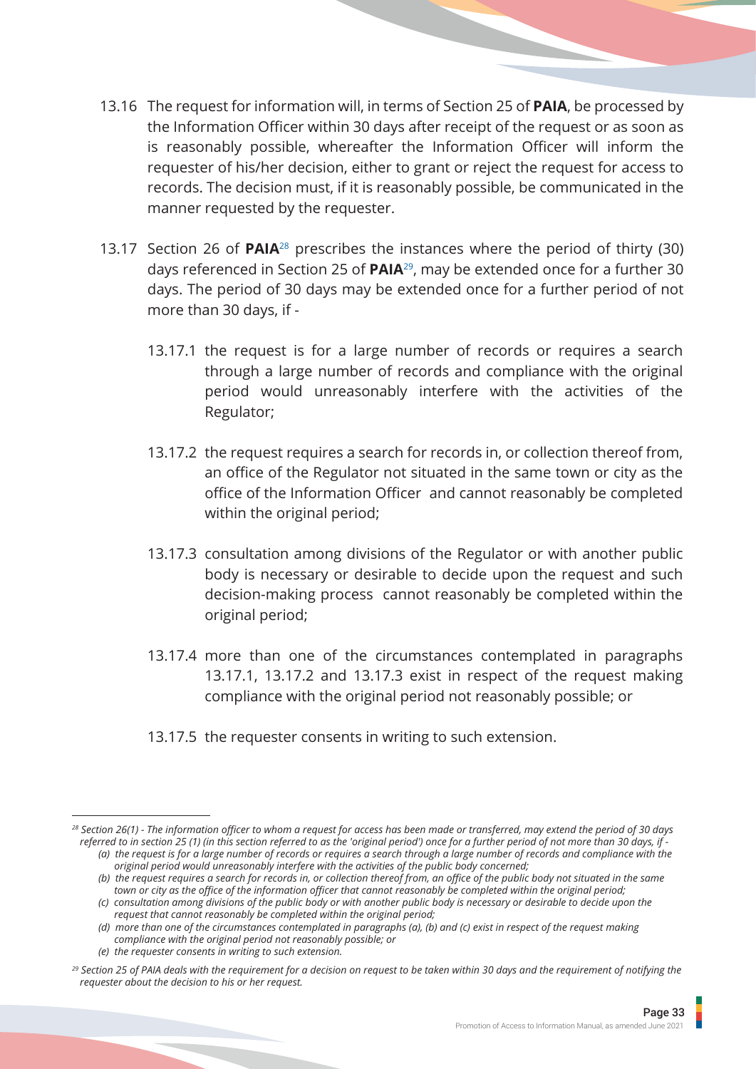13.16 The request for information will, in terms of Section 25 of **PAIA**, be processed by the Information Officer within 30 days after receipt of the request or as soon as is reasonably possible, whereafter the Information Officer will inform the requester of his/her decision, either to grant or reject the request for access to records. The decision must, if it is reasonably possible, be communicated in the manner requested by the requester.

13.17 Section 26 of **PAIA**[28] prescribes the instances where the period of thirty (30) days referenced in Section 25 of **PAIA**[29], may be extended once for a further 30 days. The period of 30 days may be extended once for a further period of not more than 30 days, if -

13.17.1 the request is for a large number of records or requires a search through a large number of records and compliance with the original period would unreasonably interfere with the activities of the Regulator;

13.17.2 the request requires a search for records in, or collection thereof from, an office of the Regulator not situated in the same town or city as the office of the Information Officer and cannot reasonably be completed within the original period;

13.17.3 consultation among divisions of the Regulator or with another public body is necessary or desirable to decide upon the request and such decision-making process cannot reasonably be completed within the original period;

13.17.4 more than one of the circumstances contemplated in paragraphs 13.17.1, 13.17.2 and 13.17.3 exist in respect of the request making compliance with the original period not reasonably possible; or

13.17.5 the requester consents in writing to such extension.

---

[28] *Section 26(1) - The information officer to whom a request for access has been made or transferred, may extend the period of 30 days referred to in section 25 (1) (in this section referred to as the 'original period') once for a further period of not more than 30 days, if -*
*(a) the request is for a large number of records or requires a search through a large number of records and compliance with the original period would unreasonably interfere with the activities of the public body concerned;*
*(b) the request requires a search for records in, or collection thereof from, an office of the public body not situated in the same town or city as the office of the information officer that cannot reasonably be completed within the original period;*
*(c) consultation among divisions of the public body or with another public body is necessary or desirable to decide upon the request that cannot reasonably be completed within the original period;*
*(d) more than one of the circumstances contemplated in paragraphs (a), (b) and (c) exist in respect of the request making compliance with the original period not reasonably possible; or*
*(e) the requester consents in writing to such extension.*

[29] *Section 25 of PAIA deals with the requirement for a decision on request to be taken within 30 days and the requirement of notifying the requester about the decision to his or her request.*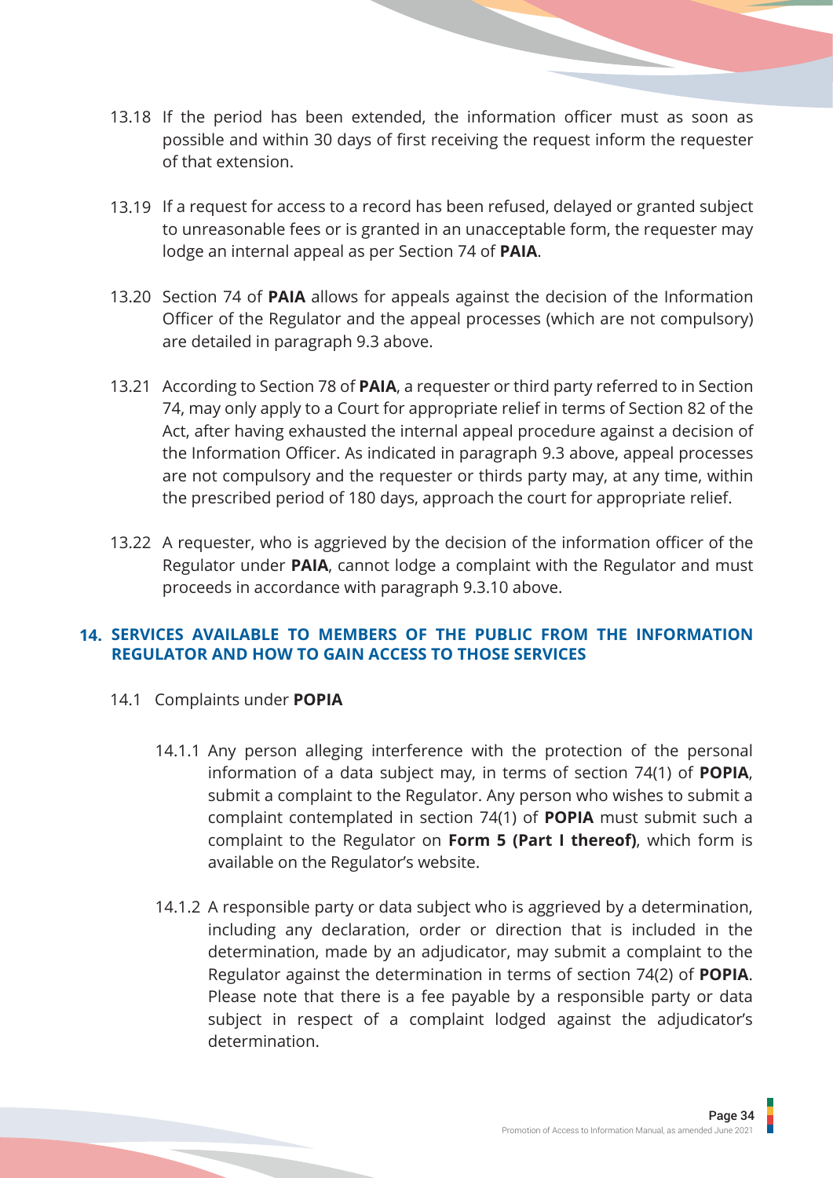13.18 If the period has been extended, the information officer must as soon as possible and within 30 days of first receiving the request inform the requester of that extension.

13.19 If a request for access to a record has been refused, delayed or granted subject to unreasonable fees or is granted in an unacceptable form, the requester may lodge an internal appeal as per Section 74 of **PAIA**.

13.20 Section 74 of **PAIA** allows for appeals against the decision of the Information Officer of the Regulator and the appeal processes (which are not compulsory) are detailed in paragraph 9.3 above.

13.21 According to Section 78 of **PAIA**, a requester or third party referred to in Section 74, may only apply to a Court for appropriate relief in terms of Section 82 of the Act, after having exhausted the internal appeal procedure against a decision of the Information Officer. As indicated in paragraph 9.3 above, appeal processes are not compulsory and the requester or thirds party may, at any time, within the prescribed period of 180 days, approach the court for appropriate relief.

13.22 A requester, who is aggrieved by the decision of the information officer of the Regulator under **PAIA**, cannot lodge a complaint with the Regulator and must proceeds in accordance with paragraph 9.3.10 above.

## 14. SERVICES AVAILABLE TO MEMBERS OF THE PUBLIC FROM THE INFORMATION REGULATOR AND HOW TO GAIN ACCESS TO THOSE SERVICES

14.1 Complaints under **POPIA**

14.1.1 Any person alleging interference with the protection of the personal information of a data subject may, in terms of section 74(1) of **POPIA**, submit a complaint to the Regulator. Any person who wishes to submit a complaint contemplated in section 74(1) of **POPIA** must submit such a complaint to the Regulator on **Form 5 (Part I thereof)**, which form is available on the Regulator's website.

14.1.2 A responsible party or data subject who is aggrieved by a determination, including any declaration, order or direction that is included in the determination, made by an adjudicator, may submit a complaint to the Regulator against the determination in terms of section 74(2) of **POPIA**. Please note that there is a fee payable by a responsible party or data subject in respect of a complaint lodged against the adjudicator's determination.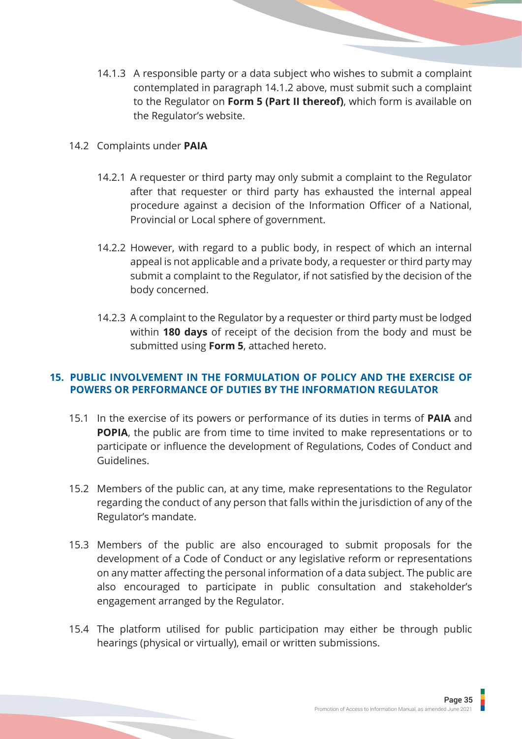14.1.3 A responsible party or a data subject who wishes to submit a complaint contemplated in paragraph 14.1.2 above, must submit such a complaint to the Regulator on **Form 5 (Part II thereof)**, which form is available on the Regulator's website.

14.2 Complaints under **PAIA**

14.2.1 A requester or third party may only submit a complaint to the Regulator after that requester or third party has exhausted the internal appeal procedure against a decision of the Information Officer of a National, Provincial or Local sphere of government.

14.2.2 However, with regard to a public body, in respect of which an internal appeal is not applicable and a private body, a requester or third party may submit a complaint to the Regulator, if not satisfied by the decision of the body concerned.

14.2.3 A complaint to the Regulator by a requester or third party must be lodged within **180 days** of receipt of the decision from the body and must be submitted using **Form 5**, attached hereto.

## 15. PUBLIC INVOLVEMENT IN THE FORMULATION OF POLICY AND THE EXERCISE OF POWERS OR PERFORMANCE OF DUTIES BY THE INFORMATION REGULATOR

15.1 In the exercise of its powers or performance of its duties in terms of **PAIA** and **POPIA**, the public are from time to time invited to make representations or to participate or influence the development of Regulations, Codes of Conduct and Guidelines.

15.2 Members of the public can, at any time, make representations to the Regulator regarding the conduct of any person that falls within the jurisdiction of any of the Regulator's mandate.

15.3 Members of the public are also encouraged to submit proposals for the development of a Code of Conduct or any legislative reform or representations on any matter affecting the personal information of a data subject. The public are also encouraged to participate in public consultation and stakeholder's engagement arranged by the Regulator.

15.4 The platform utilised for public participation may either be through public hearings (physical or virtually), email or written submissions.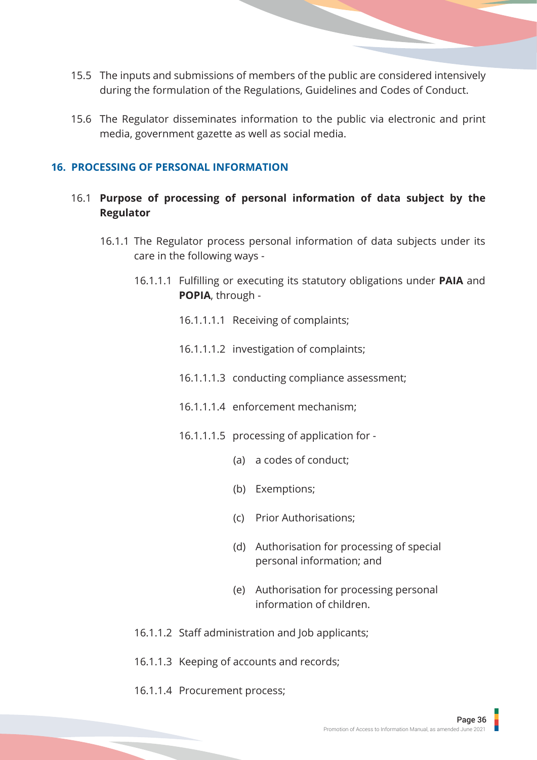15.5 The inputs and submissions of members of the public are considered intensively during the formulation of the Regulations, Guidelines and Codes of Conduct.

15.6 The Regulator disseminates information to the public via electronic and print media, government gazette as well as social media.

## 16. PROCESSING OF PERSONAL INFORMATION

16.1 **Purpose of processing of personal information of data subject by the Regulator**

16.1.1 The Regulator process personal information of data subjects under its care in the following ways -

16.1.1.1 Fulfilling or executing its statutory obligations under **PAIA** and **POPIA**, through -

16.1.1.1.1 Receiving of complaints;

16.1.1.1.2 investigation of complaints;

16.1.1.1.3 conducting compliance assessment;

16.1.1.1.4 enforcement mechanism;

16.1.1.1.5 processing of application for -

(a) a codes of conduct;

(b) Exemptions;

(c) Prior Authorisations;

(d) Authorisation for processing of special personal information; and

(e) Authorisation for processing personal information of children.

16.1.1.2 Staff administration and Job applicants;

16.1.1.3 Keeping of accounts and records;

16.1.1.4 Procurement process;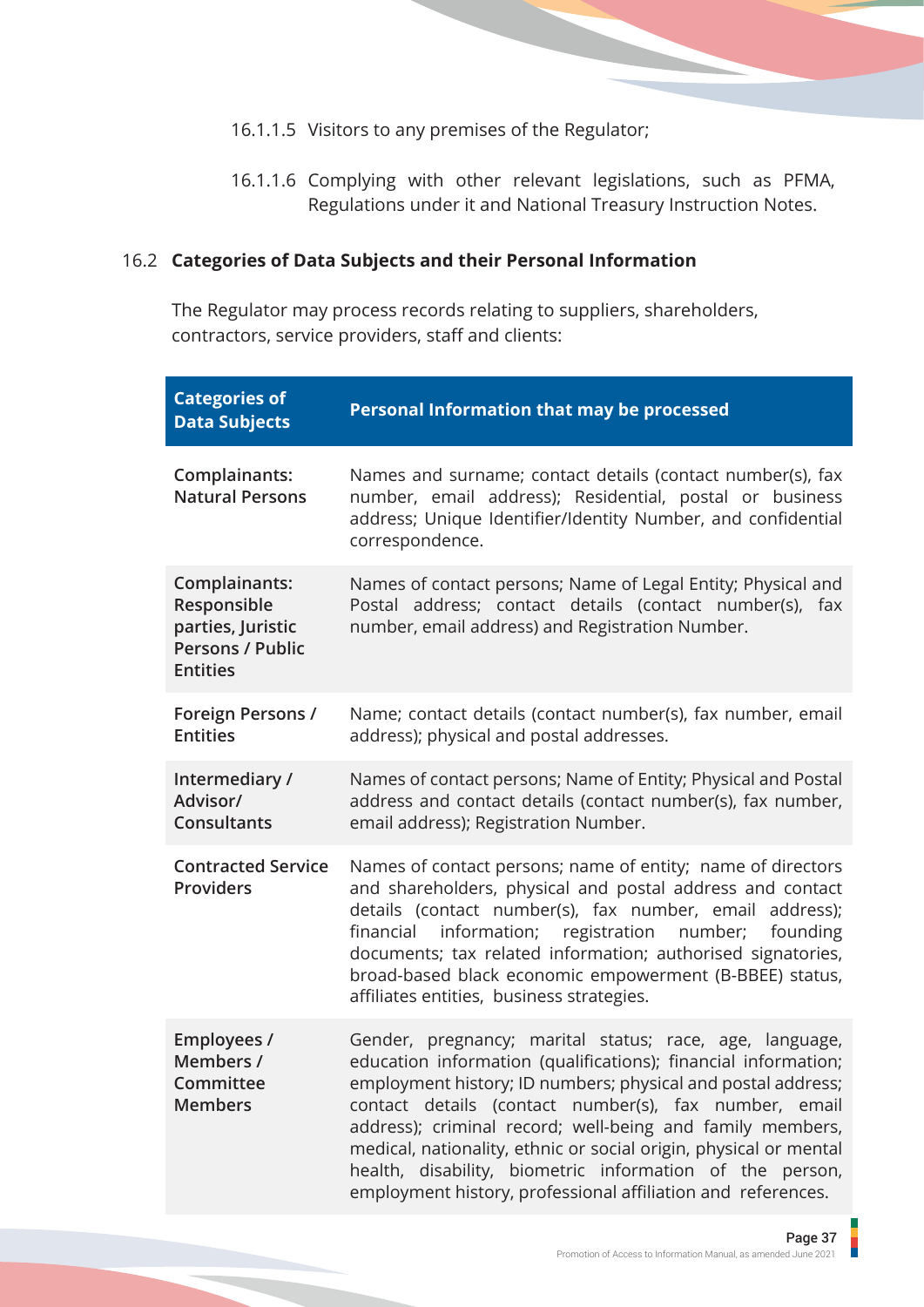16.1.1.5 Visitors to any premises of the Regulator;

16.1.1.6 Complying with other relevant legislations, such as PFMA, Regulations under it and National Treasury Instruction Notes.

### 16.2 Categories of Data Subjects and their Personal Information

The Regulator may process records relating to suppliers, shareholders, contractors, service providers, staff and clients:

| Categories of Data Subjects | Personal Information that may be processed |
|---|---|
| **Complainants: Natural Persons** | Names and surname; contact details (contact number(s), fax number, email address); Residential, postal or business address; Unique Identifier/Identity Number, and confidential correspondence. |
| **Complainants: Responsible parties, Juristic Persons / Public Entities** | Names of contact persons; Name of Legal Entity; Physical and Postal address; contact details (contact number(s), fax number, email address) and Registration Number. |
| **Foreign Persons / Entities** | Name; contact details (contact number(s), fax number, email address); physical and postal addresses. |
| **Intermediary / Advisor/ Consultants** | Names of contact persons; Name of Entity; Physical and Postal address and contact details (contact number(s), fax number, email address); Registration Number. |
| **Contracted Service Providers** | Names of contact persons; name of entity; name of directors and shareholders, physical and postal address and contact details (contact number(s), fax number, email address); financial information; registration number; founding documents; tax related information; authorised signatories, broad-based black economic empowerment (B-BBEE) status, affiliates entities, business strategies. |
| **Employees / Members / Committee Members** | Gender, pregnancy; marital status; race, age, language, education information (qualifications); financial information; employment history; ID numbers; physical and postal address; contact details (contact number(s), fax number, email address); criminal record; well-being and family members, medical, nationality, ethnic or social origin, physical or mental health, disability, biometric information of the person, employment history, professional affiliation and references. |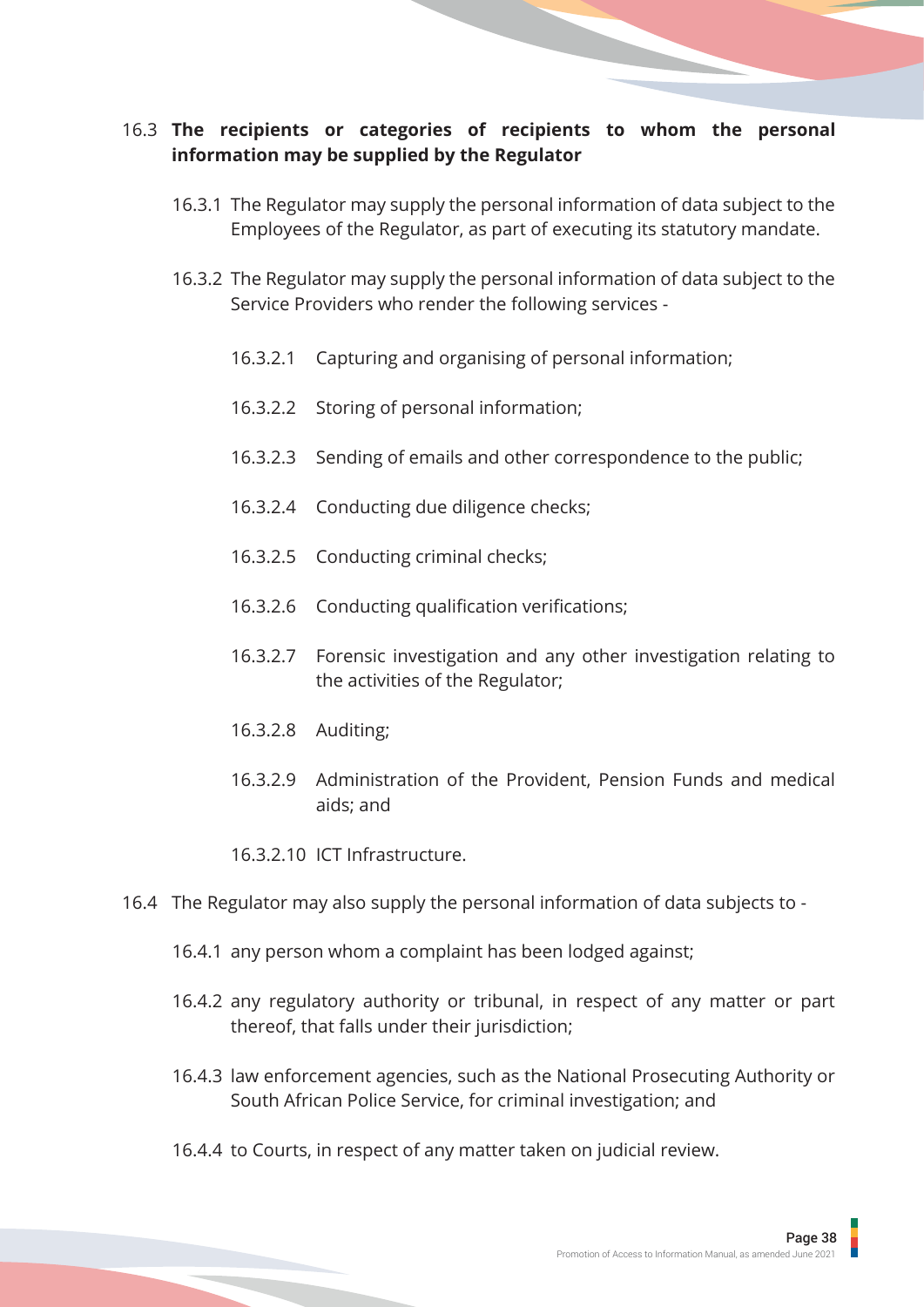16.3 **The recipients or categories of recipients to whom the personal information may be supplied by the Regulator**

16.3.1 The Regulator may supply the personal information of data subject to the Employees of the Regulator, as part of executing its statutory mandate.

16.3.2 The Regulator may supply the personal information of data subject to the Service Providers who render the following services -

16.3.2.1 Capturing and organising of personal information;

16.3.2.2 Storing of personal information;

16.3.2.3 Sending of emails and other correspondence to the public;

16.3.2.4 Conducting due diligence checks;

16.3.2.5 Conducting criminal checks;

16.3.2.6 Conducting qualification verifications;

16.3.2.7 Forensic investigation and any other investigation relating to the activities of the Regulator;

16.3.2.8 Auditing;

16.3.2.9 Administration of the Provident, Pension Funds and medical aids; and

16.3.2.10 ICT Infrastructure.

16.4 The Regulator may also supply the personal information of data subjects to -

16.4.1 any person whom a complaint has been lodged against;

16.4.2 any regulatory authority or tribunal, in respect of any matter or part thereof, that falls under their jurisdiction;

16.4.3 law enforcement agencies, such as the National Prosecuting Authority or South African Police Service, for criminal investigation; and

16.4.4 to Courts, in respect of any matter taken on judicial review.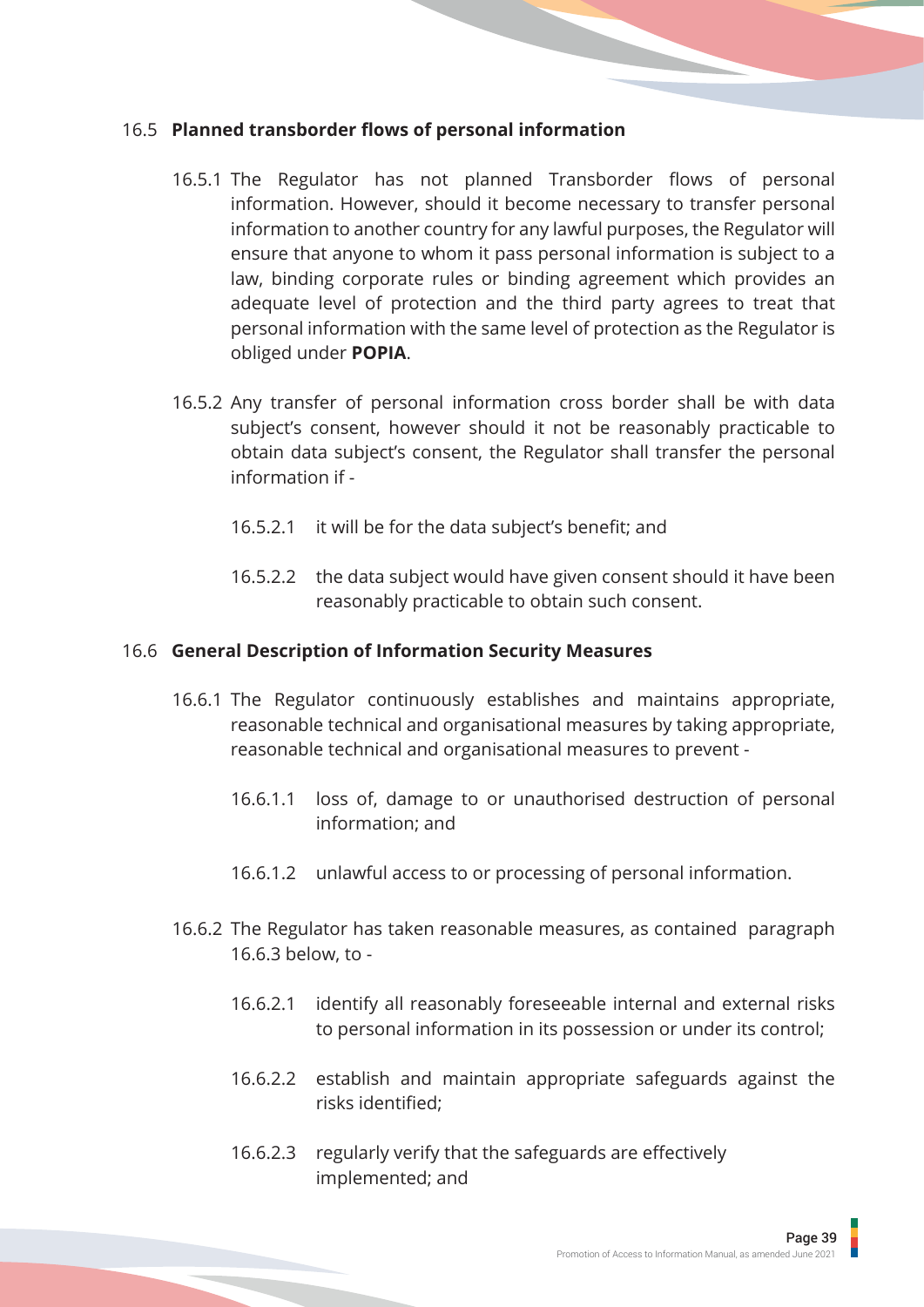### 16.5 **Planned transborder flows of personal information**

16.5.1 The Regulator has not planned Transborder flows of personal information. However, should it become necessary to transfer personal information to another country for any lawful purposes, the Regulator will ensure that anyone to whom it pass personal information is subject to a law, binding corporate rules or binding agreement which provides an adequate level of protection and the third party agrees to treat that personal information with the same level of protection as the Regulator is obliged under **POPIA**.

16.5.2 Any transfer of personal information cross border shall be with data subject's consent, however should it not be reasonably practicable to obtain data subject's consent, the Regulator shall transfer the personal information if -

16.5.2.1 it will be for the data subject's benefit; and

16.5.2.2 the data subject would have given consent should it have been reasonably practicable to obtain such consent.

### 16.6 **General Description of Information Security Measures**

16.6.1 The Regulator continuously establishes and maintains appropriate, reasonable technical and organisational measures by taking appropriate, reasonable technical and organisational measures to prevent -

16.6.1.1 loss of, damage to or unauthorised destruction of personal information; and

16.6.1.2 unlawful access to or processing of personal information.

16.6.2 The Regulator has taken reasonable measures, as contained paragraph 16.6.3 below, to -

16.6.2.1 identify all reasonably foreseeable internal and external risks to personal information in its possession or under its control;

16.6.2.2 establish and maintain appropriate safeguards against the risks identified;

16.6.2.3 regularly verify that the safeguards are effectively implemented; and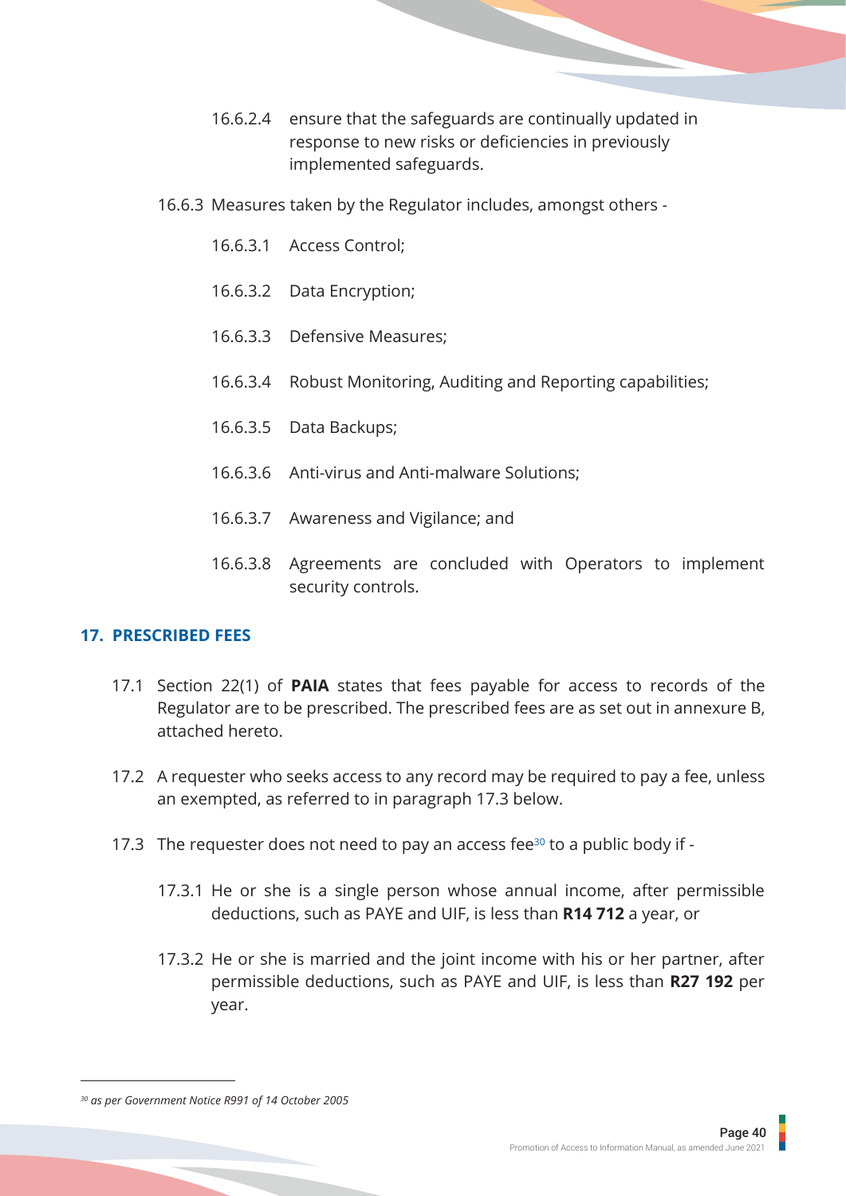16.6.2.4 ensure that the safeguards are continually updated in response to new risks or deficiencies in previously implemented safeguards.

16.6.3 Measures taken by the Regulator includes, amongst others -

16.6.3.1 Access Control;

16.6.3.2 Data Encryption;

16.6.3.3 Defensive Measures;

16.6.3.4 Robust Monitoring, Auditing and Reporting capabilities;

16.6.3.5 Data Backups;

16.6.3.6 Anti-virus and Anti-malware Solutions;

16.6.3.7 Awareness and Vigilance; and

16.6.3.8 Agreements are concluded with Operators to implement security controls.

## 17. PRESCRIBED FEES

17.1 Section 22(1) of **PAIA** states that fees payable for access to records of the Regulator are to be prescribed. The prescribed fees are as set out in annexure B, attached hereto.

17.2 A requester who seeks access to any record may be required to pay a fee, unless an exempted, as referred to in paragraph 17.3 below.

17.3 The requester does not need to pay an access fee[30] to a public body if -

17.3.1 He or she is a single person whose annual income, after permissible deductions, such as PAYE and UIF, is less than **R14 712** a year, or

17.3.2 He or she is married and the joint income with his or her partner, after permissible deductions, such as PAYE and UIF, is less than **R27 192** per year.

---

[30] *as per Government Notice R991 of 14 October 2005*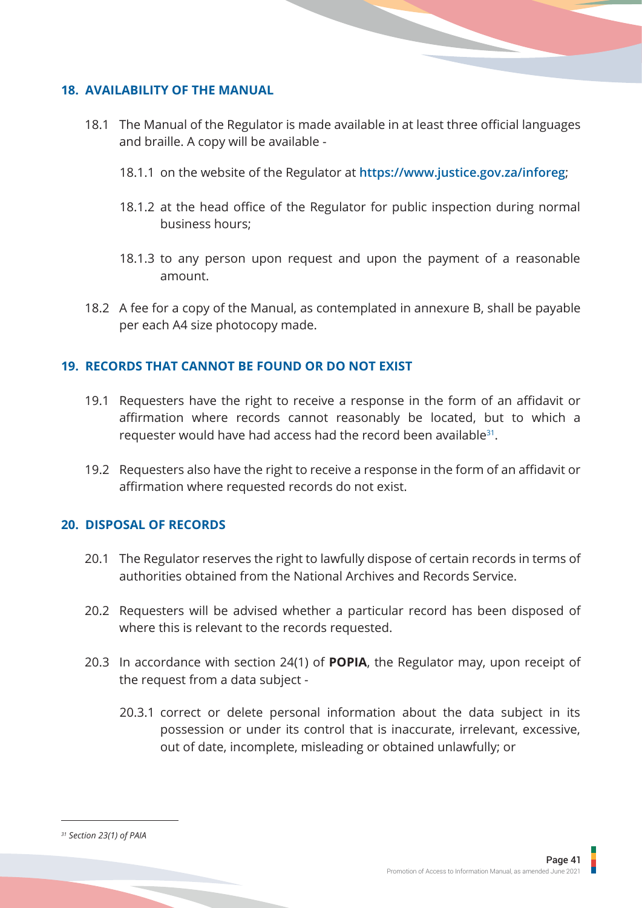## 18. AVAILABILITY OF THE MANUAL

18.1 The Manual of the Regulator is made available in at least three official languages and braille. A copy will be available -

18.1.1 on the website of the Regulator at **https://www.justice.gov.za/inforeg**;

18.1.2 at the head office of the Regulator for public inspection during normal business hours;

18.1.3 to any person upon request and upon the payment of a reasonable amount.

18.2 A fee for a copy of the Manual, as contemplated in annexure B, shall be payable per each A4 size photocopy made.

## 19. RECORDS THAT CANNOT BE FOUND OR DO NOT EXIST

19.1 Requesters have the right to receive a response in the form of an affidavit or affirmation where records cannot reasonably be located, but to which a requester would have had access had the record been available[31].

19.2 Requesters also have the right to receive a response in the form of an affidavit or affirmation where requested records do not exist.

## 20. DISPOSAL OF RECORDS

20.1 The Regulator reserves the right to lawfully dispose of certain records in terms of authorities obtained from the National Archives and Records Service.

20.2 Requesters will be advised whether a particular record has been disposed of where this is relevant to the records requested.

20.3 In accordance with section 24(1) of **POPIA**, the Regulator may, upon receipt of the request from a data subject -

20.3.1 correct or delete personal information about the data subject in its possession or under its control that is inaccurate, irrelevant, excessive, out of date, incomplete, misleading or obtained unlawfully; or

---

*[31] Section 23(1) of PAIA*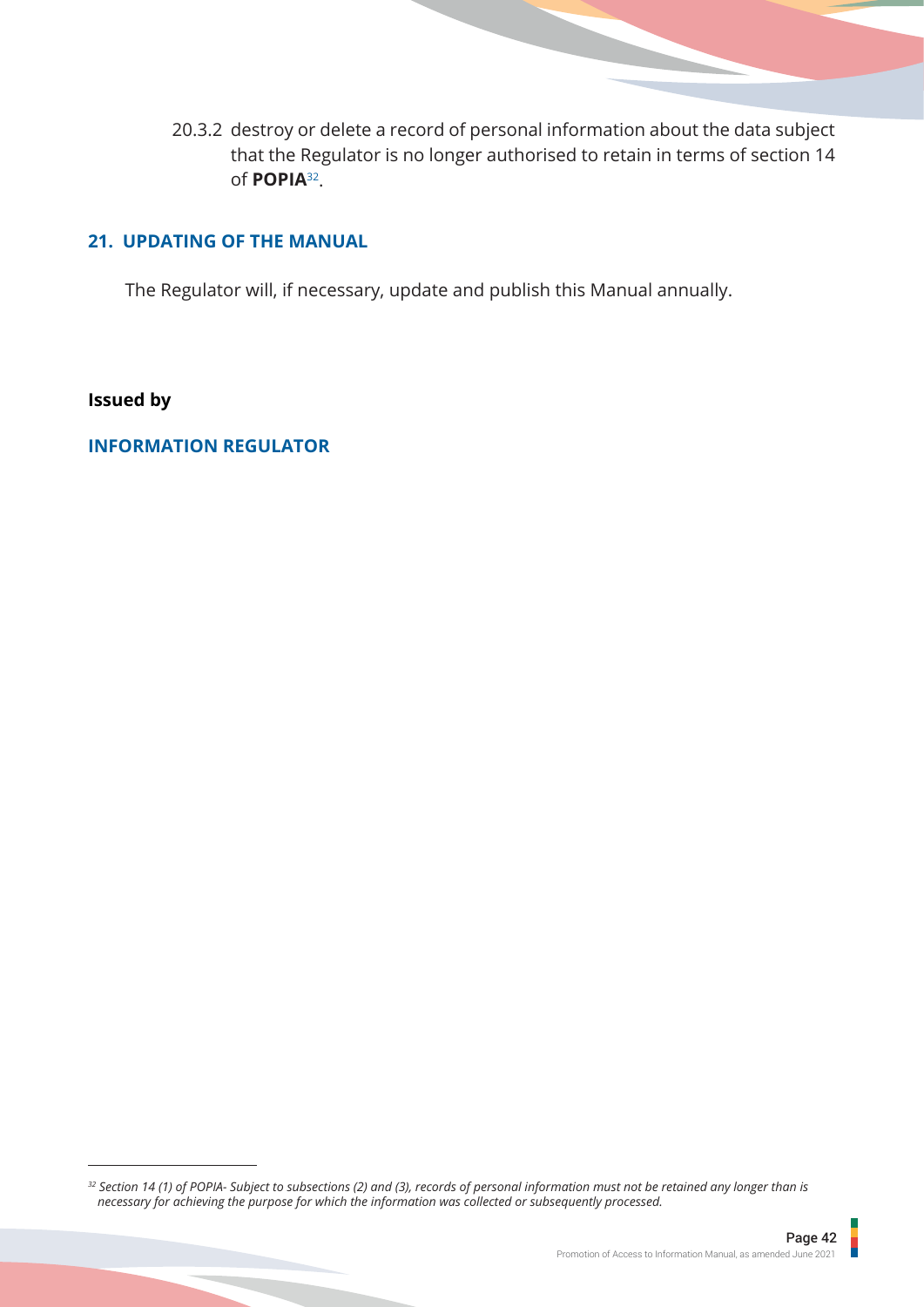20.3.2 destroy or delete a record of personal information about the data subject that the Regulator is no longer authorised to retain in terms of section 14 of **POPIA**[32].

## 21. UPDATING OF THE MANUAL

The Regulator will, if necessary, update and publish this Manual annually.

**Issued by**

**INFORMATION REGULATOR**

---

[32] *Section 14 (1) of POPIA- Subject to subsections (2) and (3), records of personal information must not be retained any longer than is necessary for achieving the purpose for which the information was collected or subsequently processed.*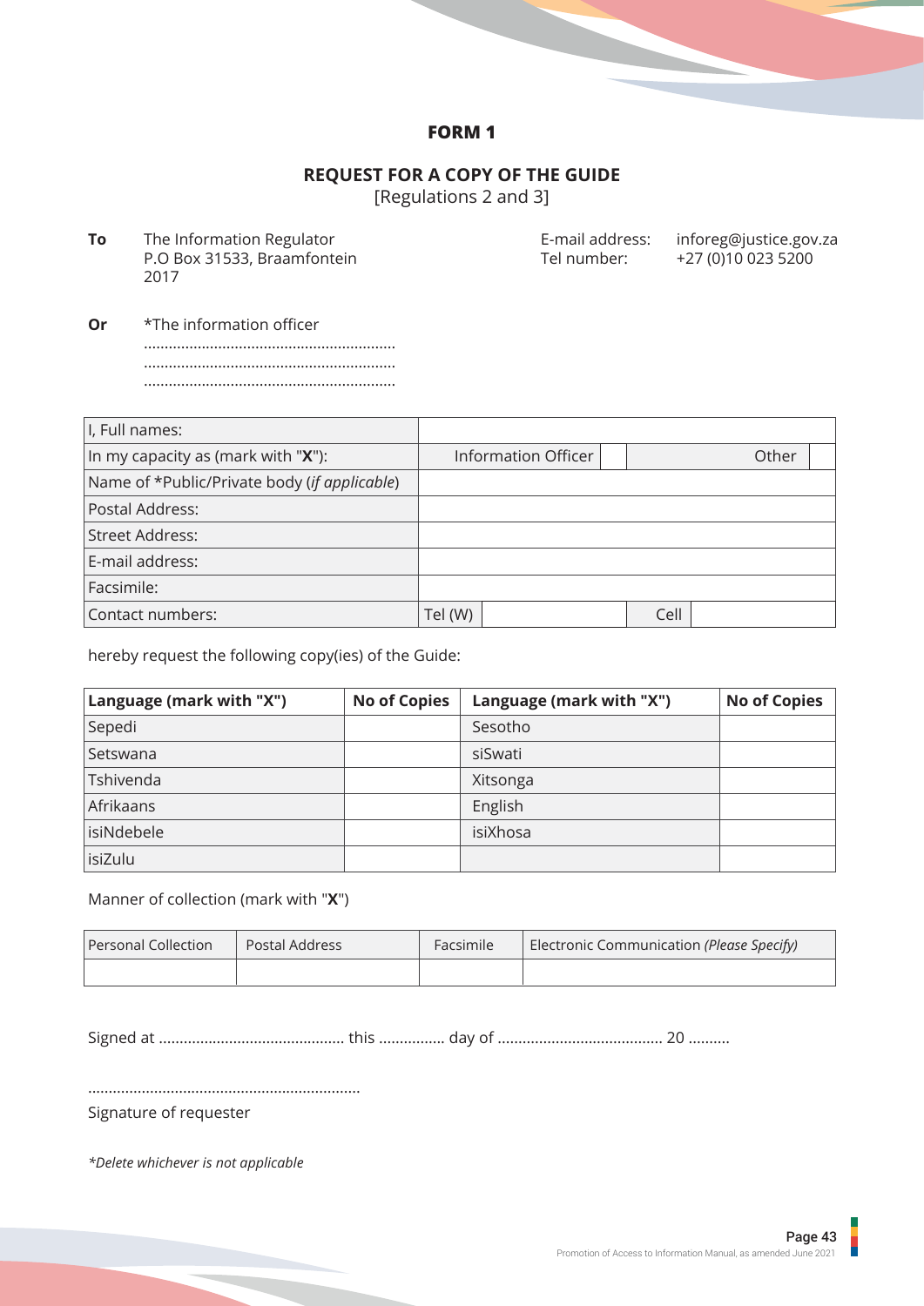# FORM 1

## REQUEST FOR A COPY OF THE GUIDE

[Regulations 2 and 3]

**To** The Information Regulator
P.O Box 31533, Braamfontein
2017

E-mail address: inforeg@justice.gov.za
Tel number: +27 (0)10 023 5200

**Or** *The information officer
.............................................................
.............................................................
.............................................................

| I, Full names: | | | | |
|---|---|---|---|---|
| In my capacity as (mark with "**X**"): | Information Officer | | Other | |
| Name of *Public/Private body (*if applicable*) | | | | |
| Postal Address: | | | | |
| Street Address: | | | | |
| E-mail address: | | | | |
| Facsimile: | | | | |
| Contact numbers: | Tel (W) | | Cell | |

hereby request the following copy(ies) of the Guide:

| Language (mark with "X") | No of Copies | Language (mark with "X") | No of Copies |
|---|---|---|---|
| Sepedi | | Sesotho | |
| Setswana | | siSwati | |
| Tshivenda | | Xitsonga | |
| Afrikaans | | English | |
| isiNdebele | | isiXhosa | |
| isiZulu | | | |

Manner of collection (mark with "**X**")

| Personal Collection | Postal Address | Facsimile | Electronic Communication *(Please Specify)* |
|---|---|---|---|
| | | | |

Signed at ............................................ this ................ day of ....................................... 20 ..........

.................................................................
Signature of requester

**Delete whichever is not applicable*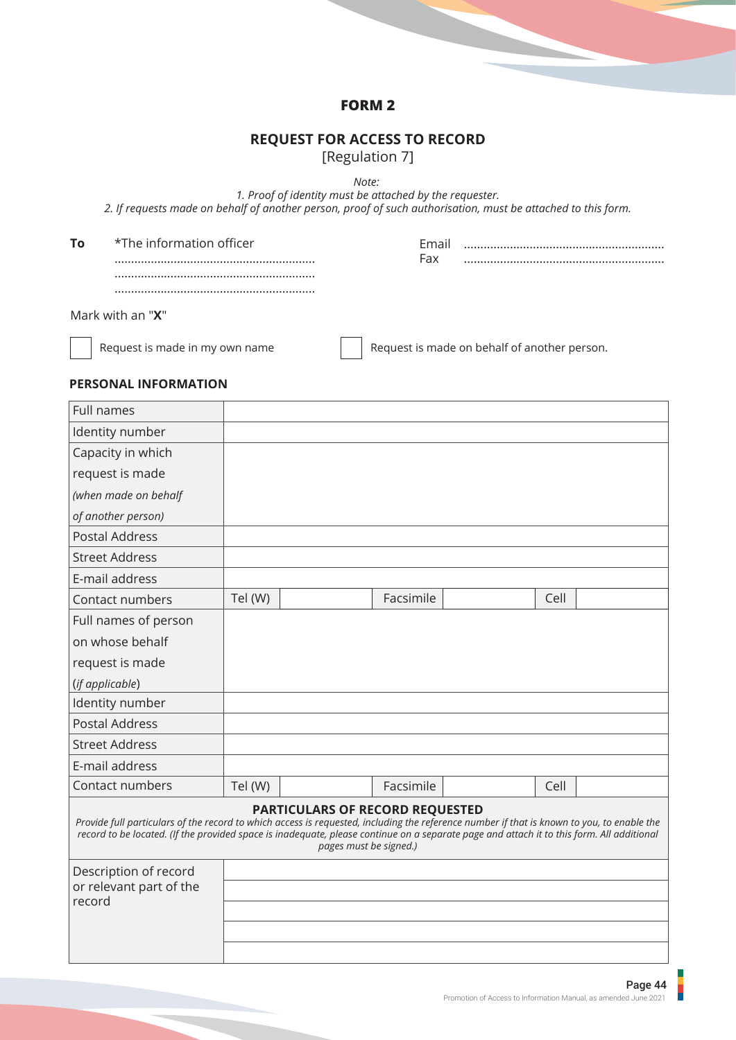# FORM 2

## REQUEST FOR ACCESS TO RECORD

[Regulation 7]

*Note:*

*1. Proof of identity must be attached by the requester.*

*2. If requests made on behalf of another person, proof of such authorisation, must be attached to this form.*

**To** *The information officer

............................................................

............................................................

............................................................

Email ............................................................

Fax ............................................................

Mark with an "**X**"

☐ Request is made in my own name ☐ Request is made on behalf of another person.

**PERSONAL INFORMATION**

| | | | | | |
|---|---|---|---|---|---|
| Full names | | | | | |
| Identity number | | | | | |
| Capacity in which request is made *(when made on behalf of another person)* | | | | | |
| Postal Address | | | | | |
| Street Address | | | | | |
| E-mail address | | | | | |
| Contact numbers | Tel (W) | | Facsimile | | Cell |
| Full names of person on whose behalf request is made (*if applicable*) | | | | | |
| Identity number | | | | | |
| Postal Address | | | | | |
| Street Address | | | | | |
| E-mail address | | | | | |
| Contact numbers | Tel (W) | | Facsimile | | Cell |

**PARTICULARS OF RECORD REQUESTED**

*Provide full particulars of the record to which access is requested, including the reference number if that is known to you, to enable the record to be located. (If the provided space is inadequate, please continue on a separate page and attach it to this form. All additional pages must be signed.)*

| | |
|---|---|
| Description of record or relevant part of the record | |
| | |
| | |
| | |
| | |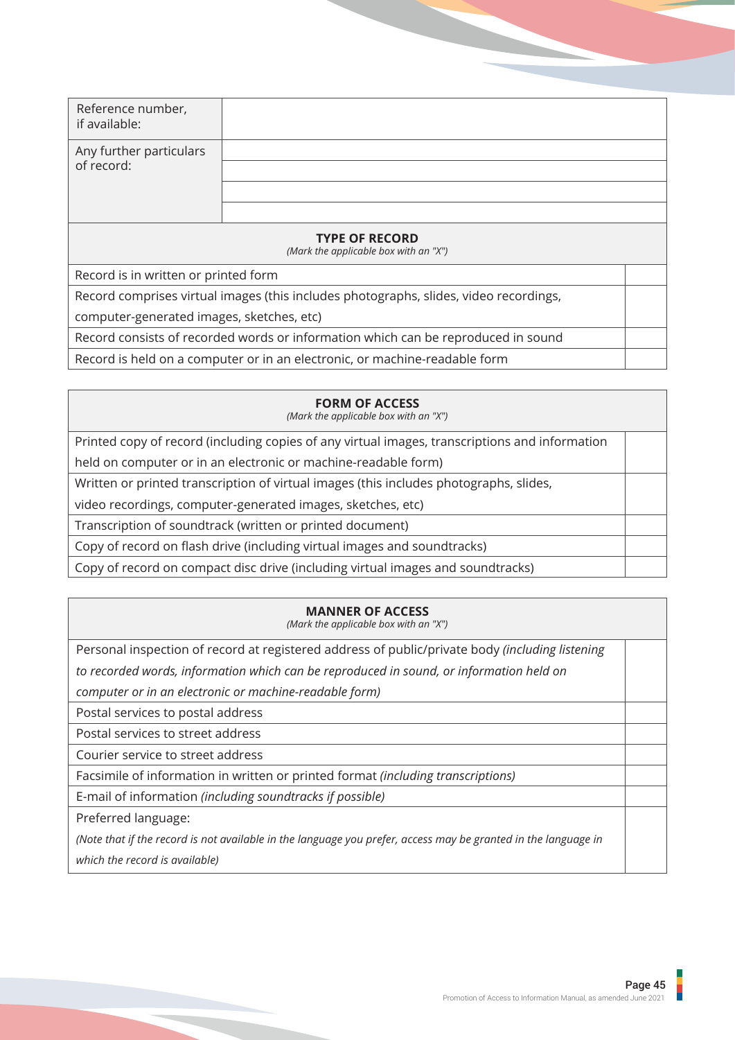| Reference number, if available: | |
|---|---|
| Any further particulars of record: | |
| | |
| | |
| | |

| **TYPE OF RECORD** *(Mark the applicable box with an "X")* | |
|---|---|
| Record is in written or printed form | |
| Record comprises virtual images (this includes photographs, slides, video recordings, computer-generated images, sketches, etc) | |
| Record consists of recorded words or information which can be reproduced in sound | |
| Record is held on a computer or in an electronic, or machine-readable form | |

| **FORM OF ACCESS** *(Mark the applicable box with an "X")* | |
|---|---|
| Printed copy of record (including copies of any virtual images, transcriptions and information held on computer or in an electronic or machine-readable form) | |
| Written or printed transcription of virtual images (this includes photographs, slides, video recordings, computer-generated images, sketches, etc) | |
| Transcription of soundtrack (written or printed document) | |
| Copy of record on flash drive (including virtual images and soundtracks) | |
| Copy of record on compact disc drive (including virtual images and soundtracks) | |

| **MANNER OF ACCESS** *(Mark the applicable box with an "X")* | |
|---|---|
| Personal inspection of record at registered address of public/private body *(including listening to recorded words, information which can be reproduced in sound, or information held on computer or in an electronic or machine-readable form)* | |
| Postal services to postal address | |
| Postal services to street address | |
| Courier service to street address | |
| Facsimile of information in written or printed format *(including transcriptions)* | |
| E-mail of information *(including soundtracks if possible)* | |
| Preferred language: *(Note that if the record is not available in the language you prefer, access may be granted in the language in which the record is available)* | |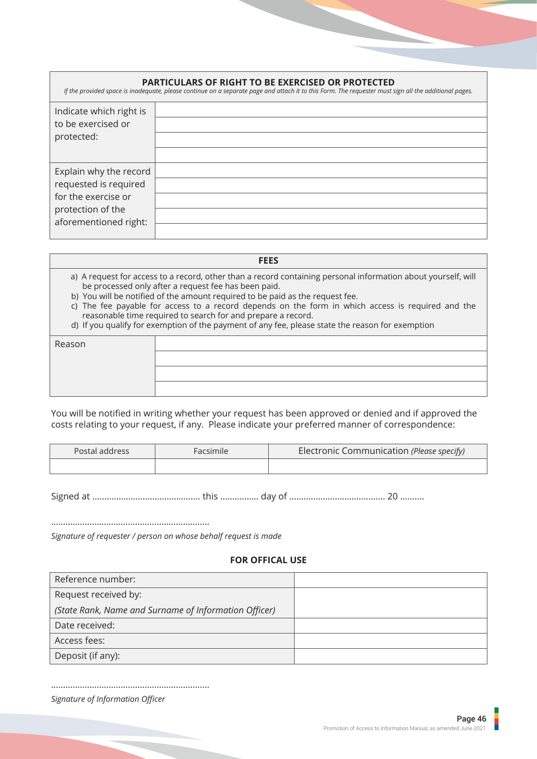| PARTICULARS OF RIGHT TO BE EXERCISED OR PROTECTED *If the provided space is inadequate, please continue on a separate page and attach it to this Form. The requester must sign all the additional pages.* | |
|---|---|
| Indicate which right is to be exercised or protected: | |
| | |
| | |
| | |
| Explain why the record requested is required for the exercise or protection of the aforementioned right: | |
| | |
| | |
| | |
| | |

| FEES | |
|---|---|
| a) A request for access to a record, other than a record containing personal information about yourself, will be processed only after a request fee has been paid.<br>b) You will be notified of the amount required to be paid as the request fee.<br>c) The fee payable for access to a record depends on the form in which access is required and the reasonable time required to search for and prepare a record.<br>d) If you qualify for exemption of the payment of any fee, please state the reason for exemption | |
| Reason | |
| | |
| | |
| | |

You will be notified in writing whether your request has been approved or denied and if approved the costs relating to your request, if any. Please indicate your preferred manner of correspondence:

| Postal address | Facsimile | Electronic Communication *(Please specify)* |
|---|---|---|
| | | |

Signed at ............................................ this ............... day of ....................................... 20 ..........

.................................................................

*Signature of requester / person on whose behalf request is made*

**FOR OFFICAL USE**

| Reference number: | |
|---|---|
| Request received by:<br>*(State Rank, Name and Surname of Information Officer)* | |
| Date received: | |
| Access fees: | |
| Deposit (if any): | |

.................................................................

*Signature of Information Officer*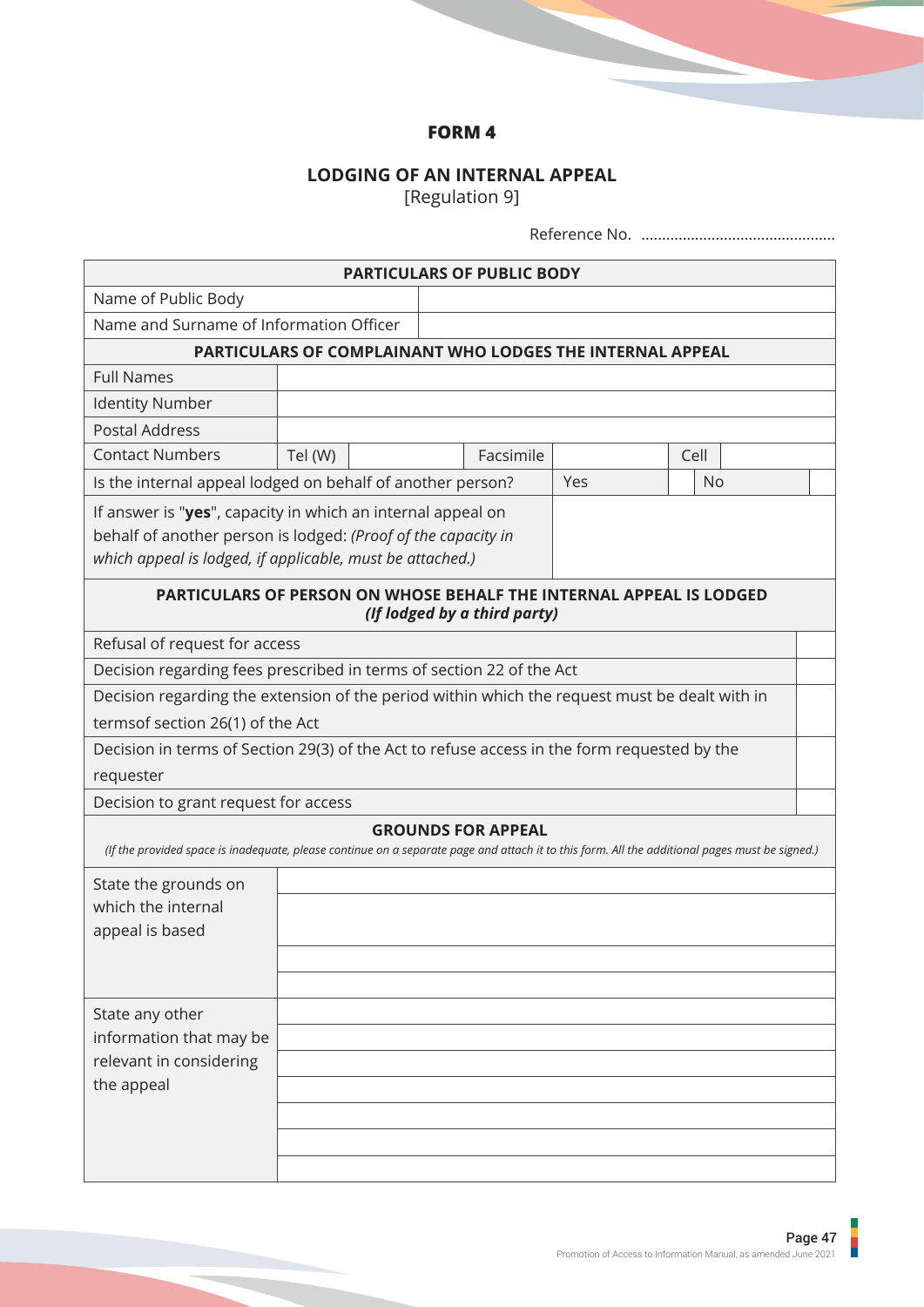**FORM 4**

**LODGING OF AN INTERNAL APPEAL**
[Regulation 9]

Reference No. ...............................................

| **PARTICULARS OF PUBLIC BODY** | | | | | | | |
|---|---|---|---|---|---|---|---|
| Name of Public Body | | | | | | | |
| Name and Surname of Information Officer | | | | | | | |
| **PARTICULARS OF COMPLAINANT WHO LODGES THE INTERNAL APPEAL** | | | | | | | |
| Full Names | | | | | | | |
| Identity Number | | | | | | | |
| Postal Address | | | | | | | |
| Contact Numbers | Tel (W) | | Facsimile | | Cell | | |
| Is the internal appeal lodged on behalf of another person? | | | | Yes | | No | |
| If answer is "**yes**", capacity in which an internal appeal on behalf of another person is lodged: *(Proof of the capacity in which appeal is lodged, if applicable, must be attached.)* | | | | | | | |
| **PARTICULARS OF PERSON ON WHOSE BEHALF THE INTERNAL APPEAL IS LODGED** ***(If lodged by a third party)*** | | | | | | | |
| Refusal of request for access | | | | | | | |
| Decision regarding fees prescribed in terms of section 22 of the Act | | | | | | | |
| Decision regarding the extension of the period within which the request must be dealt with in termsof section 26(1) of the Act | | | | | | | |
| Decision in terms of Section 29(3) of the Act to refuse access in the form requested by the requester | | | | | | | |
| Decision to grant request for access | | | | | | | |
| **GROUNDS FOR APPEAL** *(If the provided space is inadequate, please continue on a separate page and attach it to this form. All the additional pages must be signed.)* | | | | | | | |
| State the grounds on which the internal appeal is based | | | | | | | |
| State any other information that may be relevant in considering the appeal | | | | | | | |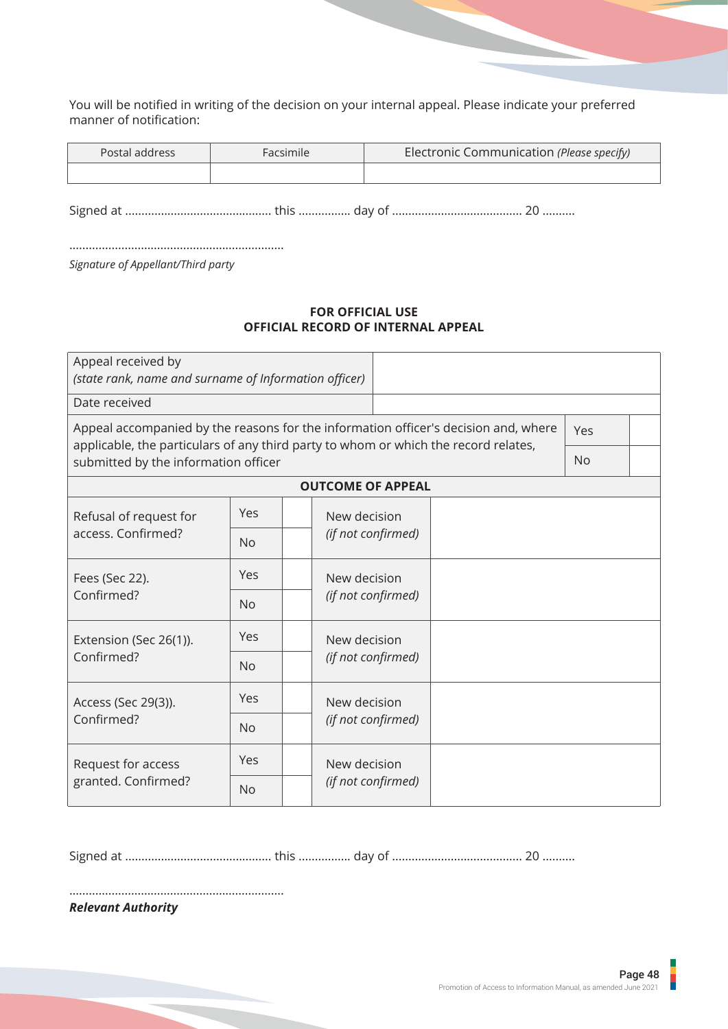You will be notified in writing of the decision on your internal appeal. Please indicate your preferred manner of notification:

| Postal address | Facsimile | Electronic Communication *(Please specify)* |
|---|---|---|
| | | |

Signed at ............................................ this ............... day of ....................................... 20 ..........

.................................................................
*Signature of Appellant/Third party*

**FOR OFFICIAL USE**
**OFFICIAL RECORD OF INTERNAL APPEAL**

| Appeal received by *(state rank, name and surname of Information officer)* | | | |
|---|---|---|---|
| Date received | | | |
| Appeal accompanied by the reasons for the information officer's decision and, where applicable, the particulars of any third party to whom or which the record relates, submitted by the information officer | | Yes | |
| | | No | |

| **OUTCOME OF APPEAL** | | | | |
|---|---|---|---|---|
| Refusal of request for access. Confirmed? | Yes | | New decision *(if not confirmed)* | |
| | No | | | |
| Fees (Sec 22). Confirmed? | Yes | | New decision *(if not confirmed)* | |
| | No | | | |
| Extension (Sec 26(1)). Confirmed? | Yes | | New decision *(if not confirmed)* | |
| | No | | | |
| Access (Sec 29(3)). Confirmed? | Yes | | New decision *(if not confirmed)* | |
| | No | | | |
| Request for access granted. Confirmed? | Yes | | New decision *(if not confirmed)* | |
| | No | | | |

Signed at ............................................ this ............... day of ....................................... 20 ..........

.................................................................
***Relevant Authority***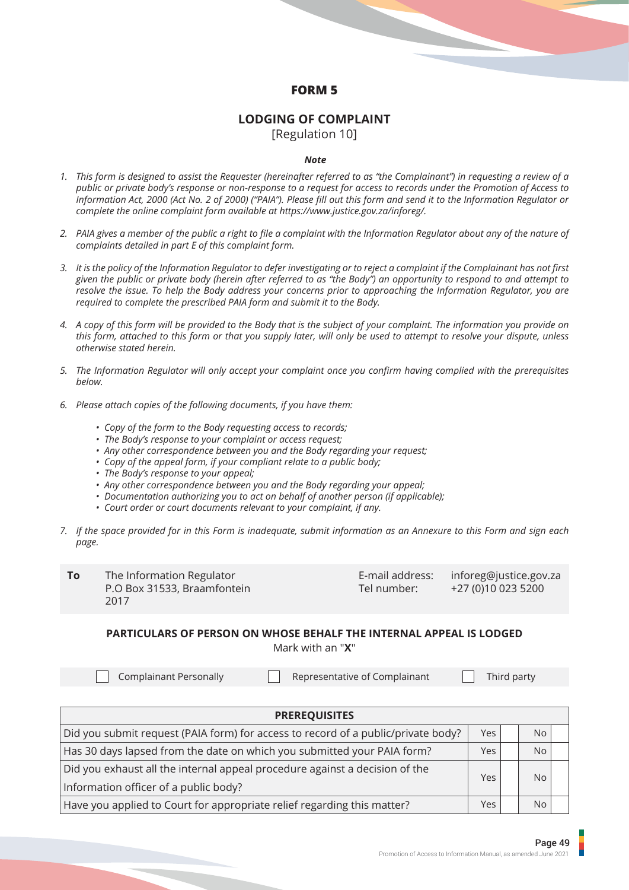# FORM 5

## LODGING OF COMPLAINT

[Regulation 10]

***Note***

1. *This form is designed to assist the Requester (hereinafter referred to as "the Complainant") in requesting a review of a public or private body's response or non-response to a request for access to records under the Promotion of Access to Information Act, 2000 (Act No. 2 of 2000) ("PAIA"). Please fill out this form and send it to the Information Regulator or complete the online complaint form available at https://www.justice.gov.za/inforeg/.*

2. *PAIA gives a member of the public a right to file a complaint with the Information Regulator about any of the nature of complaints detailed in part E of this complaint form.*

3. *It is the policy of the Information Regulator to defer investigating or to reject a complaint if the Complainant has not first given the public or private body (herein after referred to as "the Body") an opportunity to respond to and attempt to resolve the issue. To help the Body address your concerns prior to approaching the Information Regulator, you are required to complete the prescribed PAIA form and submit it to the Body.*

4. *A copy of this form will be provided to the Body that is the subject of your complaint. The information you provide on this form, attached to this form or that you supply later, will only be used to attempt to resolve your dispute, unless otherwise stated herein.*

5. *The Information Regulator will only accept your complaint once you confirm having complied with the prerequisites below.*

6. *Please attach copies of the following documents, if you have them:*

   - *Copy of the form to the Body requesting access to records;*
   - *The Body's response to your complaint or access request;*
   - *Any other correspondence between you and the Body regarding your request;*
   - *Copy of the appeal form, if your compliant relate to a public body;*
   - *The Body's response to your appeal;*
   - *Any other correspondence between you and the Body regarding your appeal;*
   - *Documentation authorizing you to act on behalf of another person (if applicable);*
   - *Court order or court documents relevant to your complaint, if any.*

7. *If the space provided for in this Form is inadequate, submit information as an Annexure to this Form and sign each page.*

| **To** | The Information Regulator<br>P.O Box 31533, Braamfontein<br>2017 | E-mail address:<br>Tel number: | inforeg@justice.gov.za<br>+27 (0)10 023 5200 |
|---|---|---|---|

**PARTICULARS OF PERSON ON WHOSE BEHALF THE INTERNAL APPEAL IS LODGED**

Mark with an "**X**"

| ☐ Complainant Personally | ☐ Representative of Complainant | ☐ Third party |
|---|---|---|

| **PREREQUISITES** | | | | |
|---|---|---|---|---|
| Did you submit request (PAIA form) for access to record of a public/private body? | Yes | | No | |
| Has 30 days lapsed from the date on which you submitted your PAIA form? | Yes | | No | |
| Did you exhaust all the internal appeal procedure against a decision of the Information officer of a public body? | Yes | | No | |
| Have you applied to Court for appropriate relief regarding this matter? | Yes | | No | |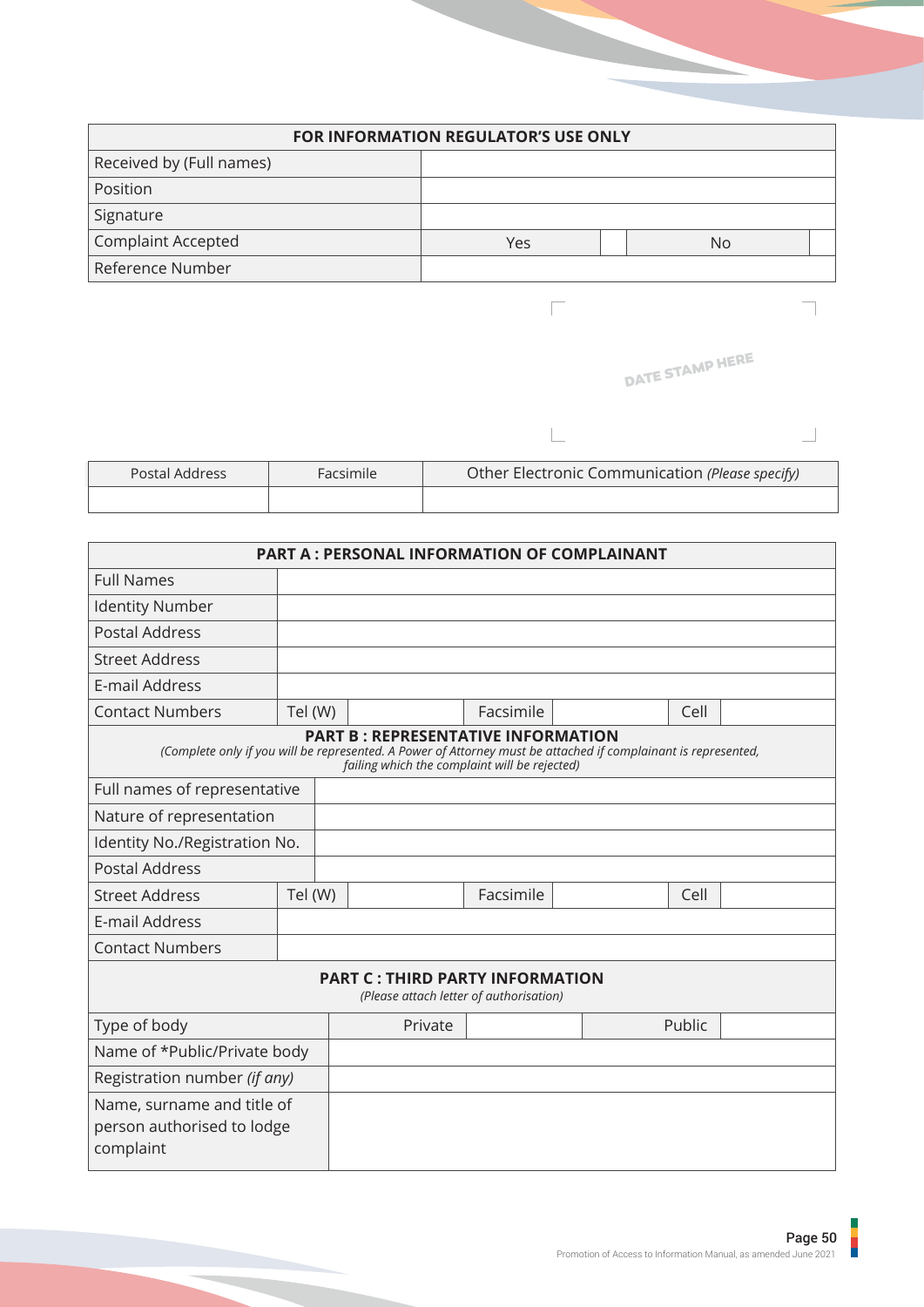| FOR INFORMATION REGULATOR'S USE ONLY | | | | |
|---|---|---|---|---|
| Received by (Full names) | | | | |
| Position | | | | |
| Signature | | | | |
| Complaint Accepted | Yes | | No | |
| Reference Number | | | | |

DATE STAMP HERE

| Postal Address | Facsimile | Other Electronic Communication *(Please specify)* |
|---|---|---|
| | | |

| PART A : PERSONAL INFORMATION OF COMPLAINANT | | | | | | |
|---|---|---|---|---|---|---|
| Full Names | | | | | | |
| Identity Number | | | | | | |
| Postal Address | | | | | | |
| Street Address | | | | | | |
| E-mail Address | | | | | | |
| Contact Numbers | Tel (W) | | Facsimile | | Cell | |

| PART B : REPRESENTATIVE INFORMATION *(Complete only if you will be represented. A Power of Attorney must be attached if complainant is represented, failing which the complaint will be rejected)* | | | | | | |
|---|---|---|---|---|---|---|
| Full names of representative | | | | | | |
| Nature of representation | | | | | | |
| Identity No./Registration No. | | | | | | |
| Postal Address | | | | | | |
| Street Address | Tel (W) | | Facsimile | | Cell | |
| E-mail Address | | | | | | |
| Contact Numbers | | | | | | |

| PART C : THIRD PARTY INFORMATION *(Please attach letter of authorisation)* | | | | |
|---|---|---|---|---|
| Type of body | Private | | Public | |
| Name of *Public/Private body | | | | |
| Registration number *(if any)* | | | | |
| Name, surname and title of person authorised to lodge complaint | | | | |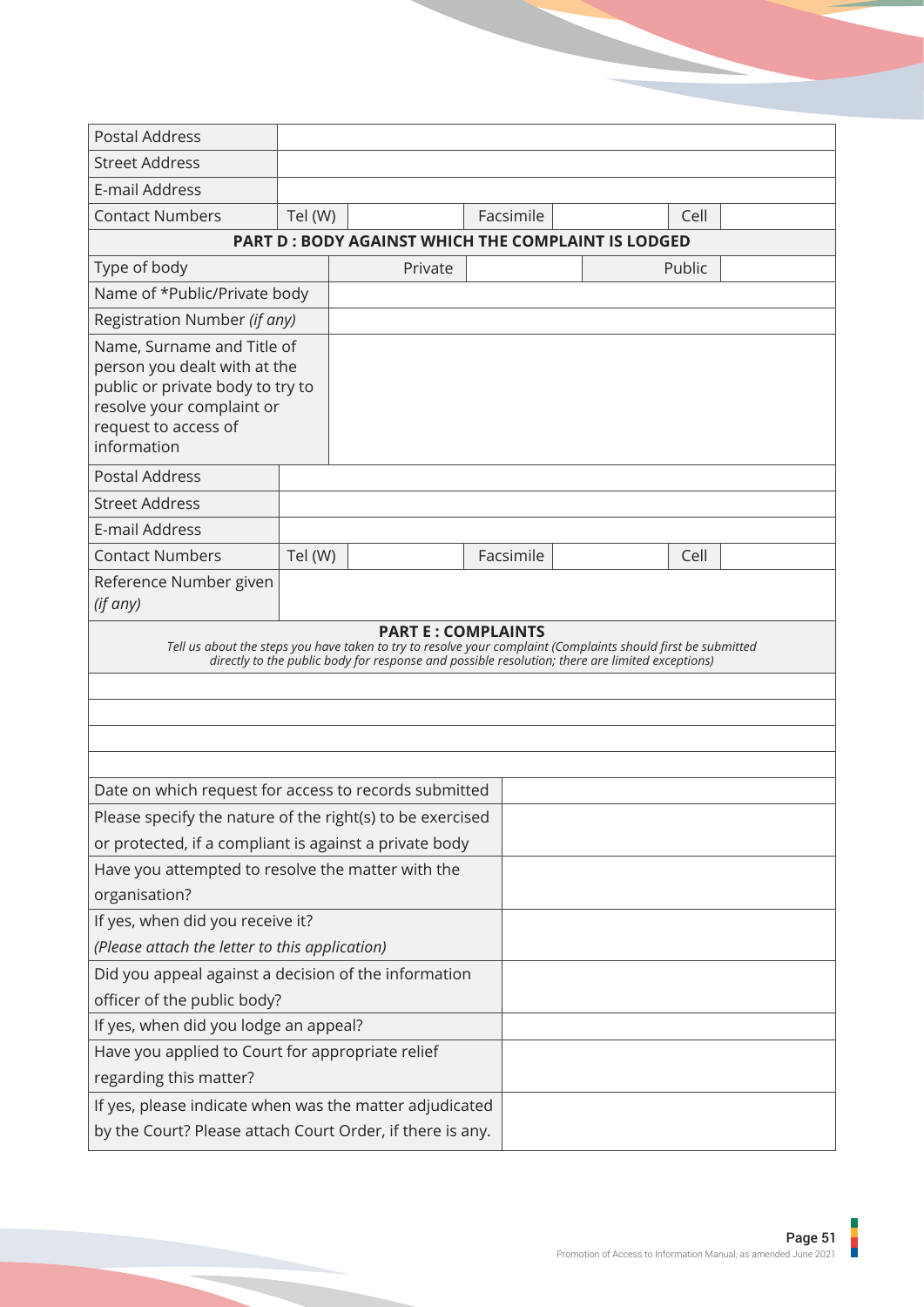| Postal Address | | | | | | |
|---|---|---|---|---|---|---|
| Street Address | | | | | | |
| E-mail Address | | | | | | |
| Contact Numbers | Tel (W) | | Facsimile | | Cell | |

| **PART D : BODY AGAINST WHICH THE COMPLAINT IS LODGED** | | | | |
|---|---|---|---|---|
| Type of body | Private | | Public | |
| Name of *Public/Private body | | | | |
| Registration Number *(if any)* | | | | |
| Name, Surname and Title of person you dealt with at the public or private body to try to resolve your complaint or request to access of information | | | | |

| Postal Address | | | | | | |
|---|---|---|---|---|---|---|
| Street Address | | | | | | |
| E-mail Address | | | | | | |
| Contact Numbers | Tel (W) | | Facsimile | | Cell | |
| Reference Number given *(if any)* | | | | | | |

| **PART E : COMPLAINTS**<br>*Tell us about the steps you have taken to try to resolve your complaint (Complaints should first be submitted directly to the public body for response and possible resolution; there are limited exceptions)* |
|---|
| |
| |
| |
| |

| | |
|---|---|
| Date on which request for access to records submitted | |
| Please specify the nature of the right(s) to be exercised or protected, if a compliant is against a private body | |
| Have you attempted to resolve the matter with the organisation? | |
| If yes, when did you receive it? *(Please attach the letter to this application)* | |
| Did you appeal against a decision of the information officer of the public body? | |
| If yes, when did you lodge an appeal? | |
| Have you applied to Court for appropriate relief regarding this matter? | |
| If yes, please indicate when was the matter adjudicated by the Court? Please attach Court Order, if there is any. | |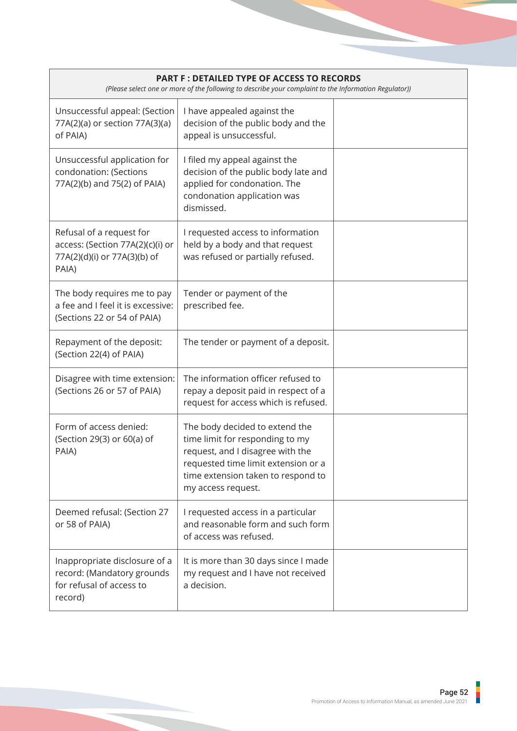| PART F : DETAILED TYPE OF ACCESS TO RECORDS<br>*(Please select one or more of the following to describe your complaint to the Information Regulator))* | | |
|---|---|---|
| Unsuccessful appeal: (Section 77A(2)(a) or section 77A(3)(a) of PAIA) | I have appealed against the decision of the public body and the appeal is unsuccessful. | |
| Unsuccessful application for condonation: (Sections 77A(2)(b) and 75(2) of PAIA) | I filed my appeal against the decision of the public body late and applied for condonation. The condonation application was dismissed. | |
| Refusal of a request for access: (Section 77A(2)(c)(i) or 77A(2)(d)(i) or 77A(3)(b) of PAIA) | I requested access to information held by a body and that request was refused or partially refused. | |
| The body requires me to pay a fee and I feel it is excessive: (Sections 22 or 54 of PAIA) | Tender or payment of the prescribed fee. | |
| Repayment of the deposit: (Section 22(4) of PAIA) | The tender or payment of a deposit. | |
| Disagree with time extension: (Sections 26 or 57 of PAIA) | The information officer refused to repay a deposit paid in respect of a request for access which is refused. | |
| Form of access denied: (Section 29(3) or 60(a) of PAIA) | The body decided to extend the time limit for responding to my request, and I disagree with the requested time limit extension or a time extension taken to respond to my access request. | |
| Deemed refusal: (Section 27 or 58 of PAIA) | I requested access in a particular and reasonable form and such form of access was refused. | |
| Inappropriate disclosure of a record: (Mandatory grounds for refusal of access to record) | It is more than 30 days since I made my request and I have not received a decision. | |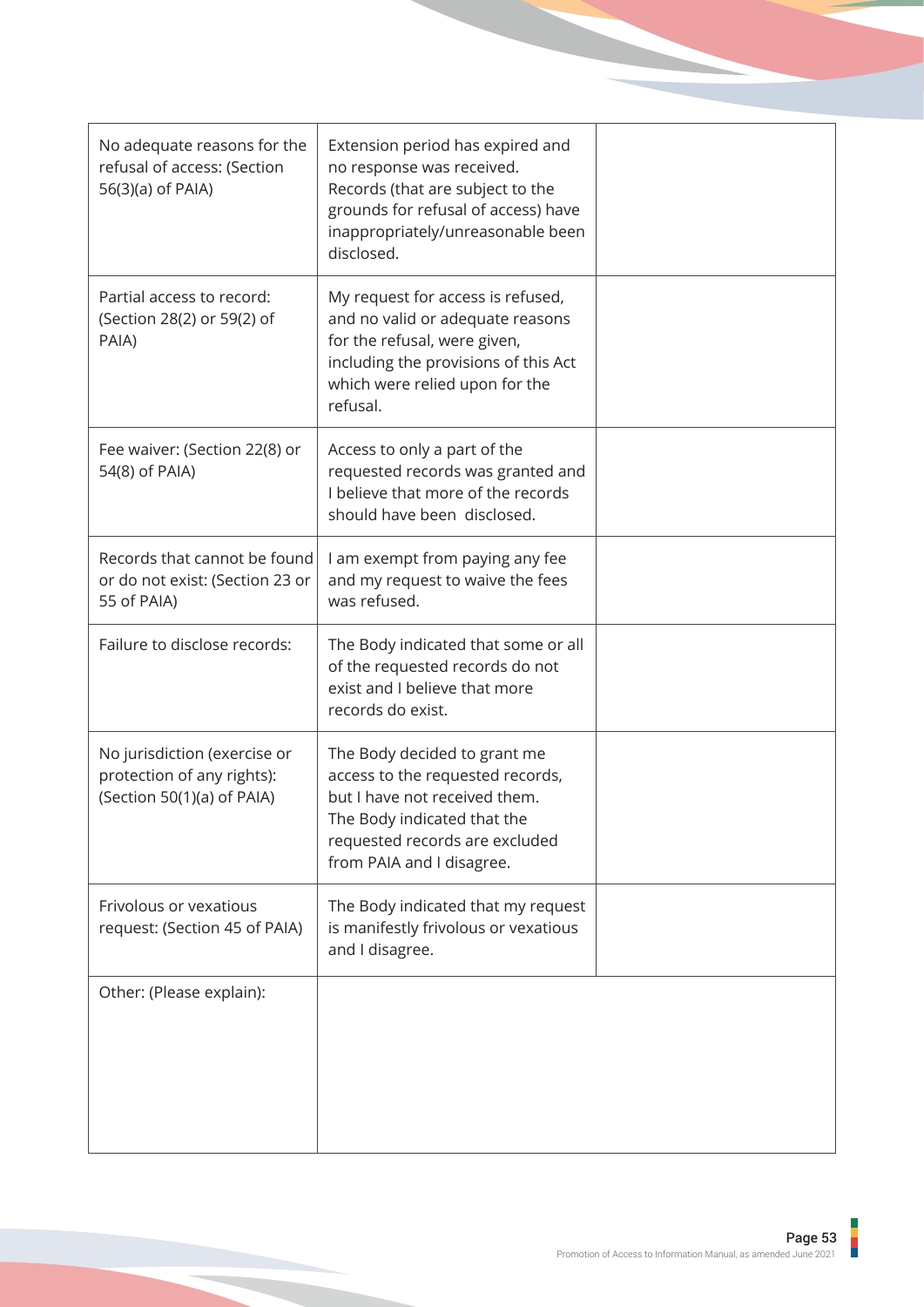| No adequate reasons for the refusal of access: (Section 56(3)(a) of PAIA) | Extension period has expired and no response was received. Records (that are subject to the grounds for refusal of access) have inappropriately/unreasonable been disclosed. | |
|---|---|---|
| Partial access to record: (Section 28(2) or 59(2) of PAIA) | My request for access is refused, and no valid or adequate reasons for the refusal, were given, including the provisions of this Act which were relied upon for the refusal. | |
| Fee waiver: (Section 22(8) or 54(8) of PAIA) | Access to only a part of the requested records was granted and I believe that more of the records should have been disclosed. | |
| Records that cannot be found or do not exist: (Section 23 or 55 of PAIA) | I am exempt from paying any fee and my request to waive the fees was refused. | |
| Failure to disclose records: | The Body indicated that some or all of the requested records do not exist and I believe that more records do exist. | |
| No jurisdiction (exercise or protection of any rights): (Section 50(1)(a) of PAIA) | The Body decided to grant me access to the requested records, but I have not received them. The Body indicated that the requested records are excluded from PAIA and I disagree. | |
| Frivolous or vexatious request: (Section 45 of PAIA) | The Body indicated that my request is manifestly frivolous or vexatious and I disagree. | |
| Other: (Please explain): | | |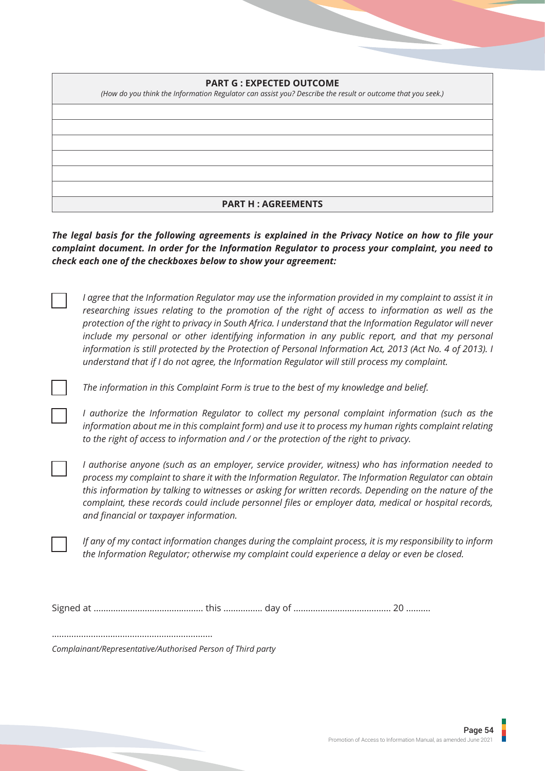| **PART G : EXPECTED OUTCOME**<br>*(How do you think the Information Regulator can assist you? Describe the result or outcome that you seek.)* |
|---|
| |
| |
| |
| |
| |
| |
| **PART H : AGREEMENTS** |

***The legal basis for the following agreements is explained in the Privacy Notice on how to file your complaint document. In order for the Information Regulator to process your complaint, you need to check each one of the checkboxes below to show your agreement:***

☐ *I agree that the Information Regulator may use the information provided in my complaint to assist it in researching issues relating to the promotion of the right of access to information as well as the protection of the right to privacy in South Africa. I understand that the Information Regulator will never include my personal or other identifying information in any public report, and that my personal information is still protected by the Protection of Personal Information Act, 2013 (Act No. 4 of 2013). I understand that if I do not agree, the Information Regulator will still process my complaint.*

☐ *The information in this Complaint Form is true to the best of my knowledge and belief.*

☐ *I authorize the Information Regulator to collect my personal complaint information (such as the information about me in this complaint form) and use it to process my human rights complaint relating to the right of access to information and / or the protection of the right to privacy.*

☐ *I authorise anyone (such as an employer, service provider, witness) who has information needed to process my complaint to share it with the Information Regulator. The Information Regulator can obtain this information by talking to witnesses or asking for written records. Depending on the nature of the complaint, these records could include personnel files or employer data, medical or hospital records, and financial or taxpayer information.*

☐ *If any of my contact information changes during the complaint process, it is my responsibility to inform the Information Regulator; otherwise my complaint could experience a delay or even be closed.*

Signed at ............................................. this ................ day of ........................................ 20 ..........

..................................................................

*Complainant/Representative/Authorised Person of Third party*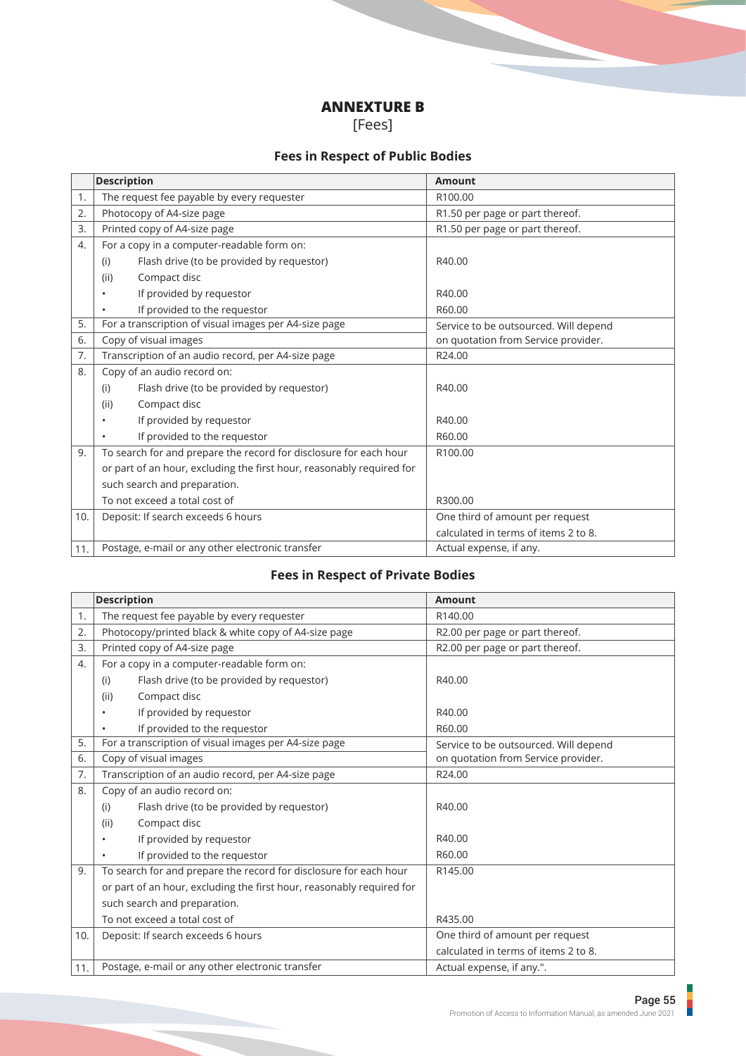# ANNEXURE B

[Fees]

## Fees in Respect of Public Bodies

| | Description | Amount |
|---|---|---|
| 1. | The request fee payable by every requester | R100.00 |
| 2. | Photocopy of A4-size page | R1.50 per page or part thereof. |
| 3. | Printed copy of A4-size page | R1.50 per page or part thereof. |
| 4. | For a copy in a computer-readable form on: | |
| | (i) Flash drive (to be provided by requestor) | R40.00 |
| | (ii) Compact disc | |
| | • If provided by requestor | R40.00 |
| | • If provided to the requestor | R60.00 |
| 5. | For a transcription of visual images per A4-size page | Service to be outsourced. Will depend on quotation from Service provider. |
| 6. | Copy of visual images | |
| 7. | Transcription of an audio record, per A4-size page | R24.00 |
| 8. | Copy of an audio record on: | |
| | (i) Flash drive (to be provided by requestor) | R40.00 |
| | (ii) Compact disc | |
| | • If provided by requestor | R40.00 |
| | • If provided to the requestor | R60.00 |
| 9. | To search for and prepare the record for disclosure for each hour or part of an hour, excluding the first hour, reasonably required for such search and preparation. | R100.00 |
| | To not exceed a total cost of | R300.00 |
| 10. | Deposit: If search exceeds 6 hours | One third of amount per request calculated in terms of items 2 to 8. |
| 11. | Postage, e-mail or any other electronic transfer | Actual expense, if any. |

## Fees in Respect of Private Bodies

| | Description | Amount |
|---|---|---|
| 1. | The request fee payable by every requester | R140.00 |
| 2. | Photocopy/printed black & white copy of A4-size page | R2.00 per page or part thereof. |
| 3. | Printed copy of A4-size page | R2.00 per page or part thereof. |
| 4. | For a copy in a computer-readable form on: | |
| | (i) Flash drive (to be provided by requestor) | R40.00 |
| | (ii) Compact disc | |
| | • If provided by requestor | R40.00 |
| | • If provided to the requestor | R60.00 |
| 5. | For a transcription of visual images per A4-size page | Service to be outsourced. Will depend on quotation from Service provider. |
| 6. | Copy of visual images | |
| 7. | Transcription of an audio record, per A4-size page | R24.00 |
| 8. | Copy of an audio record on: | |
| | (i) Flash drive (to be provided by requestor) | R40.00 |
| | (ii) Compact disc | |
| | • If provided by requestor | R40.00 |
| | • If provided to the requestor | R60.00 |
| 9. | To search for and prepare the record for disclosure for each hour or part of an hour, excluding the first hour, reasonably required for such search and preparation. | R145.00 |
| | To not exceed a total cost of | R435.00 |
| 10. | Deposit: If search exceeds 6 hours | One third of amount per request calculated in terms of items 2 to 8. |
| 11. | Postage, e-mail or any other electronic transfer | Actual expense, if any.". |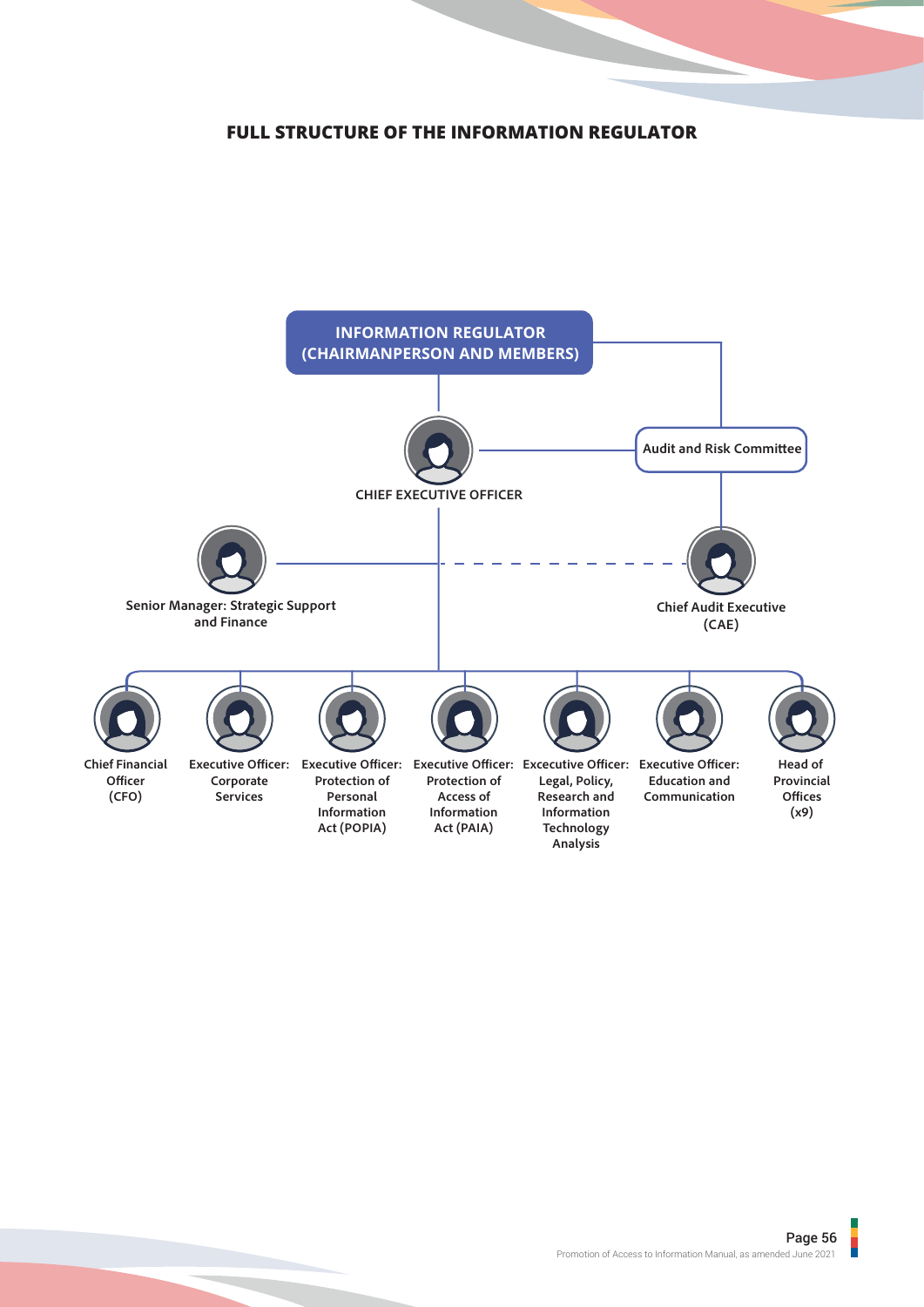## FULL STRUCTURE OF THE INFORMATION REGULATOR

**INFORMATION REGULATOR (CHAIRMANPERSON AND MEMBERS)**

- **CHIEF EXECUTIVE OFFICER**
  - Senior Manager: Strategic Support and Finance
  - Chief Financial Officer (CFO)
  - Executive Officer: Corporate Services
  - Executive Officer: Protection of Personal Information Act (POPIA)
  - Executive Officer: Protection of Access of Information Act (PAIA)
  - Excecutive Officer: Legal, Policy, Research and Information Technology Analysis
  - Executive Officer: Education and Communication
  - Head of Provincial Offices (x9)
- **Audit and Risk Committee**
  - Chief Audit Executive (CAE)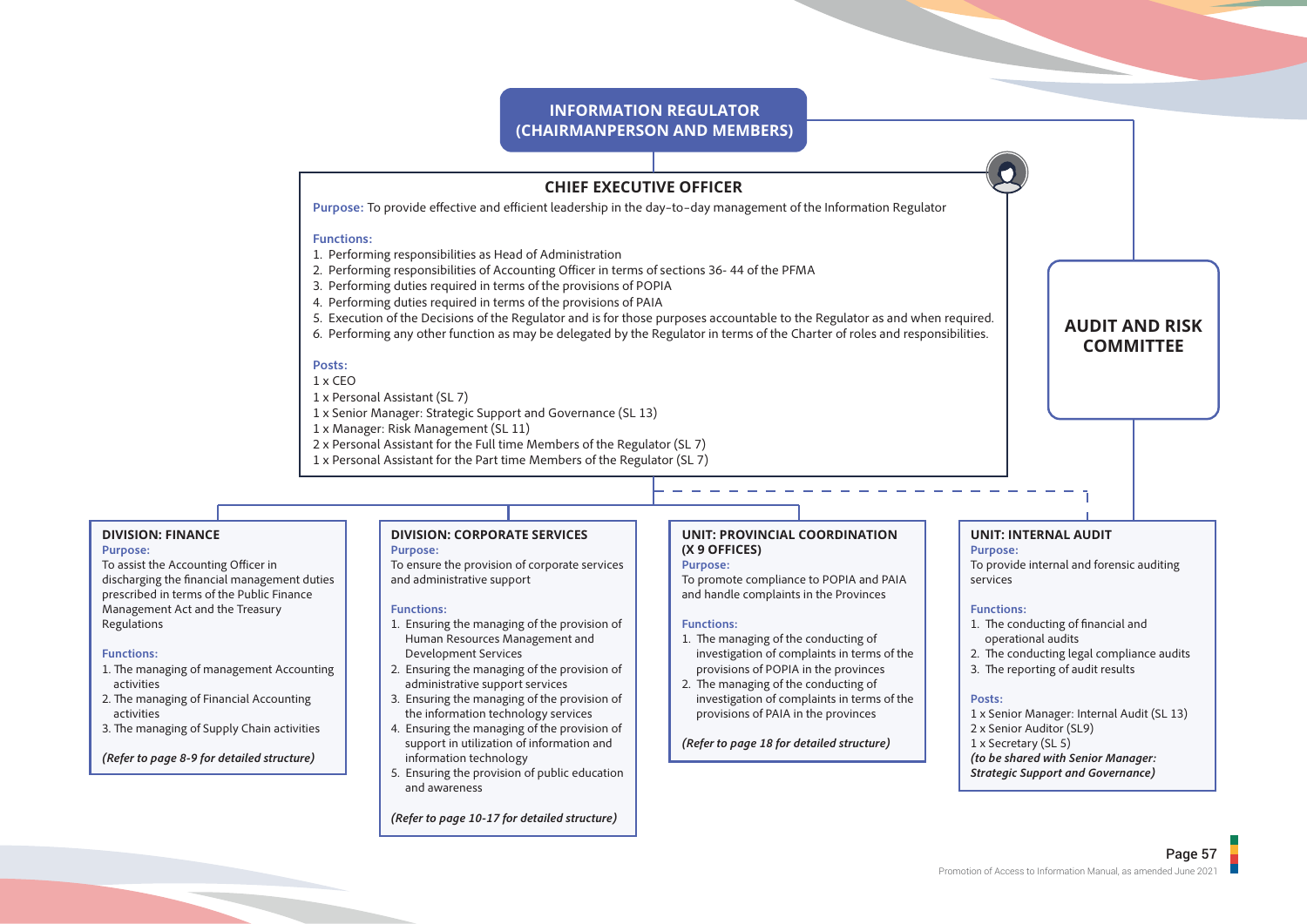## INFORMATION REGULATOR (CHAIRMANPERSON AND MEMBERS)

### CHIEF EXECUTIVE OFFICER

**Purpose:** To provide effective and efficient leadership in the day-to-day management of the Information Regulator

**Functions:**

1. Performing responsibilities as Head of Administration
2. Performing responsibilities of Accounting Officer in terms of sections 36- 44 of the PFMA
3. Performing duties required in terms of the provisions of POPIA
4. Performing duties required in terms of the provisions of PAIA
5. Execution of the Decisions of the Regulator and is for those purposes accountable to the Regulator as and when required.
6. Performing any other function as may be delegated by the Regulator in terms of the Charter of roles and responsibilities.

**Posts:**

1 x CEO
1 x Personal Assistant (SL 7)
1 x Senior Manager: Strategic Support and Governance (SL 13)
1 x Manager: Risk Management (SL 11)
2 x Personal Assistant for the Full time Members of the Regulator (SL 7)
1 x Personal Assistant for the Part time Members of the Regulator (SL 7)

### AUDIT AND RISK COMMITTEE

### DIVISION: FINANCE

**Purpose:**
To assist the Accounting Officer in discharging the financial management duties prescribed in terms of the Public Finance Management Act and the Treasury Regulations

**Functions:**

1. The managing of management Accounting activities
2. The managing of Financial Accounting activities
3. The managing of Supply Chain activities

***(Refer to page 8-9 for detailed structure)***

### DIVISION: CORPORATE SERVICES

**Purpose:**
To ensure the provision of corporate services and administrative support

**Functions:**

1. Ensuring the managing of the provision of Human Resources Management and Development Services
2. Ensuring the managing of the provision of administrative support services
3. Ensuring the managing of the provision of the information technology services
4. Ensuring the managing of the provision of support in utilization of information and information technology
5. Ensuring the provision of public education and awareness

***(Refer to page 10-17 for detailed structure)***

### UNIT: PROVINCIAL COORDINATION (X 9 OFFICES)

**Purpose:**
To promote compliance to POPIA and PAIA and handle complaints in the Provinces

**Functions:**

1. The managing of the conducting of investigation of complaints in terms of the provisions of POPIA in the provinces
2. The managing of the conducting of investigation of complaints in terms of the provisions of PAIA in the provinces

***(Refer to page 18 for detailed structure)***

### UNIT: INTERNAL AUDIT

**Purpose:**
To provide internal and forensic auditing services

**Functions:**

1. The conducting of financial and operational audits
2. The conducting legal compliance audits
3. The reporting of audit results

**Posts:**

1 x Senior Manager: Internal Audit (SL 13)
2 x Senior Auditor (SL9)
1 x Secretary (SL 5)
***(to be shared with Senior Manager: Strategic Support and Governance)***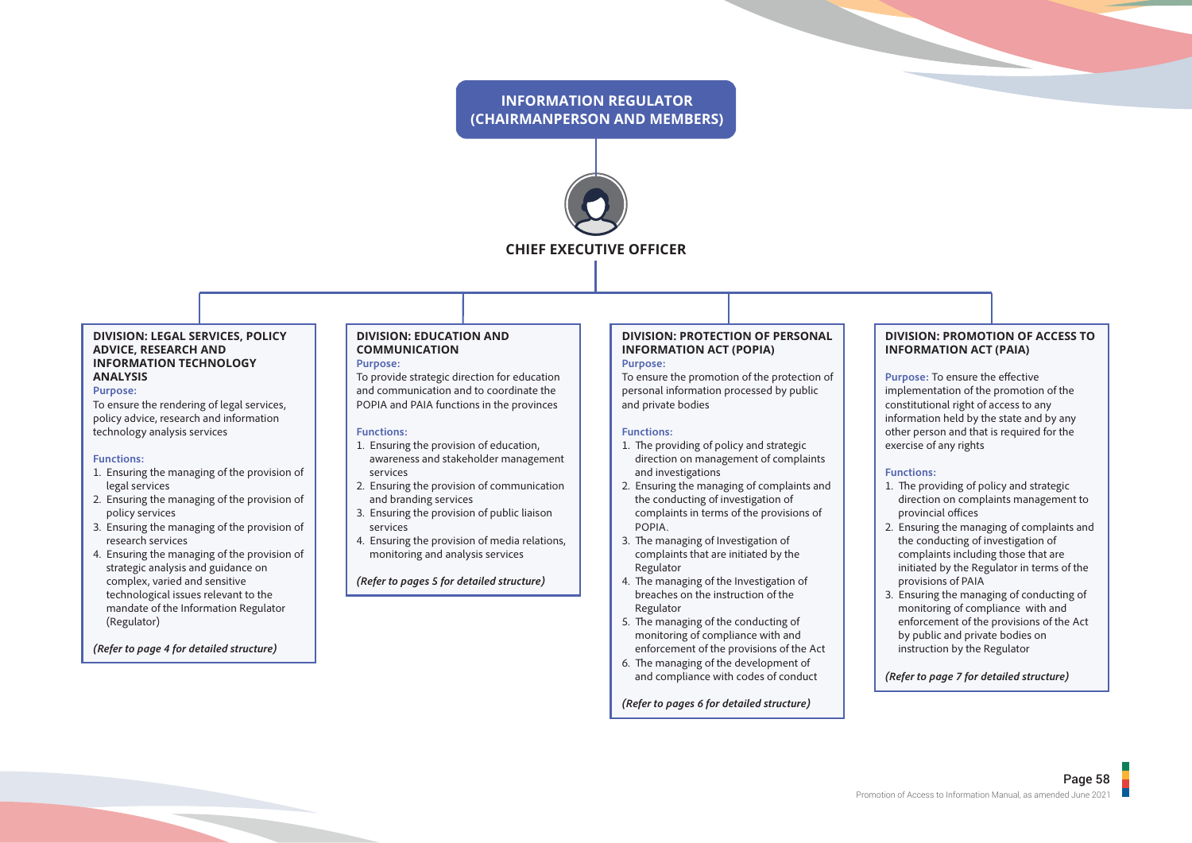# INFORMATION REGULATOR (CHAIRMANPERSON AND MEMBERS)

## CHIEF EXECUTIVE OFFICER

### DIVISION: LEGAL SERVICES, POLICY ADVICE, RESEARCH AND INFORMATION TECHNOLOGY ANALYSIS

**Purpose:**

To ensure the rendering of legal services, policy advice, research and information technology analysis services

**Functions:**

1. Ensuring the managing of the provision of legal services
2. Ensuring the managing of the provision of policy services
3. Ensuring the managing of the provision of research services
4. Ensuring the managing of the provision of strategic analysis and guidance on complex, varied and sensitive technological issues relevant to the mandate of the Information Regulator (Regulator)

*(Refer to page 4 for detailed structure)*

### DIVISION: EDUCATION AND COMMUNICATION

**Purpose:**

To provide strategic direction for education and communication and to coordinate the POPIA and PAIA functions in the provinces

**Functions:**

1. Ensuring the provision of education, awareness and stakeholder management services
2. Ensuring the provision of communication and branding services
3. Ensuring the provision of public liaison services
4. Ensuring the provision of media relations, monitoring and analysis services

*(Refer to pages 5 for detailed structure)*

### DIVISION: PROTECTION OF PERSONAL INFORMATION ACT (POPIA)

**Purpose:**

To ensure the promotion of the protection of personal information processed by public and private bodies

**Functions:**

1. The providing of policy and strategic direction on management of complaints and investigations
2. Ensuring the managing of complaints and the conducting of investigation of complaints in terms of the provisions of POPIA.
3. The managing of Investigation of complaints that are initiated by the Regulator
4. The managing of the Investigation of breaches on the instruction of the Regulator
5. The managing of the conducting of monitoring of compliance with and enforcement of the provisions of the Act
6. The managing of the development of and compliance with codes of conduct

*(Refer to pages 6 for detailed structure)*

### DIVISION: PROMOTION OF ACCESS TO INFORMATION ACT (PAIA)

**Purpose:** To ensure the effective implementation of the promotion of the constitutional right of access to any information held by the state and by any other person and that is required for the exercise of any rights

**Functions:**

1. The providing of policy and strategic direction on complaints management to provincial offices
2. Ensuring the managing of complaints and the conducting of investigation of complaints including those that are initiated by the Regulator in terms of the provisions of PAIA
3. Ensuring the managing of conducting of monitoring of compliance with and enforcement of the provisions of the Act by public and private bodies on instruction by the Regulator

*(Refer to page 7 for detailed structure)*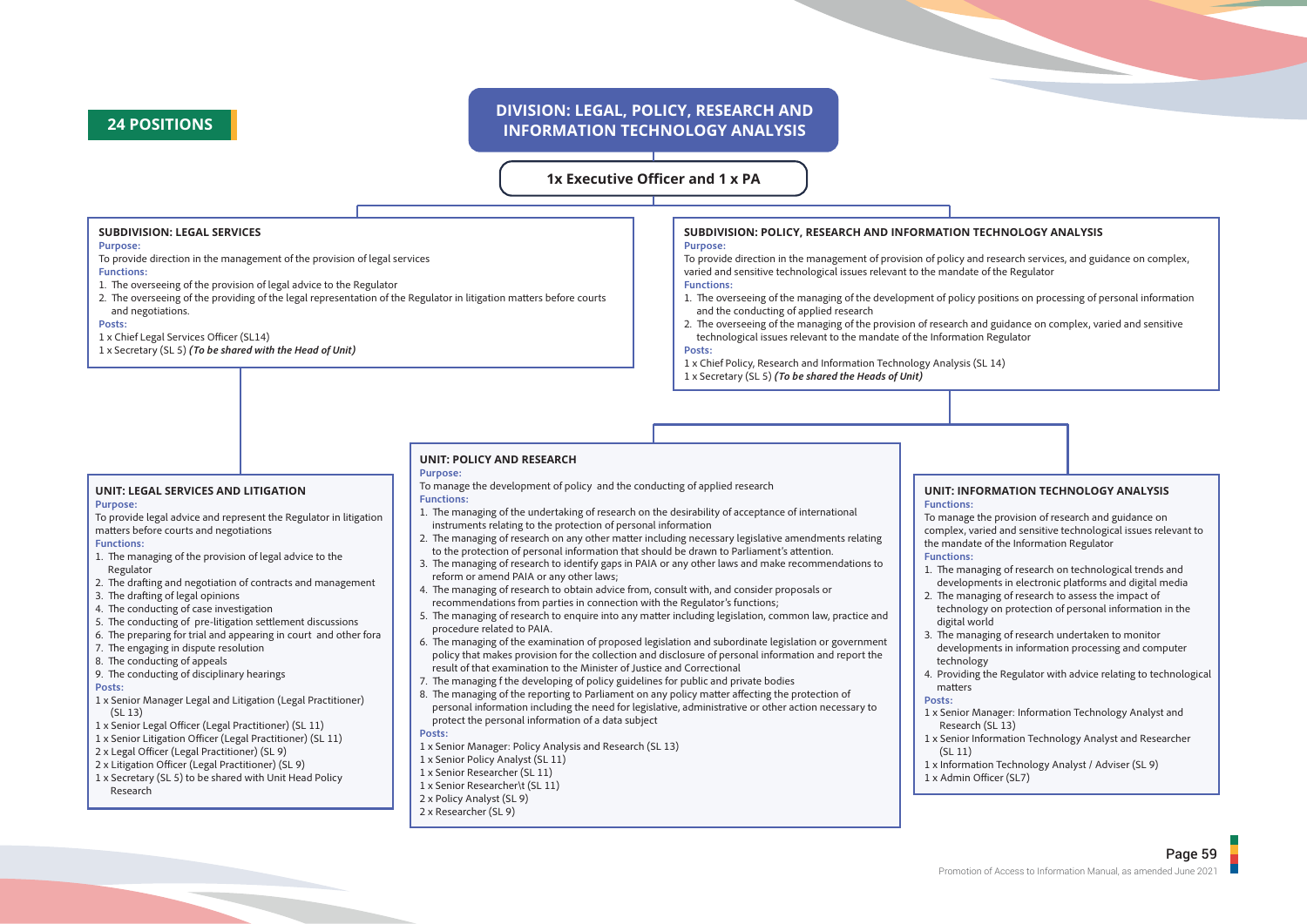**24 POSITIONS**

# DIVISION: LEGAL, POLICY, RESEARCH AND INFORMATION TECHNOLOGY ANALYSIS

**1x Executive Officer and 1 x PA**

## SUBDIVISION: LEGAL SERVICES

**Purpose:**

To provide direction in the management of the provision of legal services

**Functions:**

1. The overseeing of the provision of legal advice to the Regulator
2. The overseeing of the providing of the legal representation of the Regulator in litigation matters before courts and negotiations.

**Posts:**

1 x Chief Legal Services Officer (SL14)
1 x Secretary (SL 5) ***(To be shared with the Head of Unit)***

### UNIT: LEGAL SERVICES AND LITIGATION

**Purpose:**

To provide legal advice and represent the Regulator in litigation matters before courts and negotiations

**Functions:**

1. The managing of the provision of legal advice to the Regulator
2. The drafting and negotiation of contracts and management
3. The drafting of legal opinions
4. The conducting of case investigation
5. The conducting of pre-litigation settlement discussions
6. The preparing for trial and appearing in court and other fora
7. The engaging in dispute resolution
8. The conducting of appeals
9. The conducting of disciplinary hearings

**Posts:**

1 x Senior Manager Legal and Litigation (Legal Practitioner) (SL 13)
1 x Senior Legal Officer (Legal Practitioner) (SL 11)
1 x Senior Litigation Officer (Legal Practitioner) (SL 11)
2 x Legal Officer (Legal Practitioner) (SL 9)
2 x Litigation Officer (Legal Practitioner) (SL 9)
1 x Secretary (SL 5) to be shared with Unit Head Policy Research

## SUBDIVISION: POLICY, RESEARCH AND INFORMATION TECHNOLOGY ANALYSIS

**Purpose:**

To provide direction in the management of provision of policy and research services, and guidance on complex, varied and sensitive technological issues relevant to the mandate of the Regulator

**Functions:**

1. The overseeing of the managing of the development of policy positions on processing of personal information and the conducting of applied research
2. The overseeing of the managing of the provision of research and guidance on complex, varied and sensitive technological issues relevant to the mandate of the Information Regulator

**Posts:**

1 x Chief Policy, Research and Information Technology Analysis (SL 14)
1 x Secretary (SL 5) ***(To be shared the Heads of Unit)***

### UNIT: POLICY AND RESEARCH

**Purpose:**

To manage the development of policy and the conducting of applied research

**Functions:**

1. The managing of the undertaking of research on the desirability of acceptance of international instruments relating to the protection of personal information
2. The managing of research on any other matter including necessary legislative amendments relating to the protection of personal information that should be drawn to Parliament's attention.
3. The managing of research to identify gaps in PAIA or any other laws and make recommendations to reform or amend PAIA or any other laws;
4. The managing of research to obtain advice from, consult with, and consider proposals or recommendations from parties in connection with the Regulator's functions;
5. The managing of research to enquire into any matter including legislation, common law, practice and procedure related to PAIA.
6. The managing of the examination of proposed legislation and subordinate legislation or government policy that makes provision for the collection and disclosure of personal information and report the result of that examination to the Minister of Justice and Correctional
7. The managing f the developing of policy guidelines for public and private bodies
8. The managing of the reporting to Parliament on any policy matter affecting the protection of personal information including the need for legislative, administrative or other action necessary to protect the personal information of a data subject

**Posts:**

1 x Senior Manager: Policy Analysis and Research (SL 13)
1 x Senior Policy Analyst (SL 11)
1 x Senior Researcher (SL 11)
1 x Senior Researcher\t (SL 11)
2 x Policy Analyst (SL 9)
2 x Researcher (SL 9)

### UNIT: INFORMATION TECHNOLOGY ANALYSIS

**Functions:**

To manage the provision of research and guidance on complex, varied and sensitive technological issues relevant to the mandate of the Information Regulator

**Functions:**

1. The managing of research on technological trends and developments in electronic platforms and digital media
2. The managing of research to assess the impact of technology on protection of personal information in the digital world
3. The managing of research undertaken to monitor developments in information processing and computer technology
4. Providing the Regulator with advice relating to technological matters

**Posts:**

1 x Senior Manager: Information Technology Analyst and Research (SL 13)
1 x Senior Information Technology Analyst and Researcher (SL 11)
1 x Information Technology Analyst / Adviser (SL 9)
1 x Admin Officer (SL7)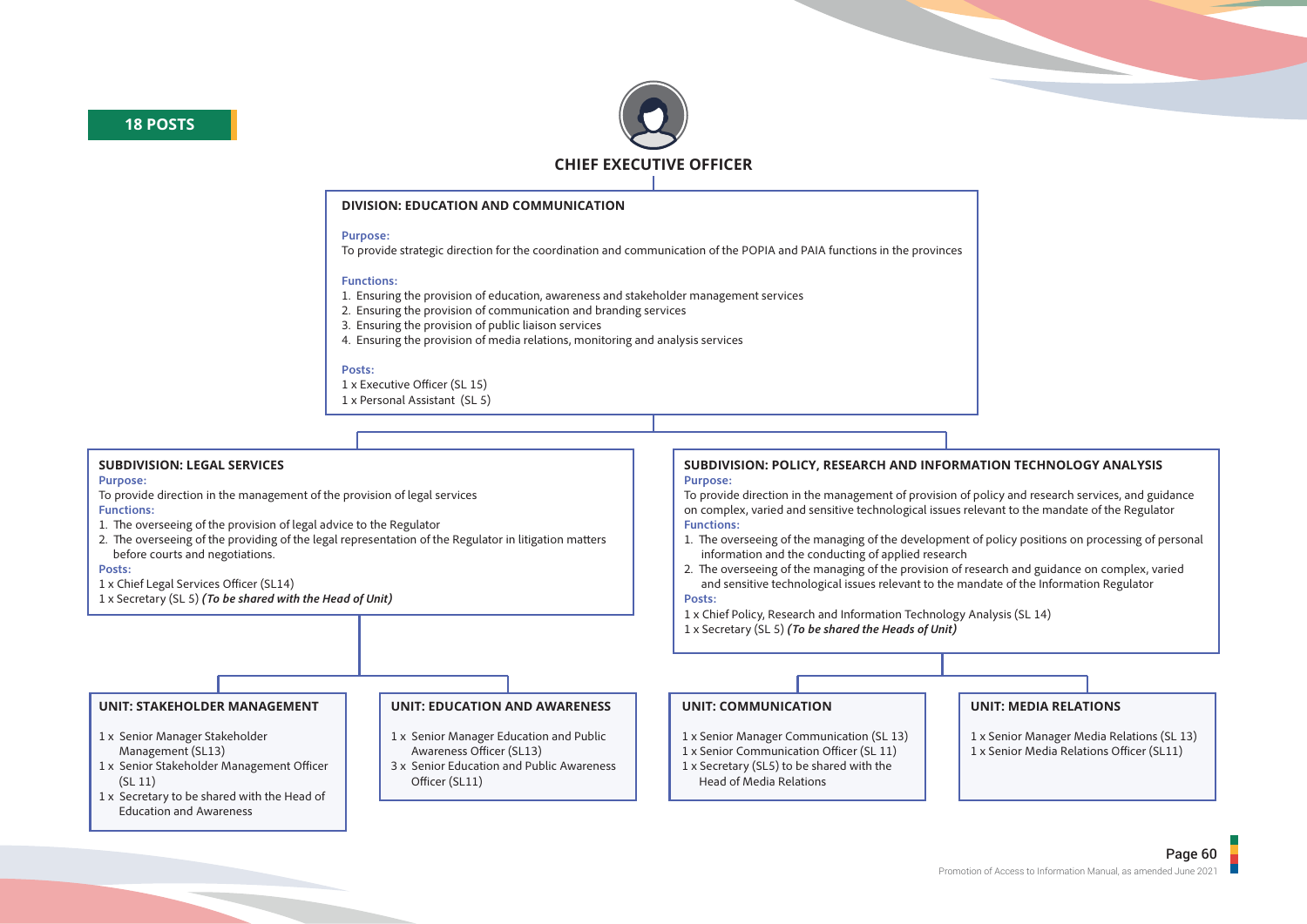**18 POSTS**

## CHIEF EXECUTIVE OFFICER

### DIVISION: EDUCATION AND COMMUNICATION

**Purpose:**

To provide strategic direction for the coordination and communication of the POPIA and PAIA functions in the provinces

**Functions:**

1. Ensuring the provision of education, awareness and stakeholder management services
2. Ensuring the provision of communication and branding services
3. Ensuring the provision of public liaison services
4. Ensuring the provision of media relations, monitoring and analysis services

**Posts:**

1 x Executive Officer (SL 15)
1 x Personal Assistant (SL 5)

### SUBDIVISION: LEGAL SERVICES

**Purpose:**

To provide direction in the management of the provision of legal services

**Functions:**

1. The overseeing of the provision of legal advice to the Regulator
2. The overseeing of the providing of the legal representation of the Regulator in litigation matters before courts and negotiations.

**Posts:**

1 x Chief Legal Services Officer (SL14)
1 x Secretary (SL 5) ***(To be shared with the Head of Unit)***

### SUBDIVISION: POLICY, RESEARCH AND INFORMATION TECHNOLOGY ANALYSIS

**Purpose:**

To provide direction in the management of provision of policy and research services, and guidance on complex, varied and sensitive technological issues relevant to the mandate of the Regulator

**Functions:**

1. The overseeing of the managing of the development of policy positions on processing of personal information and the conducting of applied research
2. The overseeing of the managing of the provision of research and guidance on complex, varied and sensitive technological issues relevant to the mandate of the Information Regulator

**Posts:**

1 x Chief Policy, Research and Information Technology Analysis (SL 14)
1 x Secretary (SL 5) ***(To be shared the Heads of Unit)***

#### UNIT: STAKEHOLDER MANAGEMENT

1 x Senior Manager Stakeholder Management (SL13)
1 x Senior Stakeholder Management Officer (SL 11)
1 x Secretary to be shared with the Head of Education and Awareness

#### UNIT: EDUCATION AND AWARENESS

1 x Senior Manager Education and Public Awareness Officer (SL13)
3 x Senior Education and Public Awareness Officer (SL11)

#### UNIT: COMMUNICATION

1 x Senior Manager Communication (SL 13)
1 x Senior Communication Officer (SL 11)
1 x Secretary (SL5) to be shared with the Head of Media Relations

#### UNIT: MEDIA RELATIONS

1 x Senior Manager Media Relations (SL 13)
1 x Senior Media Relations Officer (SL11)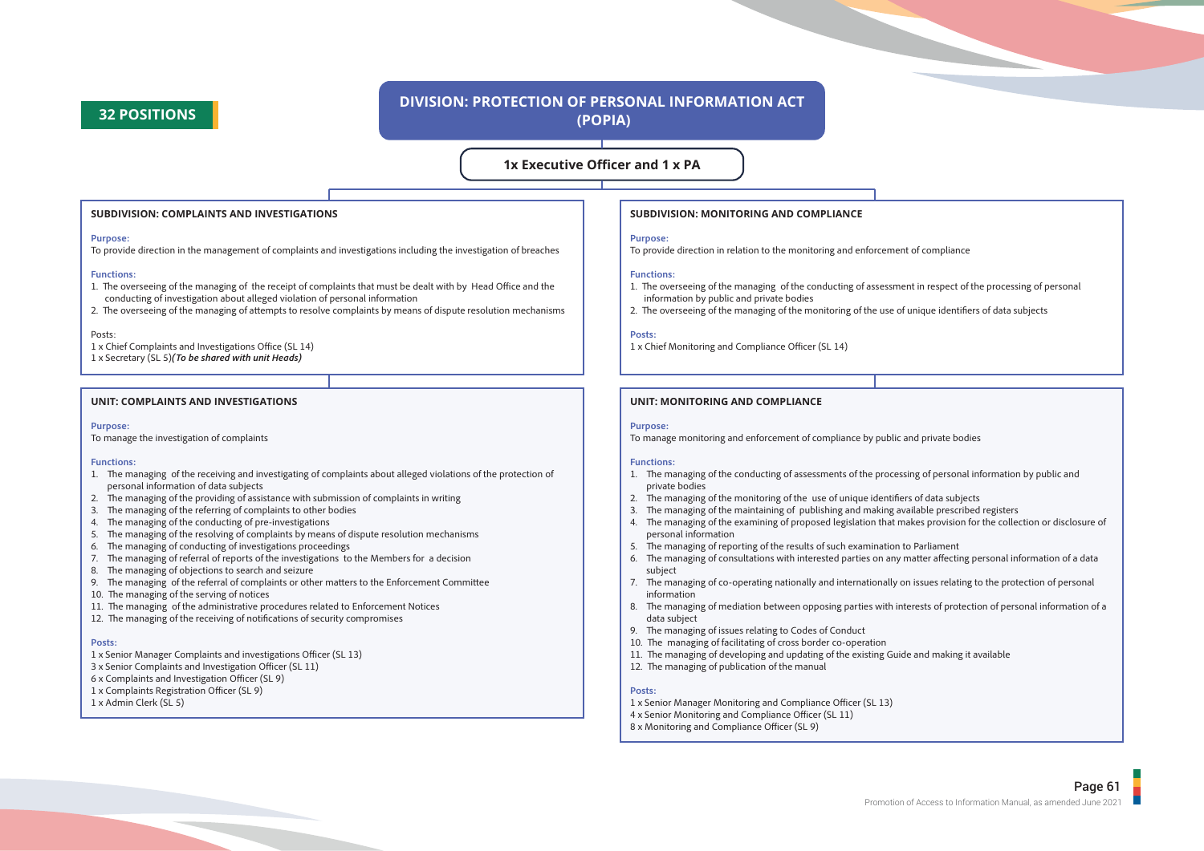**32 POSITIONS**

# DIVISION: PROTECTION OF PERSONAL INFORMATION ACT (POPIA)

**1x Executive Officer and 1 x PA**

## SUBDIVISION: COMPLAINTS AND INVESTIGATIONS

**Purpose:**
To provide direction in the management of complaints and investigations including the investigation of breaches

**Functions:**

1. The overseeing of the managing of the receipt of complaints that must be dealt with by Head Office and the conducting of investigation about alleged violation of personal information
2. The overseeing of the managing of attempts to resolve complaints by means of dispute resolution mechanisms

Posts:
1 x Chief Complaints and Investigations Office (SL 14)
1 x Secretary (SL 5)***(To be shared with unit Heads)***

### UNIT: COMPLAINTS AND INVESTIGATIONS

**Purpose:**
To manage the investigation of complaints

**Functions:**

1. The managing of the receiving and investigating of complaints about alleged violations of the protection of personal information of data subjects
2. The managing of the providing of assistance with submission of complaints in writing
3. The managing of the referring of complaints to other bodies
4. The managing of the conducting of pre-investigations
5. The managing of the resolving of complaints by means of dispute resolution mechanisms
6. The managing of conducting of investigations proceedings
7. The managing of referral of reports of the investigations to the Members for a decision
8. The managing of objections to search and seizure
9. The managing of the referral of complaints or other matters to the Enforcement Committee
10. The managing of the serving of notices
11. The managing of the administrative procedures related to Enforcement Notices
12. The managing of the receiving of notifications of security compromises

**Posts:**
1 x Senior Manager Complaints and investigations Officer (SL 13)
3 x Senior Complaints and Investigation Officer (SL 11)
6 x Complaints and Investigation Officer (SL 9)
1 x Complaints Registration Officer (SL 9)
1 x Admin Clerk (SL 5)

## SUBDIVISION: MONITORING AND COMPLIANCE

**Purpose:**
To provide direction in relation to the monitoring and enforcement of compliance

**Functions:**

1. The overseeing of the managing of the conducting of assessment in respect of the processing of personal information by public and private bodies
2. The overseeing of the managing of the monitoring of the use of unique identifiers of data subjects

**Posts:**
1 x Chief Monitoring and Compliance Officer (SL 14)

### UNIT: MONITORING AND COMPLIANCE

**Purpose:**
To manage monitoring and enforcement of compliance by public and private bodies

**Functions:**

1. The managing of the conducting of assessments of the processing of personal information by public and private bodies
2. The managing of the monitoring of the use of unique identifiers of data subjects
3. The managing of the maintaining of publishing and making available prescribed registers
4. The managing of the examining of proposed legislation that makes provision for the collection or disclosure of personal information
5. The managing of reporting of the results of such examination to Parliament
6. The managing of consultations with interested parties on any matter affecting personal information of a data subject
7. The managing of co-operating nationally and internationally on issues relating to the protection of personal information
8. The managing of mediation between opposing parties with interests of protection of personal information of a data subject
9. The managing of issues relating to Codes of Conduct
10. The managing of facilitating of cross border co-operation
11. The managing of developing and updating of the existing Guide and making it available
12. The managing of publication of the manual

**Posts:**
1 x Senior Manager Monitoring and Compliance Officer (SL 13)
4 x Senior Monitoring and Compliance Officer (SL 11)
8 x Monitoring and Compliance Officer (SL 9)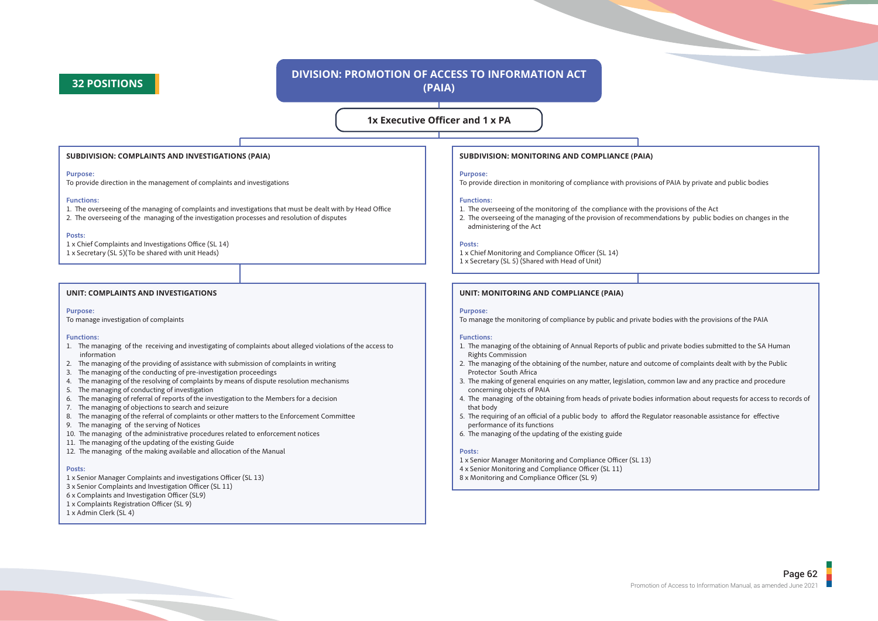**32 POSITIONS**

# DIVISION: PROMOTION OF ACCESS TO INFORMATION ACT (PAIA)

**1x Executive Officer and 1 x PA**

## SUBDIVISION: COMPLAINTS AND INVESTIGATIONS (PAIA)

**Purpose:**
To provide direction in the management of complaints and investigations

**Functions:**
1. The overseeing of the managing of complaints and investigations that must be dealt with by Head Office
2. The overseeing of the managing of the investigation processes and resolution of disputes

**Posts:**
1 x Chief Complaints and Investigations Office (SL 14)
1 x Secretary (SL 5)(To be shared with unit Heads)

### UNIT: COMPLAINTS AND INVESTIGATIONS

**Purpose:**
To manage investigation of complaints

**Functions:**
1. The managing of the receiving and investigating of complaints about alleged violations of the access to information
2. The managing of the providing of assistance with submission of complaints in writing
3. The managing of the conducting of pre-investigation proceedings
4. The managing of the resolving of complaints by means of dispute resolution mechanisms
5. The managing of conducting of investigation
6. The managing of referral of reports of the investigation to the Members for a decision
7. The managing of objections to search and seizure
8. The managing of the referral of complaints or other matters to the Enforcement Committee
9. The managing of the serving of Notices
10. The managing of the administrative procedures related to enforcement notices
11. The managing of the updating of the existing Guide
12. The managing of the making available and allocation of the Manual

**Posts:**
1 x Senior Manager Complaints and investigations Officer (SL 13)
3 x Senior Complaints and Investigation Officer (SL 11)
6 x Complaints and Investigation Officer (SL9)
1 x Complaints Registration Officer (SL 9)
1 x Admin Clerk (SL 4)

## SUBDIVISION: MONITORING AND COMPLIANCE (PAIA)

**Purpose:**
To provide direction in monitoring of compliance with provisions of PAIA by private and public bodies

**Functions:**
1. The overseeing of the monitoring of the compliance with the provisions of the Act
2. The overseeing of the managing of the provision of recommendations by public bodies on changes in the administering of the Act

**Posts:**
1 x Chief Monitoring and Compliance Officer (SL 14)
1 x Secretary (SL 5) (Shared with Head of Unit)

### UNIT: MONITORING AND COMPLIANCE (PAIA)

**Purpose:**
To manage the monitoring of compliance by public and private bodies with the provisions of the PAIA

**Functions:**
1. The managing of the obtaining of Annual Reports of public and private bodies submitted to the SA Human Rights Commission
2. The managing of the obtaining of the number, nature and outcome of complaints dealt with by the Public Protector South Africa
3. The making of general enquiries on any matter, legislation, common law and any practice and procedure concerning objects of PAIA
4. The managing of the obtaining from heads of private bodies information about requests for access to records of that body
5. The requiring of an official of a public body to afford the Regulator reasonable assistance for effective performance of its functions
6. The managing of the updating of the existing guide

**Posts:**
1 x Senior Manager Monitoring and Compliance Officer (SL 13)
4 x Senior Monitoring and Compliance Officer (SL 11)
8 x Monitoring and Compliance Officer (SL 9)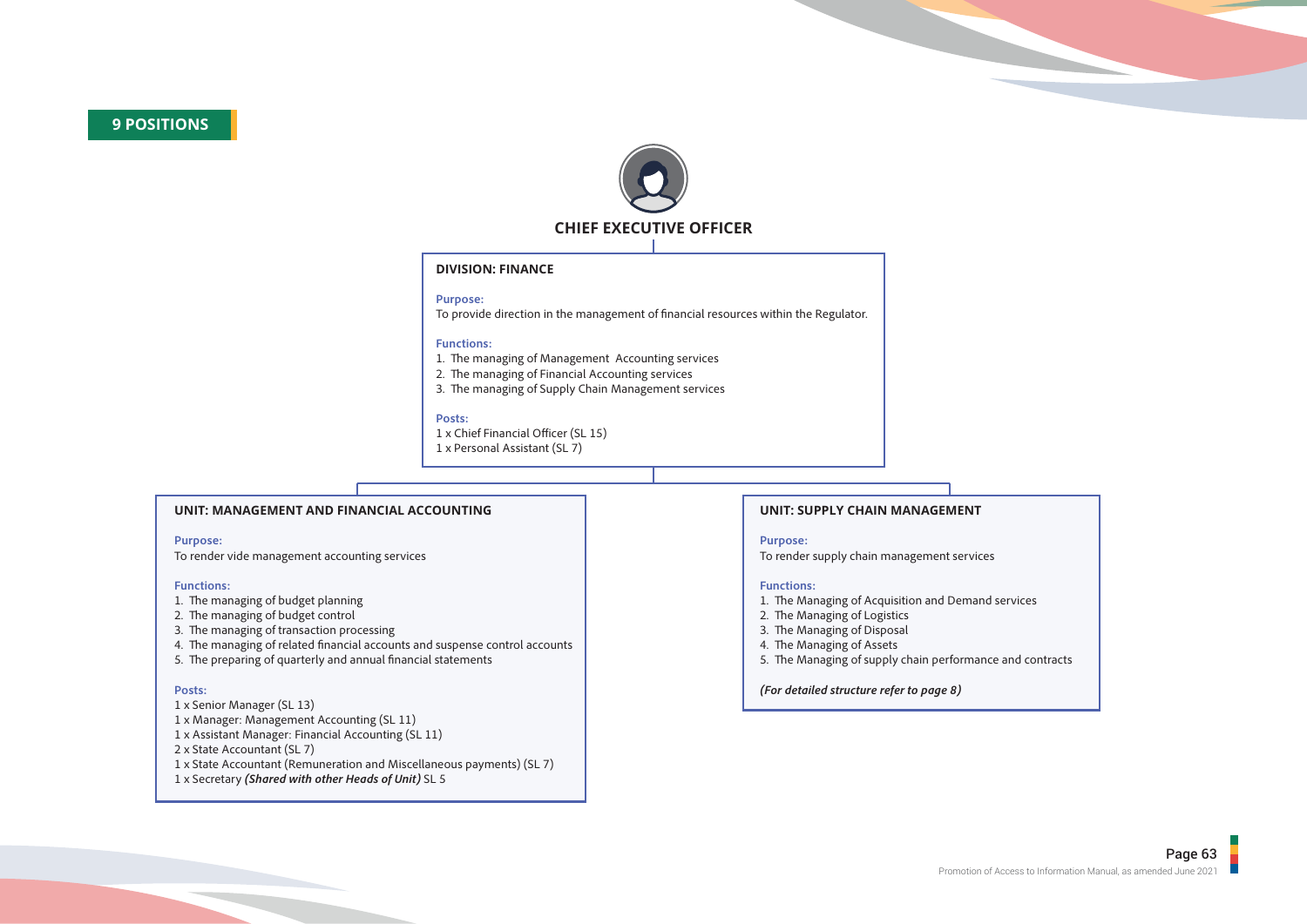**9 POSITIONS**

## CHIEF EXECUTIVE OFFICER

### DIVISION: FINANCE

**Purpose:**
To provide direction in the management of financial resources within the Regulator.

**Functions:**
1. The managing of Management Accounting services
2. The managing of Financial Accounting services
3. The managing of Supply Chain Management services

**Posts:**
1 x Chief Financial Officer (SL 15)
1 x Personal Assistant (SL 7)

### UNIT: MANAGEMENT AND FINANCIAL ACCOUNTING

**Purpose:**
To render vide management accounting services

**Functions:**
1. The managing of budget planning
2. The managing of budget control
3. The managing of transaction processing
4. The managing of related financial accounts and suspense control accounts
5. The preparing of quarterly and annual financial statements

**Posts:**
1 x Senior Manager (SL 13)
1 x Manager: Management Accounting (SL 11)
1 x Assistant Manager: Financial Accounting (SL 11)
2 x State Accountant (SL 7)
1 x State Accountant (Remuneration and Miscellaneous payments) (SL 7)
1 x Secretary ***(Shared with other Heads of Unit)*** SL 5

### UNIT: SUPPLY CHAIN MANAGEMENT

**Purpose:**
To render supply chain management services

**Functions:**
1. The Managing of Acquisition and Demand services
2. The Managing of Logistics
3. The Managing of Disposal
4. The Managing of Assets
5. The Managing of supply chain performance and contracts

***(For detailed structure refer to page 8)***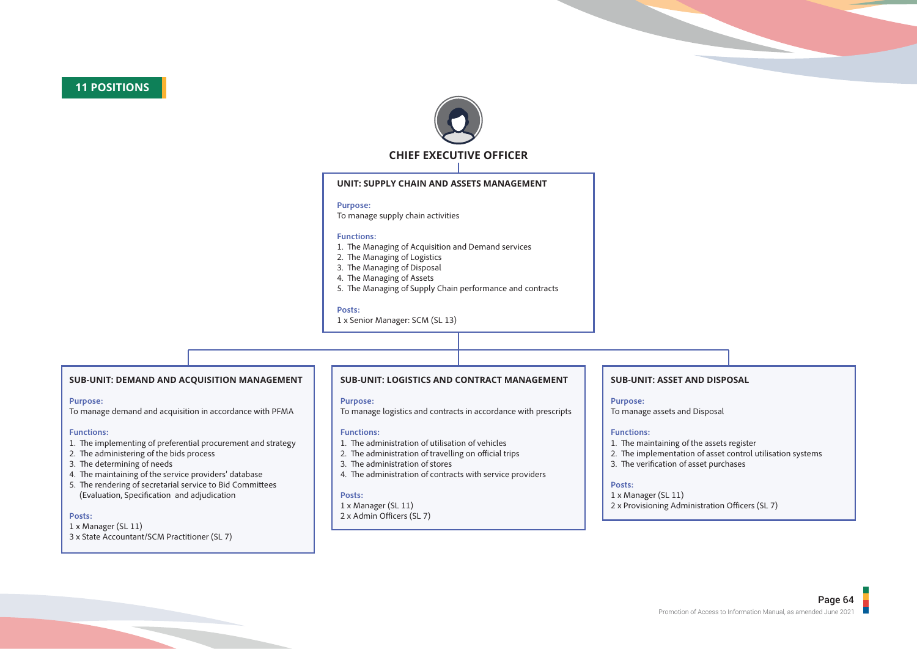**11 POSITIONS**

## CHIEF EXECUTIVE OFFICER

### UNIT: SUPPLY CHAIN AND ASSETS MANAGEMENT

**Purpose:**
To manage supply chain activities

**Functions:**
1. The Managing of Acquisition and Demand services
2. The Managing of Logistics
3. The Managing of Disposal
4. The Managing of Assets
5. The Managing of Supply Chain performance and contracts

**Posts:**
1 x Senior Manager: SCM (SL 13)

### SUB-UNIT: DEMAND AND ACQUISITION MANAGEMENT

**Purpose:**
To manage demand and acquisition in accordance with PFMA

**Functions:**
1. The implementing of preferential procurement and strategy
2. The administering of the bids process
3. The determining of needs
4. The maintaining of the service providers' database
5. The rendering of secretarial service to Bid Committees (Evaluation, Specification and adjudication

**Posts:**
1 x Manager (SL 11)
3 x State Accountant/SCM Practitioner (SL 7)

### SUB-UNIT: LOGISTICS AND CONTRACT MANAGEMENT

**Purpose:**
To manage logistics and contracts in accordance with prescripts

**Functions:**
1. The administration of utilisation of vehicles
2. The administration of travelling on official trips
3. The administration of stores
4. The administration of contracts with service providers

**Posts:**
1 x Manager (SL 11)
2 x Admin Officers (SL 7)

### SUB-UNIT: ASSET AND DISPOSAL

**Purpose:**
To manage assets and Disposal

**Functions:**
1. The maintaining of the assets register
2. The implementation of asset control utilisation systems
3. The verification of asset purchases

**Posts:**
1 x Manager (SL 11)
2 x Provisioning Administration Officers (SL 7)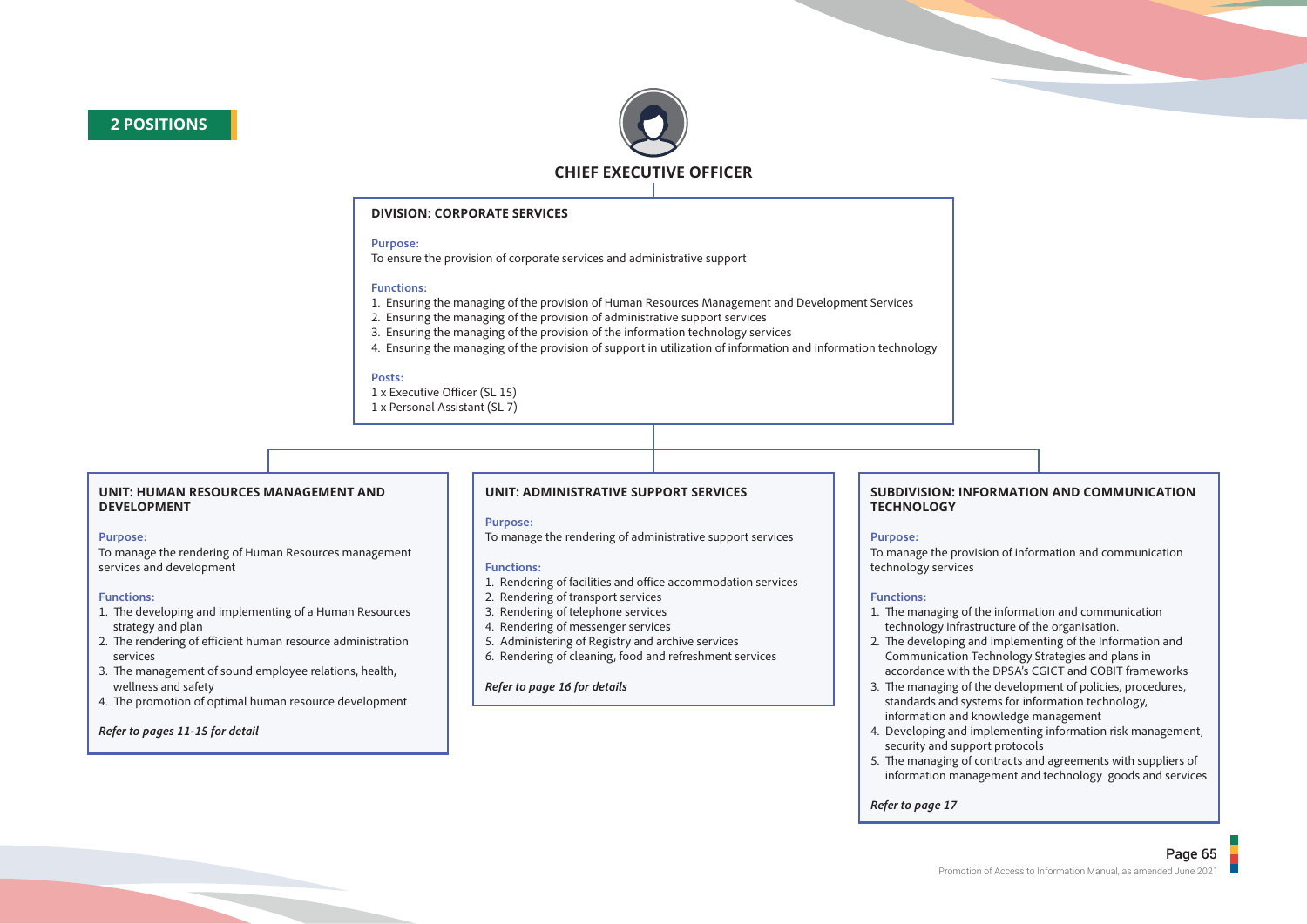**2 POSITIONS**

## CHIEF EXECUTIVE OFFICER

### DIVISION: CORPORATE SERVICES

**Purpose:**
To ensure the provision of corporate services and administrative support

**Functions:**
1. Ensuring the managing of the provision of Human Resources Management and Development Services
2. Ensuring the managing of the provision of administrative support services
3. Ensuring the managing of the provision of the information technology services
4. Ensuring the managing of the provision of support in utilization of information and information technology

**Posts:**
1 x Executive Officer (SL 15)
1 x Personal Assistant (SL 7)

### UNIT: HUMAN RESOURCES MANAGEMENT AND DEVELOPMENT

**Purpose:**
To manage the rendering of Human Resources management services and development

**Functions:**
1. The developing and implementing of a Human Resources strategy and plan
2. The rendering of efficient human resource administration services
3. The management of sound employee relations, health, wellness and safety
4. The promotion of optimal human resource development

*Refer to pages 11-15 for detail*

### UNIT: ADMINISTRATIVE SUPPORT SERVICES

**Purpose:**
To manage the rendering of administrative support services

**Functions:**
1. Rendering of facilities and office accommodation services
2. Rendering of transport services
3. Rendering of telephone services
4. Rendering of messenger services
5. Administering of Registry and archive services
6. Rendering of cleaning, food and refreshment services

*Refer to page 16 for details*

### SUBDIVISION: INFORMATION AND COMMUNICATION TECHNOLOGY

**Purpose:**
To manage the provision of information and communication technology services

**Functions:**
1. The managing of the information and communication technology infrastructure of the organisation.
2. The developing and implementing of the Information and Communication Technology Strategies and plans in accordance with the DPSA's CGICT and COBIT frameworks
3. The managing of the development of policies, procedures, standards and systems for information technology, information and knowledge management
4. Developing and implementing information risk management, security and support protocols
5. The managing of contracts and agreements with suppliers of information management and technology goods and services

*Refer to page 17*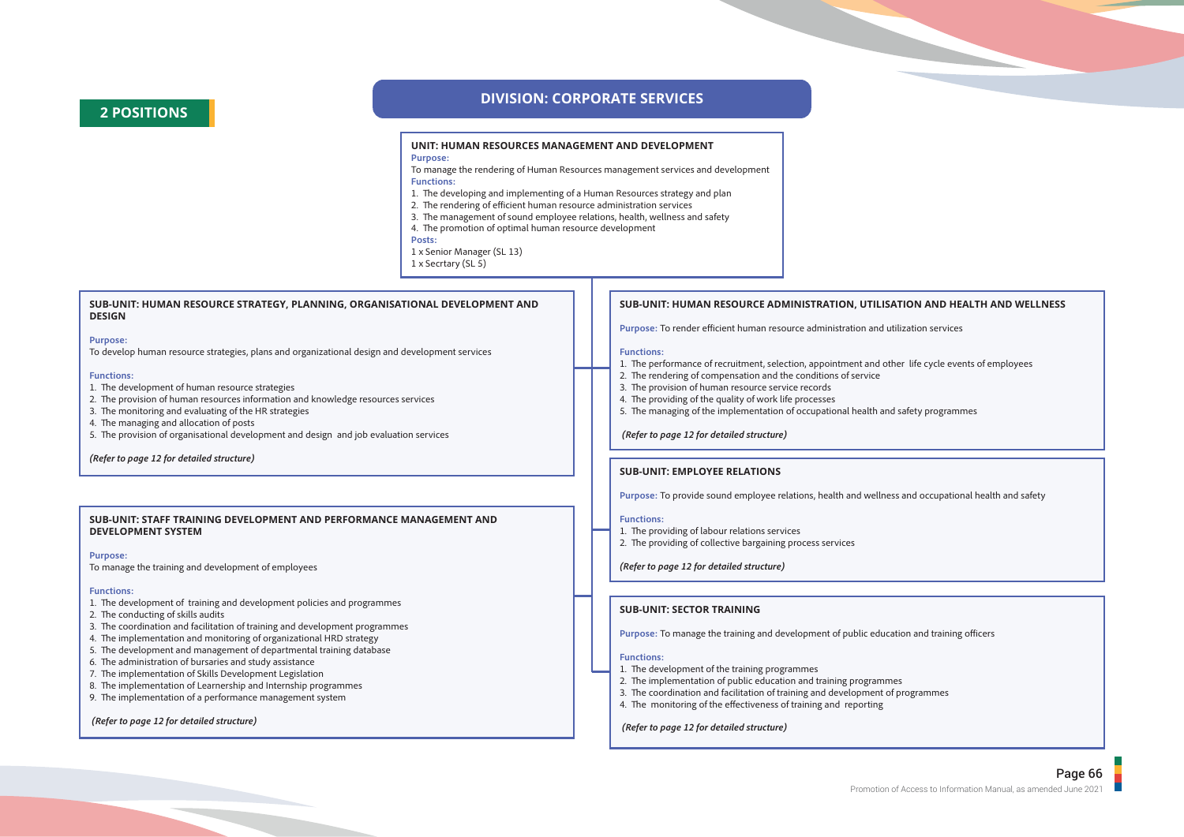**2 POSITIONS**

## DIVISION: CORPORATE SERVICES

### UNIT: HUMAN RESOURCES MANAGEMENT AND DEVELOPMENT

**Purpose:**

To manage the rendering of Human Resources management services and development

**Functions:**

1. The developing and implementing of a Human Resources strategy and plan
2. The rendering of efficient human resource administration services
3. The management of sound employee relations, health, wellness and safety
4. The promotion of optimal human resource development

**Posts:**

1 x Senior Manager (SL 13)
1 x Secrtary (SL 5)

### SUB-UNIT: HUMAN RESOURCE STRATEGY, PLANNING, ORGANISATIONAL DEVELOPMENT AND DESIGN

**Purpose:**

To develop human resource strategies, plans and organizational design and development services

**Functions:**

1. The development of human resource strategies
2. The provision of human resources information and knowledge resources services
3. The monitoring and evaluating of the HR strategies
4. The managing and allocation of posts
5. The provision of organisational development and design and job evaluation services

***(Refer to page 12 for detailed structure)***

### SUB-UNIT: STAFF TRAINING DEVELOPMENT AND PERFORMANCE MANAGEMENT AND DEVELOPMENT SYSTEM

**Purpose:**

To manage the training and development of employees

**Functions:**

1. The development of training and development policies and programmes
2. The conducting of skills audits
3. The coordination and facilitation of training and development programmes
4. The implementation and monitoring of organizational HRD strategy
5. The development and management of departmental training database
6. The administration of bursaries and study assistance
7. The implementation of Skills Development Legislation
8. The implementation of Learnership and Internship programmes
9. The implementation of a performance management system

***(Refer to page 12 for detailed structure)***

### SUB-UNIT: HUMAN RESOURCE ADMINISTRATION, UTILISATION AND HEALTH AND WELLNESS

**Purpose:** To render efficient human resource administration and utilization services

**Functions:**

1. The performance of recruitment, selection, appointment and other life cycle events of employees
2. The rendering of compensation and the conditions of service
3. The provision of human resource service records
4. The providing of the quality of work life processes
5. The managing of the implementation of occupational health and safety programmes

***(Refer to page 12 for detailed structure)***

### SUB-UNIT: EMPLOYEE RELATIONS

**Purpose:** To provide sound employee relations, health and wellness and occupational health and safety

**Functions:**

1. The providing of labour relations services
2. The providing of collective bargaining process services

***(Refer to page 12 for detailed structure)***

### SUB-UNIT: SECTOR TRAINING

**Purpose:** To manage the training and development of public education and training officers

**Functions:**

1. The development of the training programmes
2. The implementation of public education and training programmes
3. The coordination and facilitation of training and development of programmes
4. The monitoring of the effectiveness of training and reporting

***(Refer to page 12 for detailed structure)***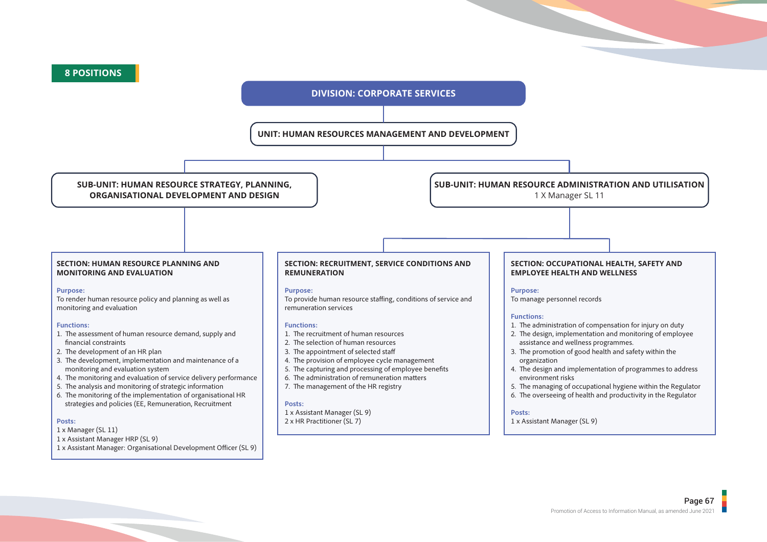**8 POSITIONS**

## DIVISION: CORPORATE SERVICES

### UNIT: HUMAN RESOURCES MANAGEMENT AND DEVELOPMENT

#### SUB-UNIT: HUMAN RESOURCE STRATEGY, PLANNING, ORGANISATIONAL DEVELOPMENT AND DESIGN

**SECTION: HUMAN RESOURCE PLANNING AND MONITORING AND EVALUATION**

**Purpose:**
To render human resource policy and planning as well as monitoring and evaluation

**Functions:**
1. The assessment of human resource demand, supply and financial constraints
2. The development of an HR plan
3. The development, implementation and maintenance of a monitoring and evaluation system
4. The monitoring and evaluation of service delivery performance
5. The analysis and monitoring of strategic information
6. The monitoring of the implementation of organisational HR strategies and policies (EE, Remuneration, Recruitment

**Posts:**
1 x Manager (SL 11)
1 x Assistant Manager HRP (SL 9)
1 x Assistant Manager: Organisational Development Officer (SL 9)

#### SUB-UNIT: HUMAN RESOURCE ADMINISTRATION AND UTILISATION

1 X Manager SL 11

**SECTION: RECRUITMENT, SERVICE CONDITIONS AND REMUNERATION**

**Purpose:**
To provide human resource staffing, conditions of service and remuneration services

**Functions:**
1. The recruitment of human resources
2. The selection of human resources
3. The appointment of selected staff
4. The provision of employee cycle management
5. The capturing and processing of employee benefits
6. The administration of remuneration matters
7. The management of the HR registry

**Posts:**
1 x Assistant Manager (SL 9)
2 x HR Practitioner (SL 7)

**SECTION: OCCUPATIONAL HEALTH, SAFETY AND EMPLOYEE HEALTH AND WELLNESS**

**Purpose:**
To manage personnel records

**Functions:**
1. The administration of compensation for injury on duty
2. The design, implementation and monitoring of employee assistance and wellness programmes.
3. The promotion of good health and safety within the organization
4. The design and implementation of programmes to address environment risks
5. The managing of occupational hygiene within the Regulator
6. The overseeing of health and productivity in the Regulator

**Posts:**
1 x Assistant Manager (SL 9)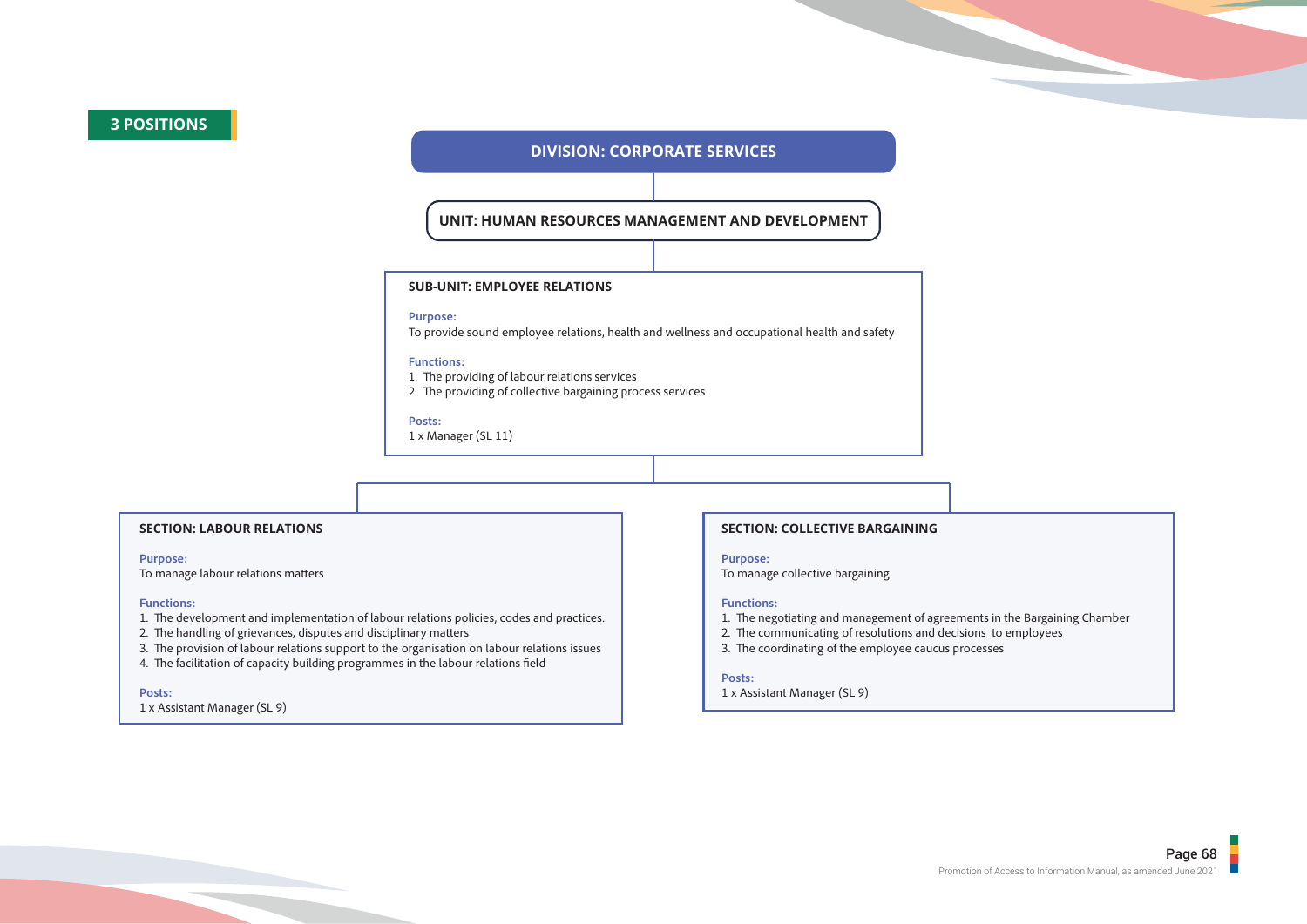**3 POSITIONS**

## DIVISION: CORPORATE SERVICES

### UNIT: HUMAN RESOURCES MANAGEMENT AND DEVELOPMENT

#### SUB-UNIT: EMPLOYEE RELATIONS

**Purpose:**
To provide sound employee relations, health and wellness and occupational health and safety

**Functions:**
1. The providing of labour relations services
2. The providing of collective bargaining process services

**Posts:**
1 x Manager (SL 11)

#### SECTION: LABOUR RELATIONS

**Purpose:**
To manage labour relations matters

**Functions:**
1. The development and implementation of labour relations policies, codes and practices.
2. The handling of grievances, disputes and disciplinary matters
3. The provision of labour relations support to the organisation on labour relations issues
4. The facilitation of capacity building programmes in the labour relations field

**Posts:**
1 x Assistant Manager (SL 9)

#### SECTION: COLLECTIVE BARGAINING

**Purpose:**
To manage collective bargaining

**Functions:**
1. The negotiating and management of agreements in the Bargaining Chamber
2. The communicating of resolutions and decisions to employees
3. The coordinating of the employee caucus processes

**Posts:**
1 x Assistant Manager (SL 9)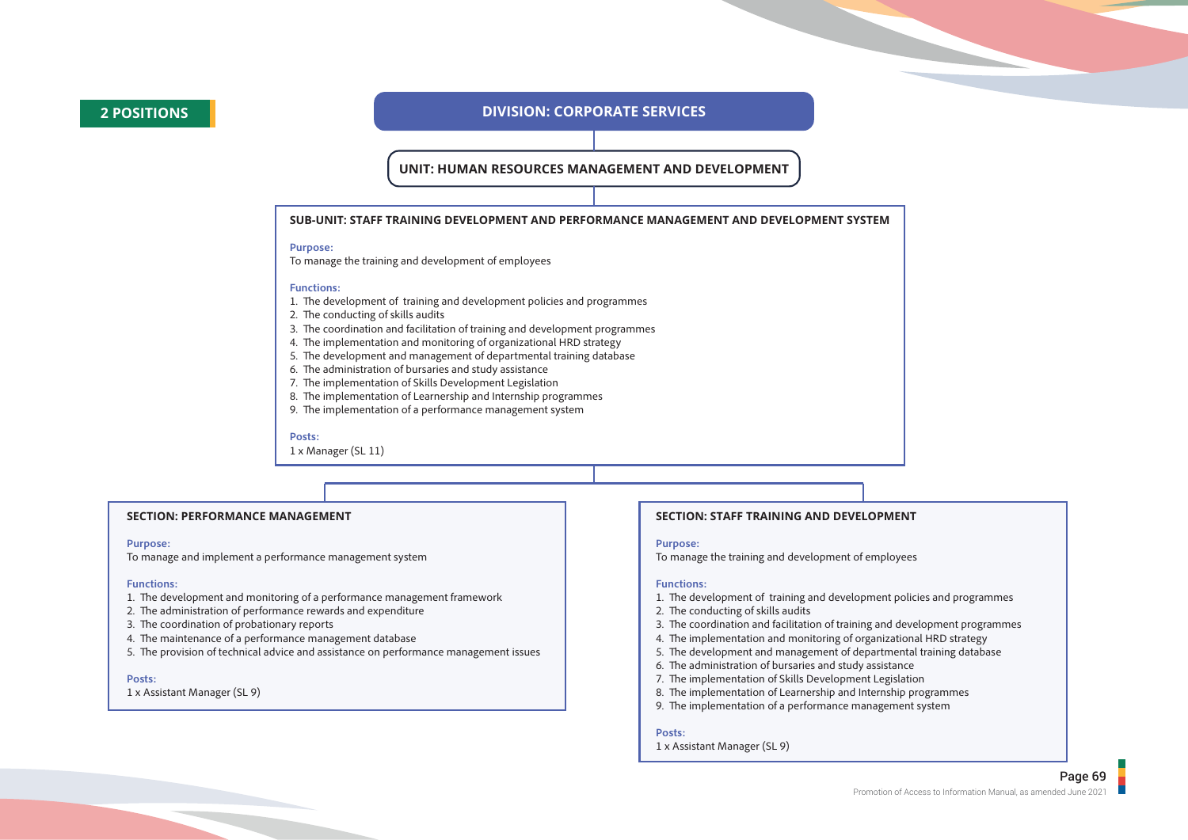**2 POSITIONS**

## DIVISION: CORPORATE SERVICES

### UNIT: HUMAN RESOURCES MANAGEMENT AND DEVELOPMENT

#### SUB-UNIT: STAFF TRAINING DEVELOPMENT AND PERFORMANCE MANAGEMENT AND DEVELOPMENT SYSTEM

**Purpose:**
To manage the training and development of employees

**Functions:**
1. The development of training and development policies and programmes
2. The conducting of skills audits
3. The coordination and facilitation of training and development programmes
4. The implementation and monitoring of organizational HRD strategy
5. The development and management of departmental training database
6. The administration of bursaries and study assistance
7. The implementation of Skills Development Legislation
8. The implementation of Learnership and Internship programmes
9. The implementation of a performance management system

**Posts:**
1 x Manager (SL 11)

##### SECTION: PERFORMANCE MANAGEMENT

**Purpose:**
To manage and implement a performance management system

**Functions:**
1. The development and monitoring of a performance management framework
2. The administration of performance rewards and expenditure
3. The coordination of probationary reports
4. The maintenance of a performance management database
5. The provision of technical advice and assistance on performance management issues

**Posts:**
1 x Assistant Manager (SL 9)

##### SECTION: STAFF TRAINING AND DEVELOPMENT

**Purpose:**
To manage the training and development of employees

**Functions:**
1. The development of training and development policies and programmes
2. The conducting of skills audits
3. The coordination and facilitation of training and development programmes
4. The implementation and monitoring of organizational HRD strategy
5. The development and management of departmental training database
6. The administration of bursaries and study assistance
7. The implementation of Skills Development Legislation
8. The implementation of Learnership and Internship programmes
9. The implementation of a performance management system

**Posts:**
1 x Assistant Manager (SL 9)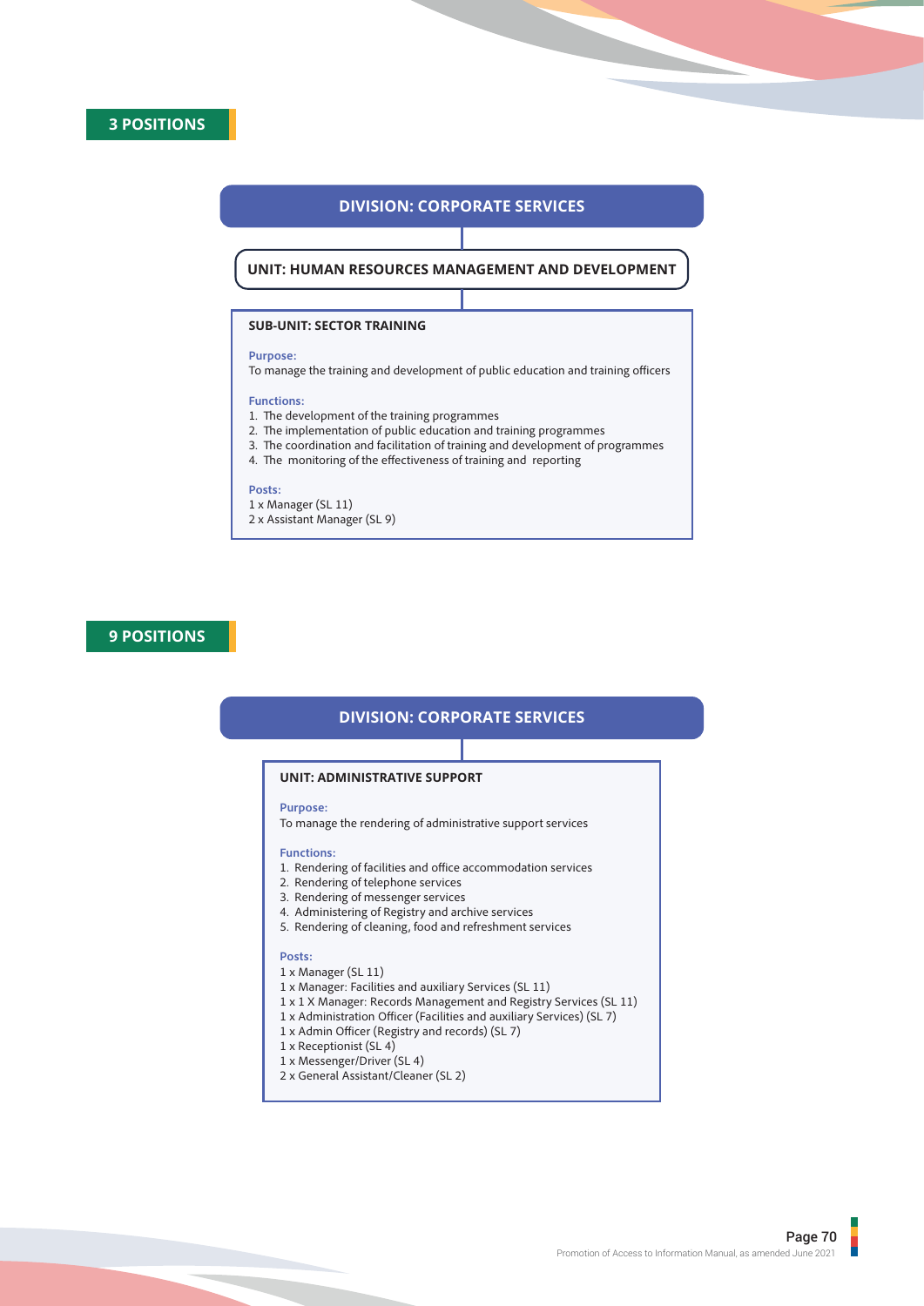**3 POSITIONS**

## DIVISION: CORPORATE SERVICES

### UNIT: HUMAN RESOURCES MANAGEMENT AND DEVELOPMENT

#### SUB-UNIT: SECTOR TRAINING

**Purpose:**
To manage the training and development of public education and training officers

**Functions:**
1. The development of the training programmes
2. The implementation of public education and training programmes
3. The coordination and facilitation of training and development of programmes
4. The monitoring of the effectiveness of training and reporting

**Posts:**
1 x Manager (SL 11)
2 x Assistant Manager (SL 9)

**9 POSITIONS**

## DIVISION: CORPORATE SERVICES

### UNIT: ADMINISTRATIVE SUPPORT

**Purpose:**
To manage the rendering of administrative support services

**Functions:**
1. Rendering of facilities and office accommodation services
2. Rendering of telephone services
3. Rendering of messenger services
4. Administering of Registry and archive services
5. Rendering of cleaning, food and refreshment services

**Posts:**
1 x Manager (SL 11)
1 x Manager: Facilities and auxiliary Services (SL 11)
1 x 1 X Manager: Records Management and Registry Services (SL 11)
1 x Administration Officer (Facilities and auxiliary Services) (SL 7)
1 x Admin Officer (Registry and records) (SL 7)
1 x Receptionist (SL 4)
1 x Messenger/Driver (SL 4)
2 x General Assistant/Cleaner (SL 2)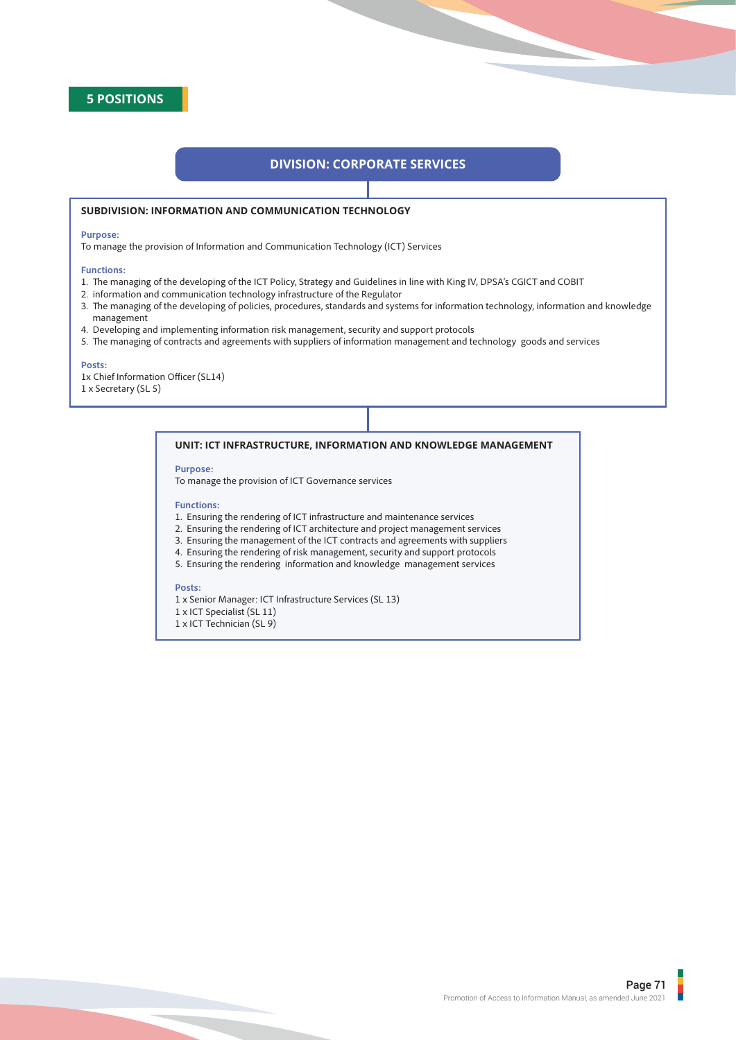## 5 POSITIONS

### DIVISION: CORPORATE SERVICES

#### SUBDIVISION: INFORMATION AND COMMUNICATION TECHNOLOGY

**Purpose:**
To manage the provision of Information and Communication Technology (ICT) Services

**Functions:**
1. The managing of the developing of the ICT Policy, Strategy and Guidelines in line with King IV, DPSA's CGICT and COBIT
2. information and communication technology infrastructure of the Regulator
3. The managing of the developing of policies, procedures, standards and systems for information technology, information and knowledge management
4. Developing and implementing information risk management, security and support protocols
5. The managing of contracts and agreements with suppliers of information management and technology goods and services

**Posts:**
1x Chief Information Officer (SL14)
1 x Secretary (SL 5)

#### UNIT: ICT INFRASTRUCTURE, INFORMATION AND KNOWLEDGE MANAGEMENT

**Purpose:**
To manage the provision of ICT Governance services

**Functions:**
1. Ensuring the rendering of ICT infrastructure and maintenance services
2. Ensuring the rendering of ICT architecture and project management services
3. Ensuring the management of the ICT contracts and agreements with suppliers
4. Ensuring the rendering of risk management, security and support protocols
5. Ensuring the rendering information and knowledge management services

**Posts:**
1 x Senior Manager: ICT Infrastructure Services (SL 13)
1 x ICT Specialist (SL 11)
1 x ICT Technician (SL 9)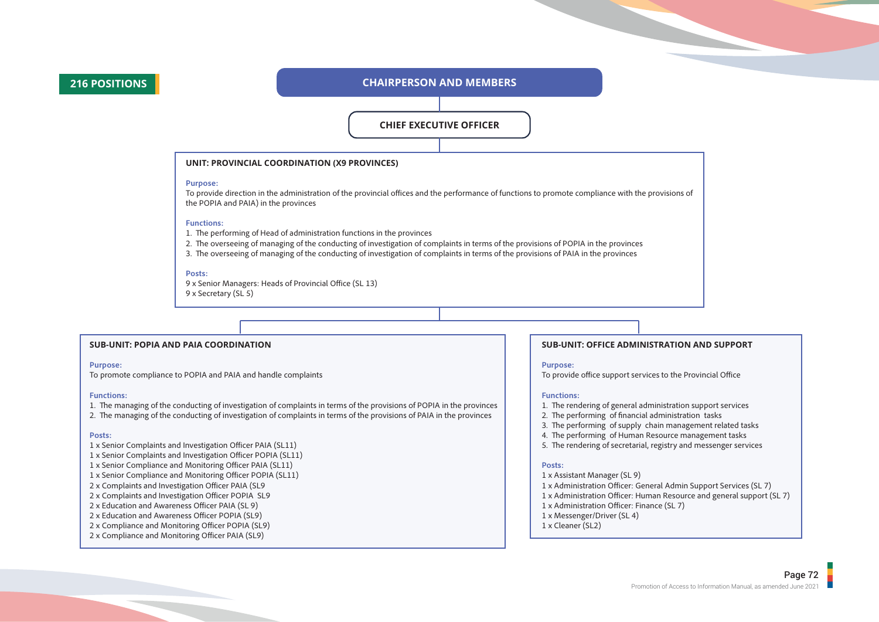**216 POSITIONS**

## CHAIRPERSON AND MEMBERS

### CHIEF EXECUTIVE OFFICER

### UNIT: PROVINCIAL COORDINATION (X9 PROVINCES)

**Purpose:**

To provide direction in the administration of the provincial offices and the performance of functions to promote compliance with the provisions of the POPIA and PAIA) in the provinces

**Functions:**

1. The performing of Head of administration functions in the provinces
2. The overseeing of managing of the conducting of investigation of complaints in terms of the provisions of POPIA in the provinces
3. The overseeing of managing of the conducting of investigation of complaints in terms of the provisions of PAIA in the provinces

**Posts:**

9 x Senior Managers: Heads of Provincial Office (SL 13)
9 x Secretary (SL 5)

### SUB-UNIT: POPIA AND PAIA COORDINATION

**Purpose:**

To promote compliance to POPIA and PAIA and handle complaints

**Functions:**

1. The managing of the conducting of investigation of complaints in terms of the provisions of POPIA in the provinces
2. The managing of the conducting of investigation of complaints in terms of the provisions of PAIA in the provinces

**Posts:**

1 x Senior Complaints and Investigation Officer PAIA (SL11)
1 x Senior Complaints and Investigation Officer POPIA (SL11)
1 x Senior Compliance and Monitoring Officer PAIA (SL11)
1 x Senior Compliance and Monitoring Officer POPIA (SL11)
2 x Complaints and Investigation Officer PAIA (SL9
2 x Complaints and Investigation Officer POPIA SL9
2 x Education and Awareness Officer PAIA (SL 9)
2 x Education and Awareness/Officer POPIA (SL9)
2 x Compliance and Monitoring Officer POPIA (SL9)
2 x Compliance and Monitoring Officer PAIA (SL9)

### SUB-UNIT: OFFICE ADMINISTRATION AND SUPPORT

**Purpose:**

To provide office support services to the Provincial Office

**Functions:**

1. The rendering of general administration support services
2. The performing of financial administration tasks
3. The performing of supply chain management related tasks
4. The performing of Human Resource management tasks
5. The rendering of secretarial, registry and messenger services

**Posts:**

1 x Assistant Manager (SL 9)
1 x Administration Officer: General Admin Support Services (SL 7)
1 x Administration Officer: Human Resource and general support (SL 7)
1 x Administration Officer: Finance (SL 7)
1 x Messenger/Driver (SL 4)
1 x Cleaner (SL2)